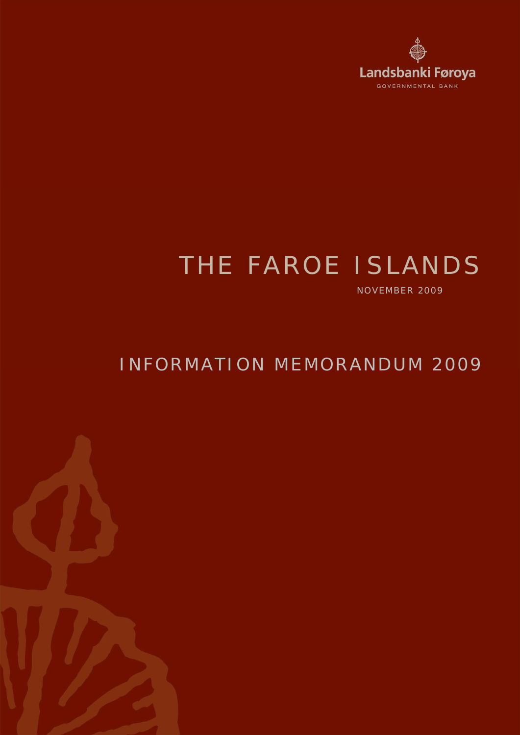Landsbanki Føroya

GOVERNMENTAL BANK

# THE FAROE ISLANDS

NOVEMBER 2009

## INFORMATION MEMORANDUM 2009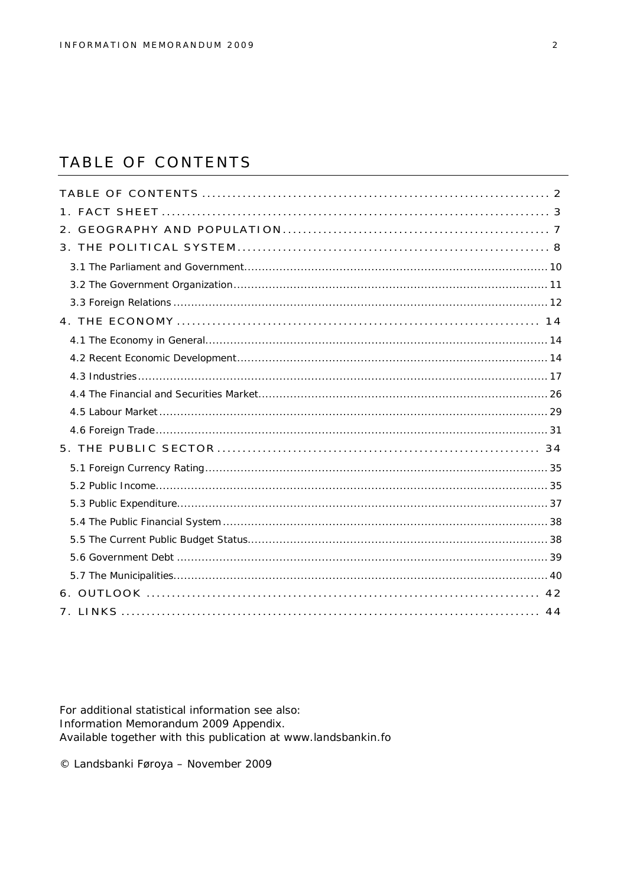# TABLE OF CONTENTS

TABLE OF CONTENTS .................................................................... 2

1. FACT SHEET .................................................................... 3

2. GEOGRAPHY AND POPULATION .................................................................... 7

3. THE POLITICAL SYSTEM .................................................................... 8

- 3.1 The Parliament and Government .................................................................... 10
- 3.2 The Government Organization .................................................................... 11
- 3.3 Foreign Relations .................................................................... 12

4. THE ECONOMY .................................................................... 14

- 4.1 The Economy in General .................................................................... 14
- 4.2 Recent Economic Development .................................................................... 14
- 4.3 Industries .................................................................... 17
- 4.4 The Financial and Securities Market .................................................................... 26
- 4.5 Labour Market .................................................................... 29
- 4.6 Foreign Trade .................................................................... 31

5. THE PUBLIC SECTOR .................................................................... 34

- 5.1 Foreign Currency Rating .................................................................... 35
- 5.2 Public Income .................................................................... 35
- 5.3 Public Expenditure .................................................................... 37
- 5.4 The Public Financial System .................................................................... 38
- 5.5 The Current Public Budget Status .................................................................... 38
- 5.6 Government Debt .................................................................... 39
- 5.7 The Municipalities .................................................................... 40

6. OUTLOOK .................................................................... 42

7. LINKS .................................................................... 44

For additional statistical information see also:
Information Memorandum 2009 Appendix.
Available together with this publication at www.landsbankin.fo

© Landsbanki Føroya – November 2009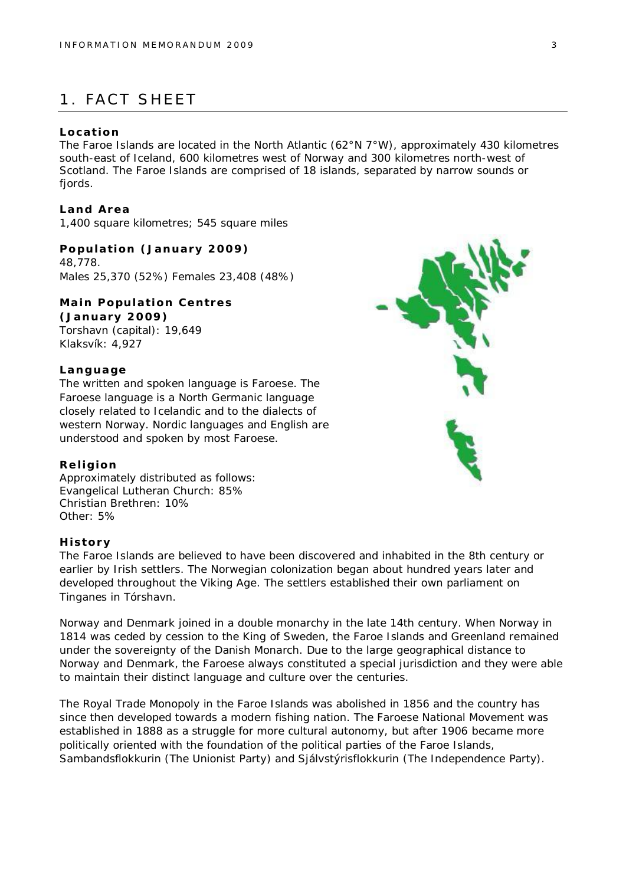# 1. FACT SHEET

**Location**

The Faroe Islands are located in the North Atlantic (62°N 7°W), approximately 430 kilometres south-east of Iceland, 600 kilometres west of Norway and 300 kilometres north-west of Scotland. The Faroe Islands are comprised of 18 islands, separated by narrow sounds or fjords.

**Land Area**

1,400 square kilometres; 545 square miles

**Population (January 2009)**

48,778.
Males 25,370 (52%) Females 23,408 (48%)

**Main Population Centres (January 2009)**

Torshavn (capital): 19,649
Klaksvík: 4,927

**Language**

The written and spoken language is Faroese. The Faroese language is a North Germanic language closely related to Icelandic and to the dialects of western Norway. Nordic languages and English are understood and spoken by most Faroese.

**Religion**

Approximately distributed as follows:
Evangelical Lutheran Church: 85%
Christian Brethren: 10%
Other: 5%

**History**

The Faroe Islands are believed to have been discovered and inhabited in the 8th century or earlier by Irish settlers. The Norwegian colonization began about hundred years later and developed throughout the Viking Age. The settlers established their own parliament on Tinganes in Tórshavn.

Norway and Denmark joined in a double monarchy in the late 14th century. When Norway in 1814 was ceded by cession to the King of Sweden, the Faroe Islands and Greenland remained under the sovereignty of the Danish Monarch. Due to the large geographical distance to Norway and Denmark, the Faroese always constituted a special jurisdiction and they were able to maintain their distinct language and culture over the centuries.

The Royal Trade Monopoly in the Faroe Islands was abolished in 1856 and the country has since then developed towards a modern fishing nation. The Faroese National Movement was established in 1888 as a struggle for more cultural autonomy, but after 1906 became more politically oriented with the foundation of the political parties of the Faroe Islands, Sambandsflokkurin (The Unionist Party) and Sjálvstýrisflokkurin (The Independence Party).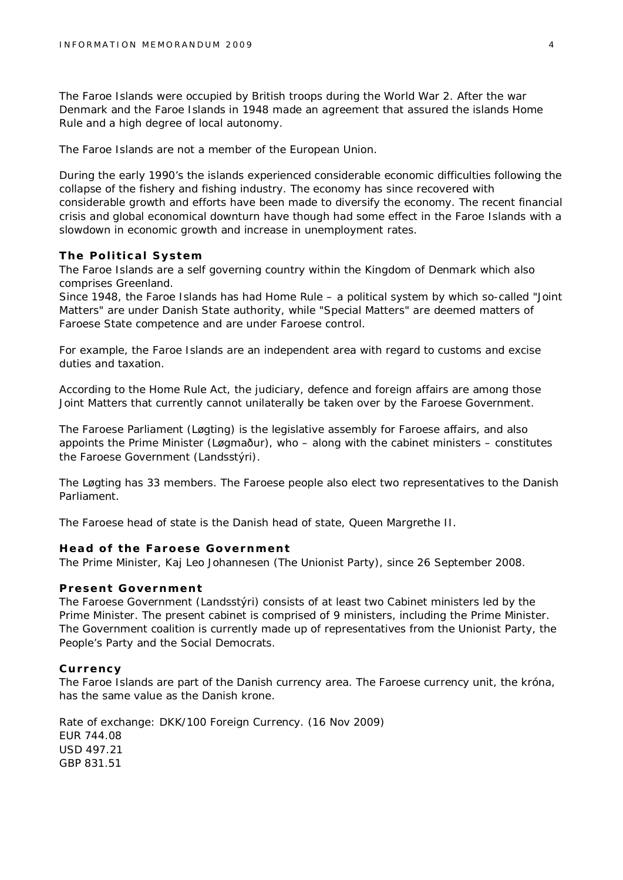The Faroe Islands were occupied by British troops during the World War 2. After the war Denmark and the Faroe Islands in 1948 made an agreement that assured the islands Home Rule and a high degree of local autonomy.

The Faroe Islands are not a member of the European Union.

During the early 1990's the islands experienced considerable economic difficulties following the collapse of the fishery and fishing industry. The economy has since recovered with considerable growth and efforts have been made to diversify the economy. The recent financial crisis and global economical downturn have though had some effect in the Faroe Islands with a slowdown in economic growth and increase in unemployment rates.

### The Political System

The Faroe Islands are a self governing country within the Kingdom of Denmark which also comprises Greenland.
Since 1948, the Faroe Islands has had Home Rule – a political system by which so-called "Joint Matters" are under Danish State authority, while "Special Matters" are deemed matters of Faroese State competence and are under Faroese control.

For example, the Faroe Islands are an independent area with regard to customs and excise duties and taxation.

According to the Home Rule Act, the judiciary, defence and foreign affairs are among those Joint Matters that currently cannot unilaterally be taken over by the Faroese Government.

The Faroese Parliament (Løgting) is the legislative assembly for Faroese affairs, and also appoints the Prime Minister (Løgmaður), who – along with the cabinet ministers – constitutes the Faroese Government (Landsstýri).

The Løgting has 33 members. The Faroese people also elect two representatives to the Danish Parliament.

The Faroese head of state is the Danish head of state, Queen Margrethe II.

### Head of the Faroese Government

The Prime Minister, Kaj Leo Johannesen (The Unionist Party), since 26 September 2008.

### Present Government

The Faroese Government (Landsstýri) consists of at least two Cabinet ministers led by the Prime Minister. The present cabinet is comprised of 9 ministers, including the Prime Minister. The Government coalition is currently made up of representatives from the Unionist Party, the People's Party and the Social Democrats.

### Currency

The Faroe Islands are part of the Danish currency area. The Faroese currency unit, the króna, has the same value as the Danish krone.

Rate of exchange: DKK/100 Foreign Currency. (16 Nov 2009)
EUR 744.08
USD 497.21
GBP 831.51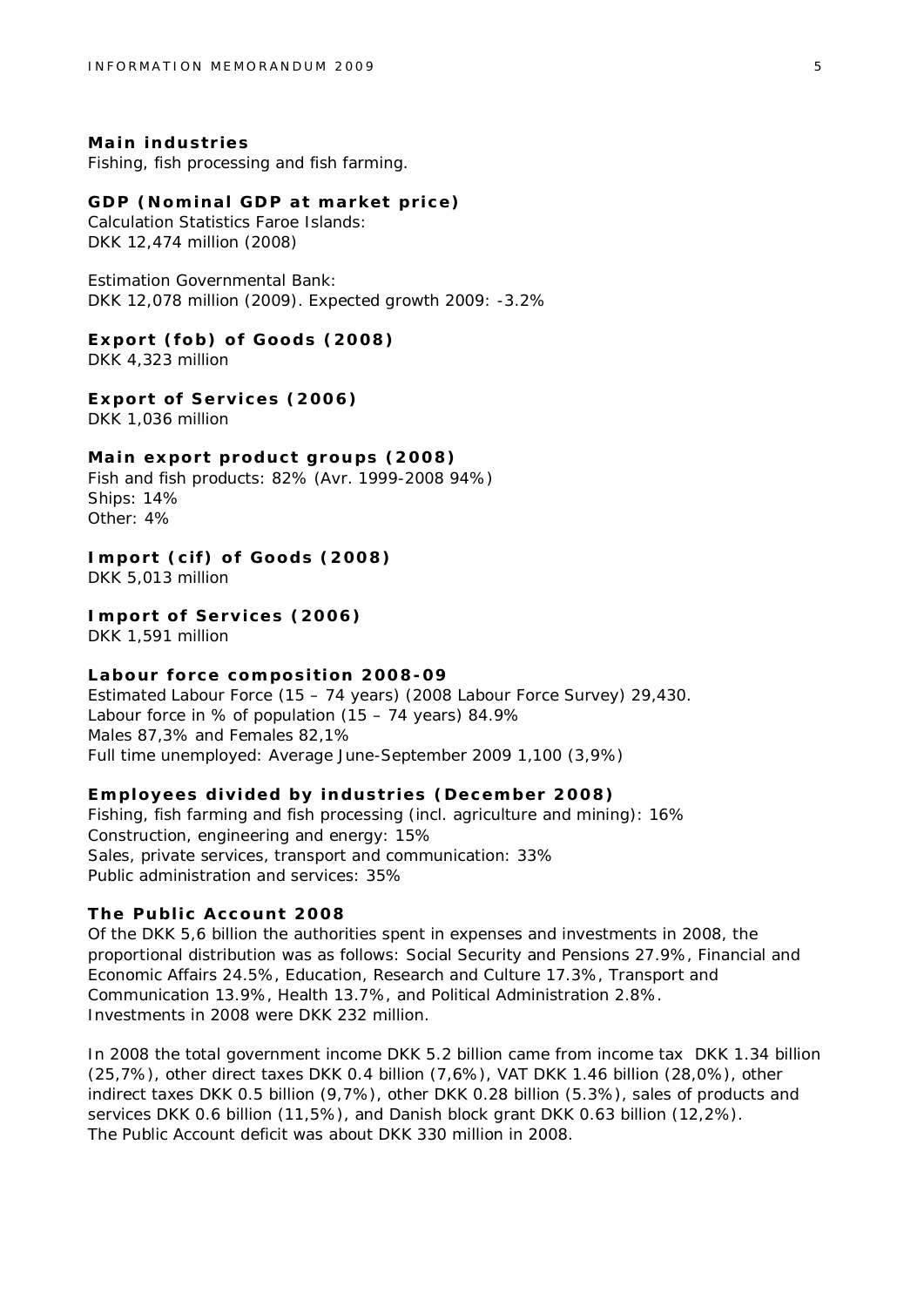**Main industries**
Fishing, fish processing and fish farming.

**GDP (Nominal GDP at market price)**
Calculation Statistics Faroe Islands:
DKK 12,474 million (2008)

Estimation Governmental Bank:
DKK 12,078 million (2009). Expected growth 2009: -3.2%

**Export (fob) of Goods (2008)**
DKK 4,323 million

**Export of Services (2006)**
DKK 1,036 million

**Main export product groups (2008)**
Fish and fish products: 82% (Avr. 1999-2008 94%)
Ships: 14%
Other: 4%

**Import (cif) of Goods (2008)**
DKK 5,013 million

**Import of Services (2006)**
DKK 1,591 million

**Labour force composition 2008-09**
Estimated Labour Force (15 – 74 years) (2008 Labour Force Survey) 29,430.
Labour force in % of population (15 – 74 years) 84.9%
Males 87,3% and Females 82,1%
Full time unemployed: Average June-September 2009 1,100 (3,9%)

**Employees divided by industries (December 2008)**
Fishing, fish farming and fish processing (incl. agriculture and mining): 16%
Construction, engineering and energy: 15%
Sales, private services, transport and communication: 33%
Public administration and services: 35%

**The Public Account 2008**
Of the DKK 5,6 billion the authorities spent in expenses and investments in 2008, the proportional distribution was as follows: Social Security and Pensions 27.9%, Financial and Economic Affairs 24.5%, Education, Research and Culture 17.3%, Transport and Communication 13.9%, Health 13.7%, and Political Administration 2.8%.
Investments in 2008 were DKK 232 million.

In 2008 the total government income DKK 5.2 billion came from income tax DKK 1.34 billion (25,7%), other direct taxes DKK 0.4 billion (7,6%), VAT DKK 1.46 billion (28,0%), other indirect taxes DKK 0.5 billion (9,7%), other DKK 0.28 billion (5.3%), sales of products and services DKK 0.6 billion (11,5%), and Danish block grant DKK 0.63 billion (12,2%).
The Public Account deficit was about DKK 330 million in 2008.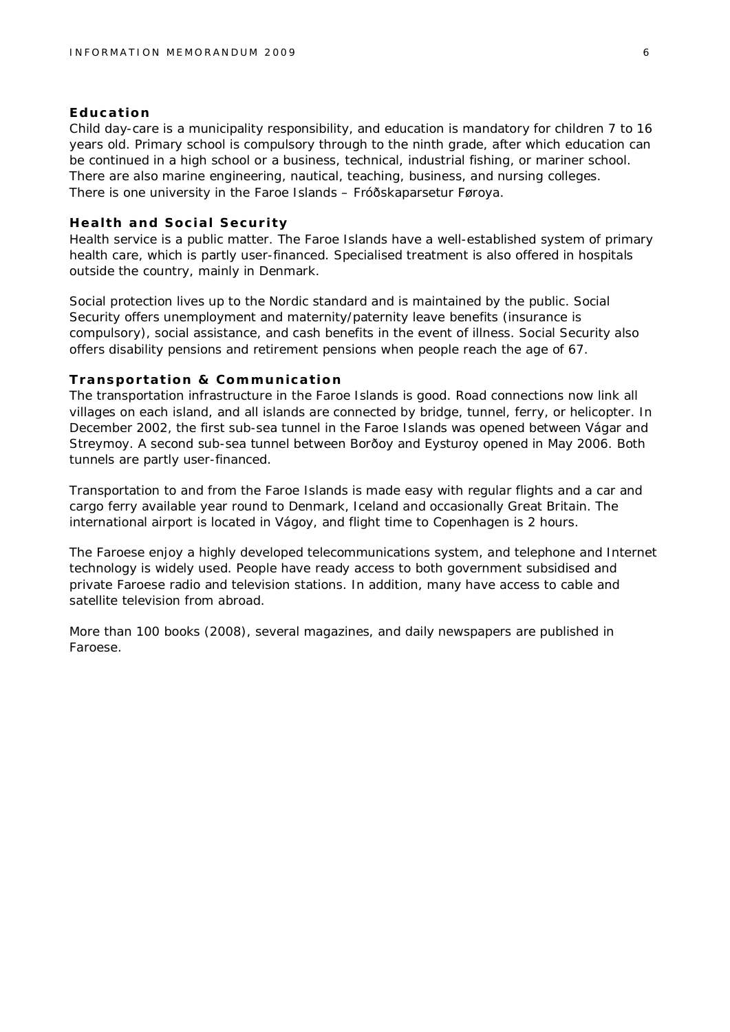### Education

Child day-care is a municipality responsibility, and education is mandatory for children 7 to 16 years old. Primary school is compulsory through to the ninth grade, after which education can be continued in a high school or a business, technical, industrial fishing, or mariner school. There are also marine engineering, nautical, teaching, business, and nursing colleges. There is one university in the Faroe Islands – Fróðskaparsetur Føroya.

### Health and Social Security

Health service is a public matter. The Faroe Islands have a well-established system of primary health care, which is partly user-financed. Specialised treatment is also offered in hospitals outside the country, mainly in Denmark.

Social protection lives up to the Nordic standard and is maintained by the public. Social Security offers unemployment and maternity/paternity leave benefits (insurance is compulsory), social assistance, and cash benefits in the event of illness. Social Security also offers disability pensions and retirement pensions when people reach the age of 67.

### Transportation & Communication

The transportation infrastructure in the Faroe Islands is good. Road connections now link all villages on each island, and all islands are connected by bridge, tunnel, ferry, or helicopter. In December 2002, the first sub-sea tunnel in the Faroe Islands was opened between Vágar and Streymoy. A second sub-sea tunnel between Borðoy and Eysturoy opened in May 2006. Both tunnels are partly user-financed.

Transportation to and from the Faroe Islands is made easy with regular flights and a car and cargo ferry available year round to Denmark, Iceland and occasionally Great Britain. The international airport is located in Vágoy, and flight time to Copenhagen is 2 hours.

The Faroese enjoy a highly developed telecommunications system, and telephone and Internet technology is widely used. People have ready access to both government subsidised and private Faroese radio and television stations. In addition, many have access to cable and satellite television from abroad.

More than 100 books (2008), several magazines, and daily newspapers are published in Faroese.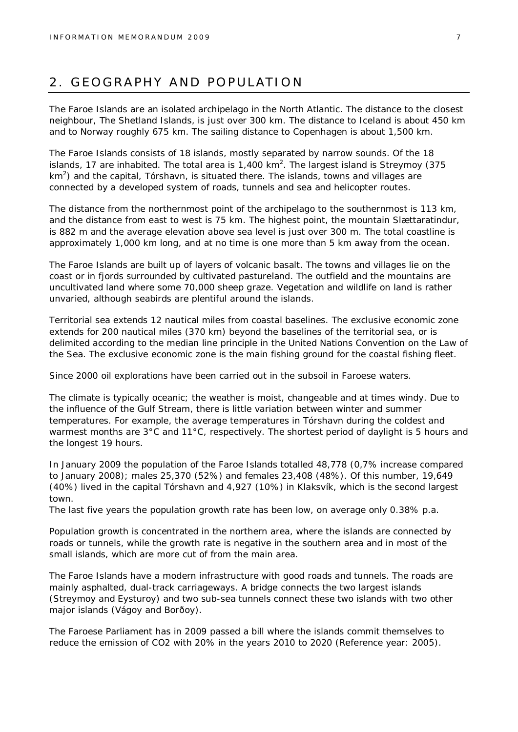## 2. GEOGRAPHY AND POPULATION

The Faroe Islands are an isolated archipelago in the North Atlantic. The distance to the closest neighbour, The Shetland Islands, is just over 300 km. The distance to Iceland is about 450 km and to Norway roughly 675 km. The sailing distance to Copenhagen is about 1,500 km.

The Faroe Islands consists of 18 islands, mostly separated by narrow sounds. Of the 18 islands, 17 are inhabited. The total area is 1,400 $km^2$. The largest island is Streymoy (375 $km^2$) and the capital, Tórshavn, is situated there. The islands, towns and villages are connected by a developed system of roads, tunnels and sea and helicopter routes.

The distance from the northernmost point of the archipelago to the southernmost is 113 km, and the distance from east to west is 75 km. The highest point, the mountain Slættaratindur, is 882 m and the average elevation above sea level is just over 300 m. The total coastline is approximately 1,000 km long, and at no time is one more than 5 km away from the ocean.

The Faroe Islands are built up of layers of volcanic basalt. The towns and villages lie on the coast or in fjords surrounded by cultivated pastureland. The outfield and the mountains are uncultivated land where some 70,000 sheep graze. Vegetation and wildlife on land is rather unvaried, although seabirds are plentiful around the islands.

Territorial sea extends 12 nautical miles from coastal baselines. The exclusive economic zone extends for 200 nautical miles (370 km) beyond the baselines of the territorial sea, or is delimited according to the median line principle in the United Nations Convention on the Law of the Sea. The exclusive economic zone is the main fishing ground for the coastal fishing fleet.

Since 2000 oil explorations have been carried out in the subsoil in Faroese waters.

The climate is typically oceanic; the weather is moist, changeable and at times windy. Due to the influence of the Gulf Stream, there is little variation between winter and summer temperatures. For example, the average temperatures in Tórshavn during the coldest and warmest months are 3°C and 11°C, respectively. The shortest period of daylight is 5 hours and the longest 19 hours.

In January 2009 the population of the Faroe Islands totalled 48,778 (0,7% increase compared to January 2008); males 25,370 (52%) and females 23,408 (48%). Of this number, 19,649 (40%) lived in the capital Tórshavn and 4,927 (10%) in Klaksvík, which is the second largest town.
The last five years the population growth rate has been low, on average only 0.38% p.a.

Population growth is concentrated in the northern area, where the islands are connected by roads or tunnels, while the growth rate is negative in the southern area and in most of the small islands, which are more cut of from the main area.

The Faroe Islands have a modern infrastructure with good roads and tunnels. The roads are mainly asphalted, dual-track carriageways. A bridge connects the two largest islands (Streymoy and Eysturoy) and two sub-sea tunnels connect these two islands with two other major islands (Vágoy and Borðoy).

The Faroese Parliament has in 2009 passed a bill where the islands commit themselves to reduce the emission of $CO_2$ with 20% in the years 2010 to 2020 (Reference year: 2005).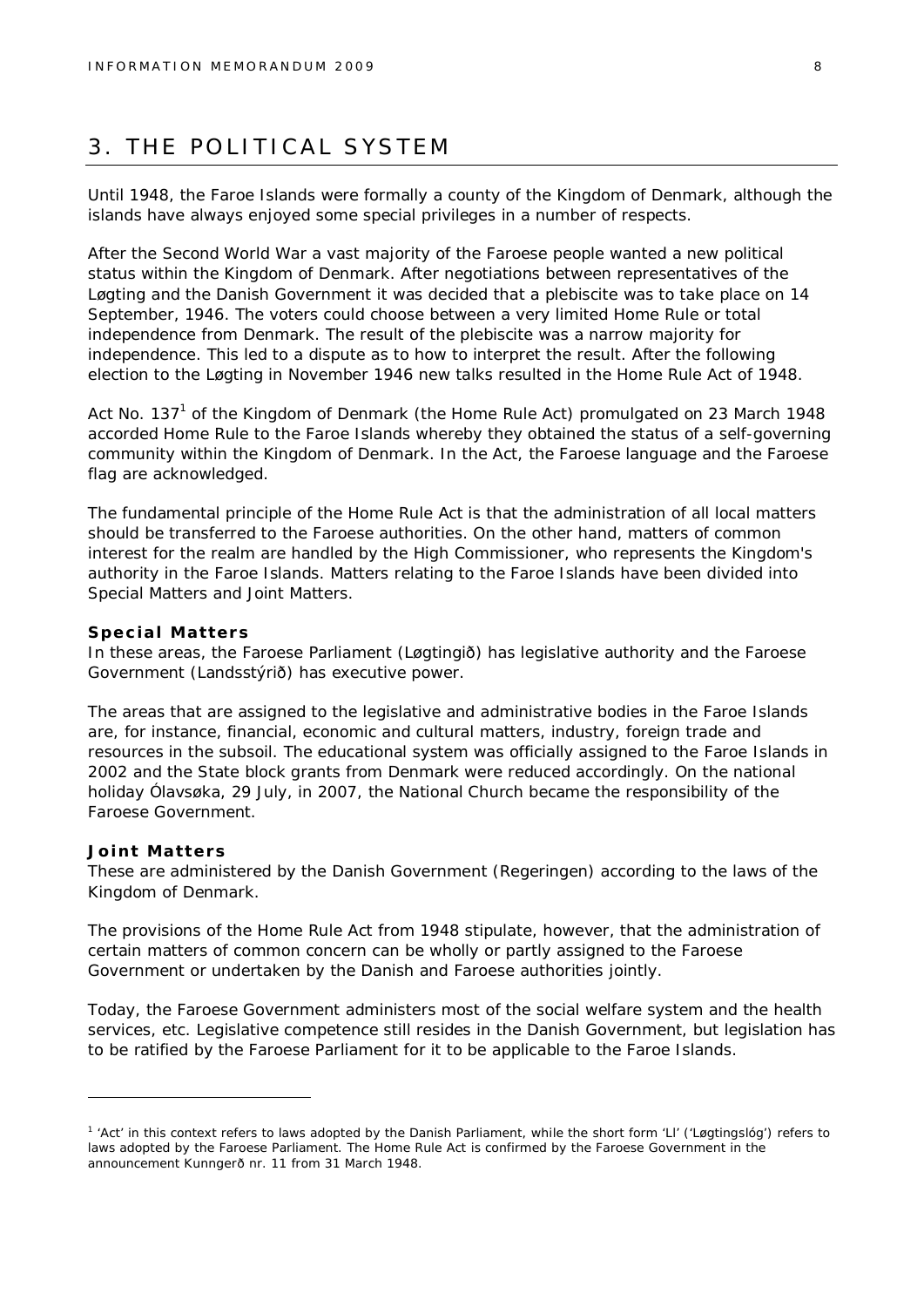## 3. THE POLITICAL SYSTEM

Until 1948, the Faroe Islands were formally a county of the Kingdom of Denmark, although the islands have always enjoyed some special privileges in a number of respects.

After the Second World War a vast majority of the Faroese people wanted a new political status within the Kingdom of Denmark. After negotiations between representatives of the Løgting and the Danish Government it was decided that a plebiscite was to take place on 14 September, 1946. The voters could choose between a very limited Home Rule or total independence from Denmark. The result of the plebiscite was a narrow majority for independence. This led to a dispute as to how to interpret the result. After the following election to the Løgting in November 1946 new talks resulted in the Home Rule Act of 1948.

Act No. 137[1] of the Kingdom of Denmark (the Home Rule Act) promulgated on 23 March 1948 accorded Home Rule to the Faroe Islands whereby they obtained the status of a self-governing community within the Kingdom of Denmark. In the Act, the Faroese language and the Faroese flag are acknowledged.

The fundamental principle of the Home Rule Act is that the administration of all local matters should be transferred to the Faroese authorities. On the other hand, matters of common interest for the realm are handled by the High Commissioner, who represents the Kingdom's authority in the Faroe Islands. Matters relating to the Faroe Islands have been divided into Special Matters and Joint Matters.

### Special Matters

In these areas, the Faroese Parliament (Løgtingið) has legislative authority and the Faroese Government (Landsstýrið) has executive power.

The areas that are assigned to the legislative and administrative bodies in the Faroe Islands are, for instance, financial, economic and cultural matters, industry, foreign trade and resources in the subsoil. The educational system was officially assigned to the Faroe Islands in 2002 and the State block grants from Denmark were reduced accordingly. On the national holiday Ólavsøka, 29 July, in 2007, the National Church became the responsibility of the Faroese Government.

### Joint Matters

These are administered by the Danish Government (Regeringen) according to the laws of the Kingdom of Denmark.

The provisions of the Home Rule Act from 1948 stipulate, however, that the administration of certain matters of common concern can be wholly or partly assigned to the Faroese Government or undertaken by the Danish and Faroese authorities jointly.

Today, the Faroese Government administers most of the social welfare system and the health services, etc. Legislative competence still resides in the Danish Government, but legislation has to be ratified by the Faroese Parliament for it to be applicable to the Faroe Islands.

---

[1] 'Act' in this context refers to laws adopted by the Danish Parliament, while the short form 'Ll' ('Løgtingslóg') refers to laws adopted by the Faroese Parliament. The Home Rule Act is confirmed by the Faroese Government in the announcement Kunngerð nr. 11 from 31 March 1948.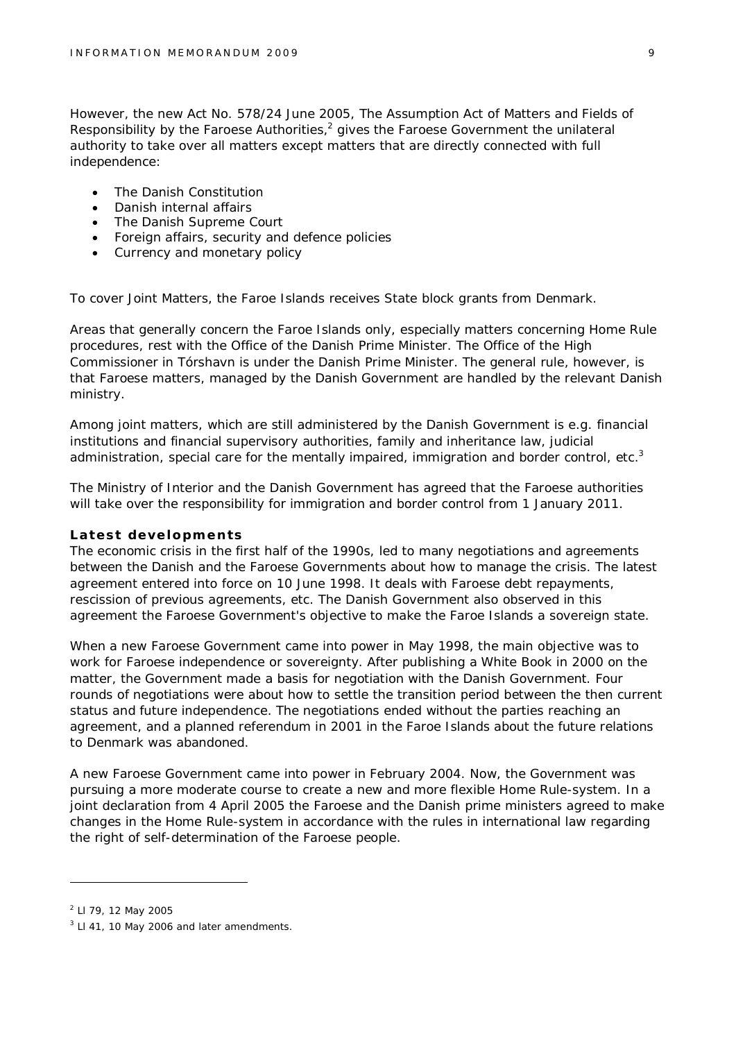However, the new Act No. 578/24 June 2005, The Assumption Act of Matters and Fields of Responsibility by the Faroese Authorities,[2] gives the Faroese Government the unilateral authority to take over all matters except matters that are directly connected with full independence:

- The Danish Constitution
- Danish internal affairs
- The Danish Supreme Court
- Foreign affairs, security and defence policies
- Currency and monetary policy

To cover Joint Matters, the Faroe Islands receives State block grants from Denmark.

Areas that generally concern the Faroe Islands only, especially matters concerning Home Rule procedures, rest with the Office of the Danish Prime Minister. The Office of the High Commissioner in Tórshavn is under the Danish Prime Minister. The general rule, however, is that Faroese matters, managed by the Danish Government are handled by the relevant Danish ministry.

Among joint matters, which are still administered by the Danish Government is e.g. financial institutions and financial supervisory authorities, family and inheritance law, judicial administration, special care for the mentally impaired, immigration and border control, etc.[3]

The Ministry of Interior and the Danish Government has agreed that the Faroese authorities will take over the responsibility for immigration and border control from 1 January 2011.

**Latest developments**

The economic crisis in the first half of the 1990s, led to many negotiations and agreements between the Danish and the Faroese Governments about how to manage the crisis. The latest agreement entered into force on 10 June 1998. It deals with Faroese debt repayments, rescission of previous agreements, etc. The Danish Government also observed in this agreement the Faroese Government's objective to make the Faroe Islands a sovereign state.

When a new Faroese Government came into power in May 1998, the main objective was to work for Faroese independence or sovereignty. After publishing a White Book in 2000 on the matter, the Government made a basis for negotiation with the Danish Government. Four rounds of negotiations were about how to settle the transition period between the then current status and future independence. The negotiations ended without the parties reaching an agreement, and a planned referendum in 2001 in the Faroe Islands about the future relations to Denmark was abandoned.

A new Faroese Government came into power in February 2004. Now, the Government was pursuing a more moderate course to create a new and more flexible Home Rule-system. In a joint declaration from 4 April 2005 the Faroese and the Danish prime ministers agreed to make changes in the Home Rule-system in accordance with the rules in international law regarding the right of self-determination of the Faroese people.

---

[2] Ll 79, 12 May 2005

[3] Ll 41, 10 May 2006 and later amendments.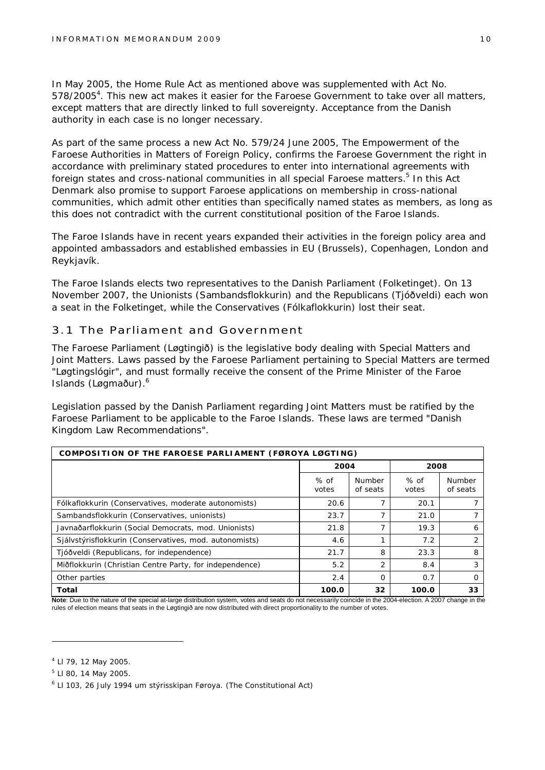In May 2005, the Home Rule Act as mentioned above was supplemented with Act No. 578/2005[4]. This new act makes it easier for the Faroese Government to take over all matters, except matters that are directly linked to full sovereignty. Acceptance from the Danish authority in each case is no longer necessary.

As part of the same process a new Act No. 579/24 June 2005, The Empowerment of the Faroese Authorities in Matters of Foreign Policy, confirms the Faroese Government the right in accordance with preliminary stated procedures to enter into international agreements with foreign states and cross-national communities in all special Faroese matters.[5] In this Act Denmark also promise to support Faroese applications on membership in cross-national communities, which admit other entities than specifically named states as members, as long as this does not contradict with the current constitutional position of the Faroe Islands.

The Faroe Islands have in recent years expanded their activities in the foreign policy area and appointed ambassadors and established embassies in EU (Brussels), Copenhagen, London and Reykjavík.

The Faroe Islands elects two representatives to the Danish Parliament (Folketinget). On 13 November 2007, the Unionists (Sambandsflokkurin) and the Republicans (Tjóðveldi) each won a seat in the Folketinget, while the Conservatives (Fólkaflokkurin) lost their seat.

## 3.1 The Parliament and Government

The Faroese Parliament (Løgtingið) is the legislative body dealing with Special Matters and Joint Matters. Laws passed by the Faroese Parliament pertaining to Special Matters are termed "Løgtingslógir", and must formally receive the consent of the Prime Minister of the Faroe Islands (Løgmaður).[6]

Legislation passed by the Danish Parliament regarding Joint Matters must be ratified by the Faroese Parliament to be applicable to the Faroe Islands. These laws are termed "Danish Kingdom Law Recommendations".

| **COMPOSITION OF THE FAROESE PARLIAMENT (FØROYA LØGTING)** | | | | |
|---|---|---|---|---|
| | **2004** | | **2008** | |
| | % of votes | Number of seats | % of votes | Number of seats |
| Fólkaflokkurin (Conservatives, moderate autonomists) | 20.6 | 7 | 20.1 | 7 |
| Sambandsflokkurin (Conservatives, unionists) | 23.7 | 7 | 21.0 | 7 |
| Javnaðarflokkurin (Social Democrats, mod. Unionists) | 21.8 | 7 | 19.3 | 6 |
| Sjálvstýrisflokkurin (Conservatives, mod. autonomists) | 4.6 | 1 | 7.2 | 2 |
| Tjóðveldi (Republicans, for independence) | 21.7 | 8 | 23.3 | 8 |
| Miðflokkurin (Christian Centre Party, for independence) | 5.2 | 2 | 8.4 | 3 |
| Other parties | 2.4 | 0 | 0.7 | 0 |
| **Total** | **100.0** | **32** | **100.0** | **33** |

**Note**: Due to the nature of the special at-large distribution system, votes and seats do not necessarily coincide in the 2004-election. A 2007 change in the rules of election means that seats in the Løgtingið are now distributed with direct proportionality to the number of votes.

[4] Ll 79, 12 May 2005.

[5] Ll 80, 14 May 2005.

[6] Ll 103, 26 July 1994 um stýrisskipan Føroya. (The Constitutional Act)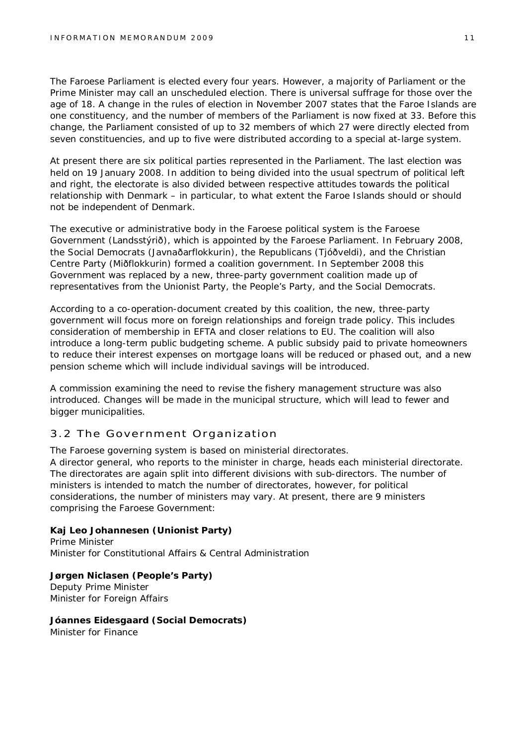The Faroese Parliament is elected every four years. However, a majority of Parliament or the Prime Minister may call an unscheduled election. There is universal suffrage for those over the age of 18. A change in the rules of election in November 2007 states that the Faroe Islands are one constituency, and the number of members of the Parliament is now fixed at 33. Before this change, the Parliament consisted of up to 32 members of which 27 were directly elected from seven constituencies, and up to five were distributed according to a special at-large system.

At present there are six political parties represented in the Parliament. The last election was held on 19 January 2008. In addition to being divided into the usual spectrum of political left and right, the electorate is also divided between respective attitudes towards the political relationship with Denmark – in particular, to what extent the Faroe Islands should or should not be independent of Denmark.

The executive or administrative body in the Faroese political system is the Faroese Government (Landsstýrið), which is appointed by the Faroese Parliament. In February 2008, the Social Democrats (Javnaðarflokkurin), the Republicans (Tjóðveldi), and the Christian Centre Party (Miðflokkurin) formed a coalition government. In September 2008 this Government was replaced by a new, three-party government coalition made up of representatives from the Unionist Party, the People's Party, and the Social Democrats.

According to a co-operation-document created by this coalition, the new, three-party government will focus more on foreign relationships and foreign trade policy. This includes consideration of membership in EFTA and closer relations to EU. The coalition will also introduce a long-term public budgeting scheme. A public subsidy paid to private homeowners to reduce their interest expenses on mortgage loans will be reduced or phased out, and a new pension scheme which will include individual savings will be introduced.

A commission examining the need to revise the fishery management structure was also introduced. Changes will be made in the municipal structure, which will lead to fewer and bigger municipalities.

## 3.2 The Government Organization

The Faroese governing system is based on ministerial directorates.
A director general, who reports to the minister in charge, heads each ministerial directorate. The directorates are again split into different divisions with sub-directors. The number of ministers is intended to match the number of directorates, however, for political considerations, the number of ministers may vary. At present, there are 9 ministers comprising the Faroese Government:

**Kaj Leo Johannesen (Unionist Party)**
Prime Minister
Minister for Constitutional Affairs & Central Administration

**Jørgen Niclasen (People's Party)**
Deputy Prime Minister
Minister for Foreign Affairs

**Jóannes Eidesgaard (Social Democrats)**
Minister for Finance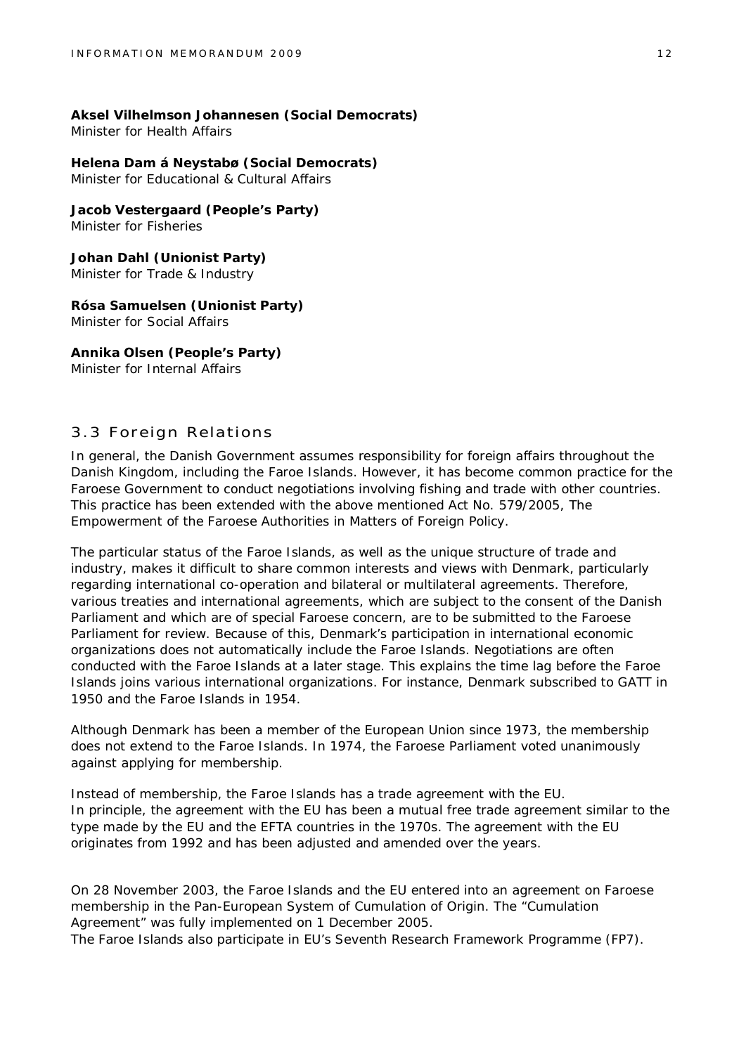**Aksel Vilhelmson Johannesen (Social Democrats)**
Minister for Health Affairs

**Helena Dam á Neystabø (Social Democrats)**
Minister for Educational & Cultural Affairs

**Jacob Vestergaard (People's Party)**
Minister for Fisheries

**Johan Dahl (Unionist Party)**
Minister for Trade & Industry

**Rósa Samuelsen (Unionist Party)**
Minister for Social Affairs

**Annika Olsen (People's Party)**
Minister for Internal Affairs

## 3.3 Foreign Relations

In general, the Danish Government assumes responsibility for foreign affairs throughout the Danish Kingdom, including the Faroe Islands. However, it has become common practice for the Faroese Government to conduct negotiations involving fishing and trade with other countries. This practice has been extended with the above mentioned Act No. 579/2005, The Empowerment of the Faroese Authorities in Matters of Foreign Policy.

The particular status of the Faroe Islands, as well as the unique structure of trade and industry, makes it difficult to share common interests and views with Denmark, particularly regarding international co-operation and bilateral or multilateral agreements. Therefore, various treaties and international agreements, which are subject to the consent of the Danish Parliament and which are of special Faroese concern, are to be submitted to the Faroese Parliament for review. Because of this, Denmark's participation in international economic organizations does not automatically include the Faroe Islands. Negotiations are often conducted with the Faroe Islands at a later stage. This explains the time lag before the Faroe Islands joins various international organizations. For instance, Denmark subscribed to GATT in 1950 and the Faroe Islands in 1954.

Although Denmark has been a member of the European Union since 1973, the membership does not extend to the Faroe Islands. In 1974, the Faroese Parliament voted unanimously against applying for membership.

Instead of membership, the Faroe Islands has a trade agreement with the EU.
In principle, the agreement with the EU has been a mutual free trade agreement similar to the type made by the EU and the EFTA countries in the 1970s. The agreement with the EU originates from 1992 and has been adjusted and amended over the years.

On 28 November 2003, the Faroe Islands and the EU entered into an agreement on Faroese membership in the Pan-European System of Cumulation of Origin. The "Cumulation Agreement" was fully implemented on 1 December 2005.
The Faroe Islands also participate in EU's Seventh Research Framework Programme (FP7).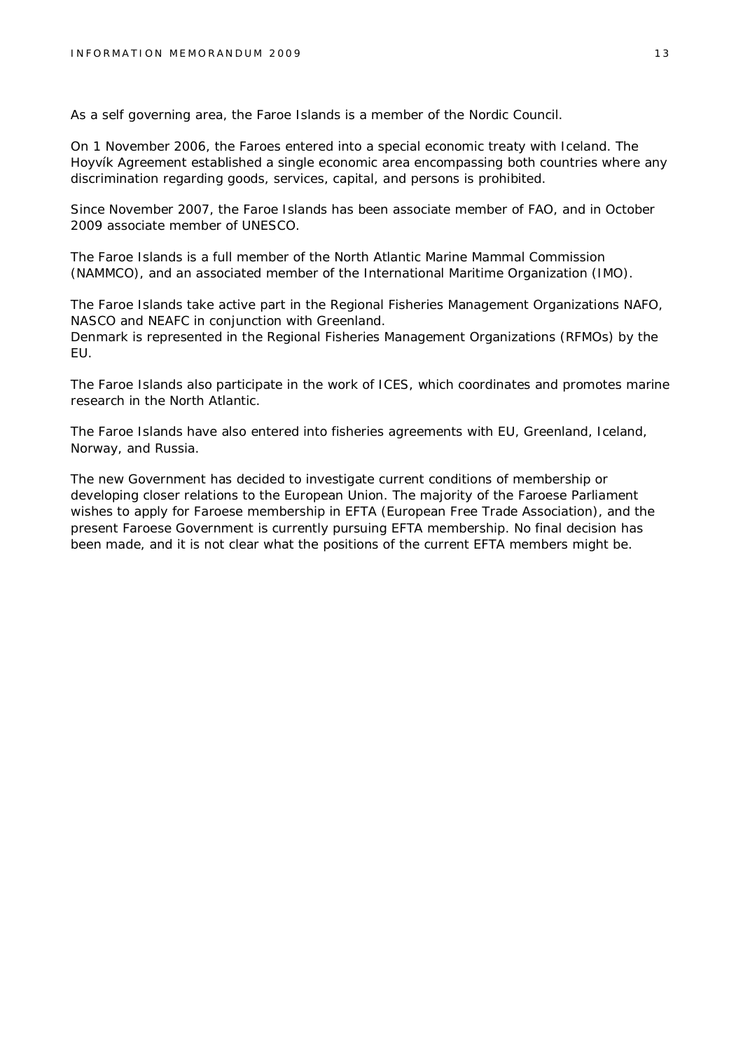As a self governing area, the Faroe Islands is a member of the Nordic Council.

On 1 November 2006, the Faroes entered into a special economic treaty with Iceland. The Hoyvík Agreement established a single economic area encompassing both countries where any discrimination regarding goods, services, capital, and persons is prohibited.

Since November 2007, the Faroe Islands has been associate member of FAO, and in October 2009 associate member of UNESCO.

The Faroe Islands is a full member of the North Atlantic Marine Mammal Commission (NAMMCO), and an associated member of the International Maritime Organization (IMO).

The Faroe Islands take active part in the Regional Fisheries Management Organizations NAFO, NASCO and NEAFC in conjunction with Greenland.
Denmark is represented in the Regional Fisheries Management Organizations (RFMOs) by the EU.

The Faroe Islands also participate in the work of ICES, which coordinates and promotes marine research in the North Atlantic.

The Faroe Islands have also entered into fisheries agreements with EU, Greenland, Iceland, Norway, and Russia.

The new Government has decided to investigate current conditions of membership or developing closer relations to the European Union. The majority of the Faroese Parliament wishes to apply for Faroese membership in EFTA (European Free Trade Association), and the present Faroese Government is currently pursuing EFTA membership. No final decision has been made, and it is not clear what the positions of the current EFTA members might be.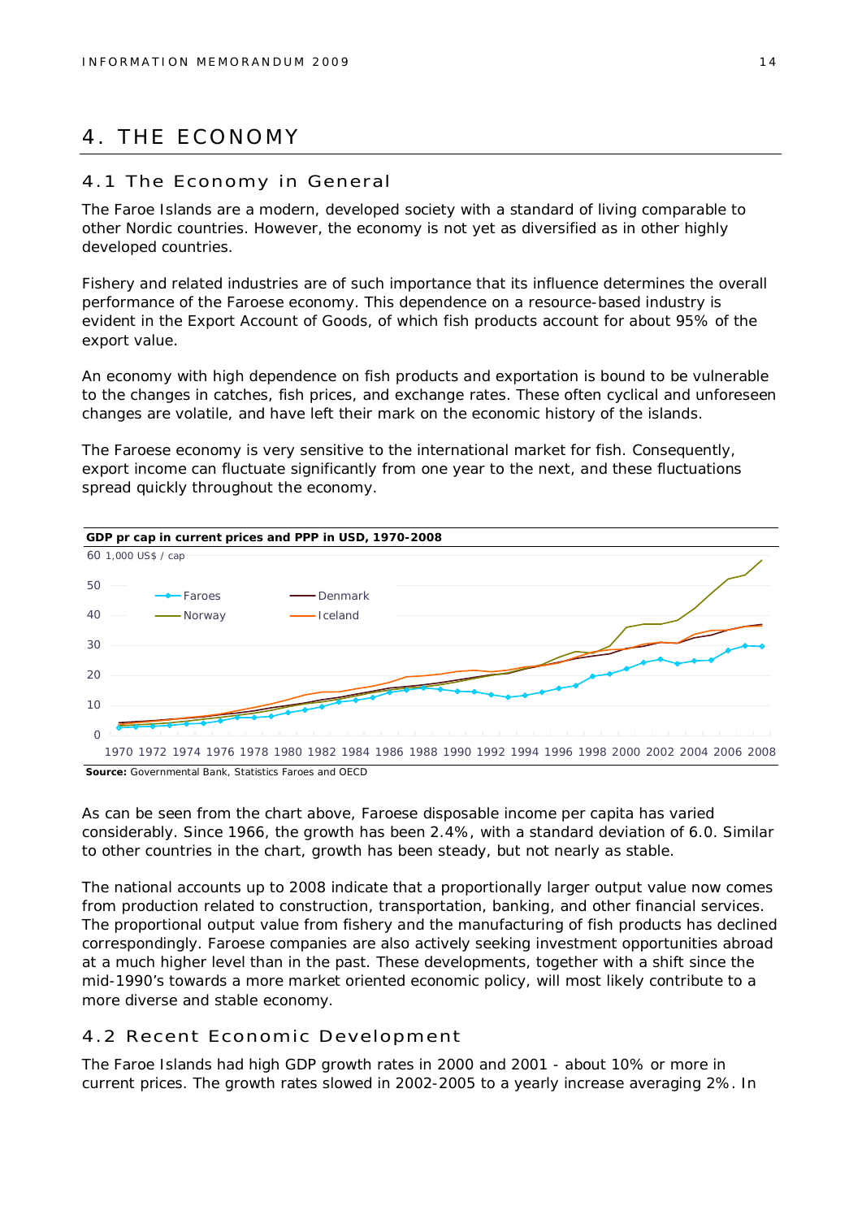# 4. THE ECONOMY

## 4.1 The Economy in General

The Faroe Islands are a modern, developed society with a standard of living comparable to other Nordic countries. However, the economy is not yet as diversified as in other highly developed countries.

Fishery and related industries are of such importance that its influence determines the overall performance of the Faroese economy. This dependence on a resource-based industry is evident in the Export Account of Goods, of which fish products account for about 95% of the export value.

An economy with high dependence on fish products and exportation is bound to be vulnerable to the changes in catches, fish prices, and exchange rates. These often cyclical and unforeseen changes are volatile, and have left their mark on the economic history of the islands.

The Faroese economy is very sensitive to the international market for fish. Consequently, export income can fluctuate significantly from one year to the next, and these fluctuations spread quickly throughout the economy.

**GDP pr cap in current prices and PPP in USD, 1970-2008**

**Source:** Governmental Bank, Statistics Faroes and OECD

As can be seen from the chart above, Faroese disposable income per capita has varied considerably. Since 1966, the growth has been 2.4%, with a standard deviation of 6.0. Similar to other countries in the chart, growth has been steady, but not nearly as stable.

The national accounts up to 2008 indicate that a proportionally larger output value now comes from production related to construction, transportation, banking, and other financial services. The proportional output value from fishery and the manufacturing of fish products has declined correspondingly. Faroese companies are also actively seeking investment opportunities abroad at a much higher level than in the past. These developments, together with a shift since the mid-1990's towards a more market oriented economic policy, will most likely contribute to a more diverse and stable economy.

## 4.2 Recent Economic Development

The Faroe Islands had high GDP growth rates in 2000 and 2001 - about 10% or more in current prices. The growth rates slowed in 2002-2005 to a yearly increase averaging 2%. In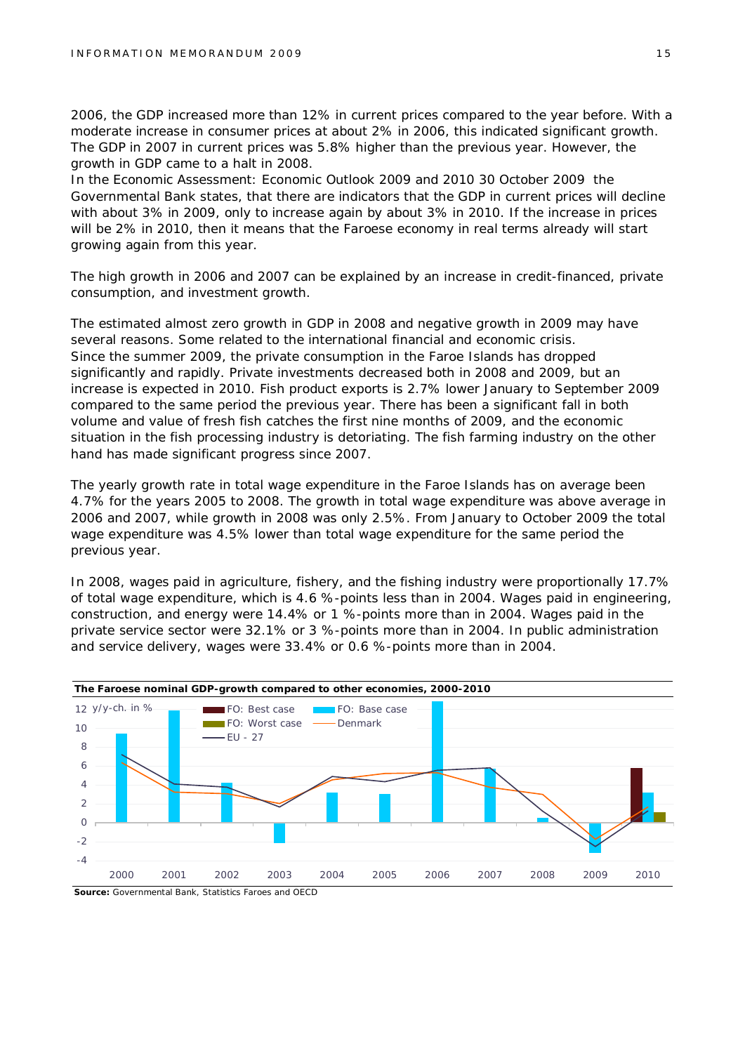2006, the GDP increased more than 12% in current prices compared to the year before. With a moderate increase in consumer prices at about 2% in 2006, this indicated significant growth. The GDP in 2007 in current prices was 5.8% higher than the previous year. However, the growth in GDP came to a halt in 2008.
In the Economic Assessment: Economic Outlook 2009 and 2010 30 October 2009 the Governmental Bank states, that there are indicators that the GDP in current prices will decline with about 3% in 2009, only to increase again by about 3% in 2010. If the increase in prices will be 2% in 2010, then it means that the Faroese economy in real terms already will start growing again from this year.

The high growth in 2006 and 2007 can be explained by an increase in credit-financed, private consumption, and investment growth.

The estimated almost zero growth in GDP in 2008 and negative growth in 2009 may have several reasons. Some related to the international financial and economic crisis.
Since the summer 2009, the private consumption in the Faroe Islands has dropped significantly and rapidly. Private investments decreased both in 2008 and 2009, but an increase is expected in 2010. Fish product exports is 2.7% lower January to September 2009 compared to the same period the previous year. There has been a significant fall in both volume and value of fresh fish catches the first nine months of 2009, and the economic situation in the fish processing industry is detoriating. The fish farming industry on the other hand has made significant progress since 2007.

The yearly growth rate in total wage expenditure in the Faroe Islands has on average been 4.7% for the years 2005 to 2008. The growth in total wage expenditure was above average in 2006 and 2007, while growth in 2008 was only 2.5%. From January to October 2009 the total wage expenditure was 4.5% lower than total wage expenditure for the same period the previous year.

In 2008, wages paid in agriculture, fishery, and the fishing industry were proportionally 17.7% of total wage expenditure, which is 4.6 %-points less than in 2004. Wages paid in engineering, construction, and energy were 14.4% or 1 %-points more than in 2004. Wages paid in the private service sector were 32.1% or 3 %-points more than in 2004. In public administration and service delivery, wages were 33.4% or 0.6 %-points more than in 2004.

**The Faroese nominal GDP-growth compared to other economies, 2000-2010**

**Source:** Governmental Bank, Statistics Faroes and OECD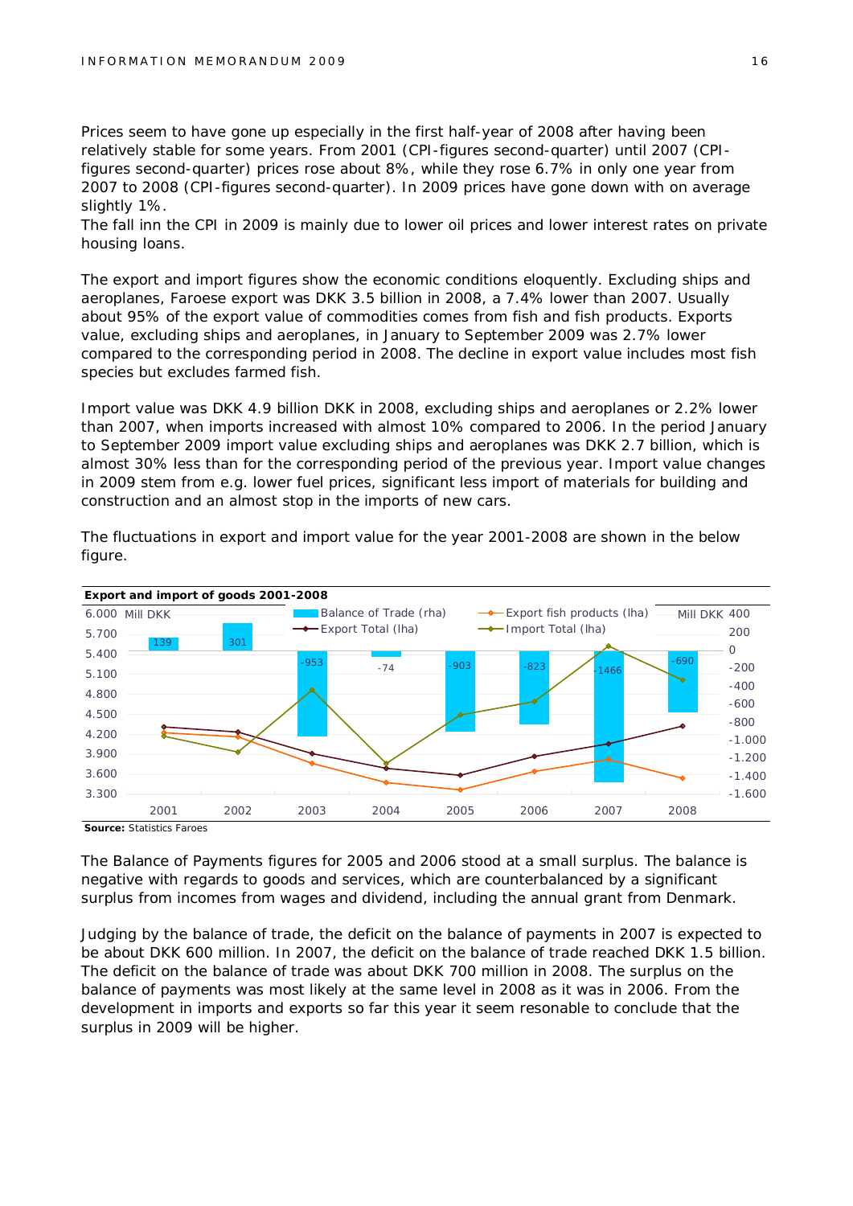Prices seem to have gone up especially in the first half-year of 2008 after having been relatively stable for some years. From 2001 (CPI-figures second-quarter) until 2007 (CPI-figures second-quarter) prices rose about 8%, while they rose 6.7% in only one year from 2007 to 2008 (CPI-figures second-quarter). In 2009 prices have gone down with on average slightly 1%.
The fall inn the CPI in 2009 is mainly due to lower oil prices and lower interest rates on private housing loans.

The export and import figures show the economic conditions eloquently. Excluding ships and aeroplanes, Faroese export was DKK 3.5 billion in 2008, a 7.4% lower than 2007. Usually about 95% of the export value of commodities comes from fish and fish products. Exports value, excluding ships and aeroplanes, in January to September 2009 was 2.7% lower compared to the corresponding period in 2008. The decline in export value includes most fish species but excludes farmed fish.

Import value was DKK 4.9 billion DKK in 2008, excluding ships and aeroplanes or 2.2% lower than 2007, when imports increased with almost 10% compared to 2006. In the period January to September 2009 import value excluding ships and aeroplanes was DKK 2.7 billion, which is almost 30% less than for the corresponding period of the previous year. Import value changes in 2009 stem from e.g. lower fuel prices, significant less import of materials for building and construction and an almost stop in the imports of new cars.

The fluctuations in export and import value for the year 2001-2008 are shown in the below figure.

**Export and import of goods 2001-2008**

| | 2001 | 2002 | 2003 | 2004 | 2005 | 2006 | 2007 | 2008 |
|---|---|---|---|---|---|---|---|---|
| Balance of Trade (rha), Mill DKK | 139 | 301 | -953 | -74 | -903 | -823 | -1466 | -690 |

**Source:** Statistics Faroes

The Balance of Payments figures for 2005 and 2006 stood at a small surplus. The balance is negative with regards to goods and services, which are counterbalanced by a significant surplus from incomes from wages and dividend, including the annual grant from Denmark.

Judging by the balance of trade, the deficit on the balance of payments in 2007 is expected to be about DKK 600 million. In 2007, the deficit on the balance of trade reached DKK 1.5 billion. The deficit on the balance of trade was about DKK 700 million in 2008. The surplus on the balance of payments was most likely at the same level in 2008 as it was in 2006. From the development in imports and exports so far this year it seem resonable to conclude that the surplus in 2009 will be higher.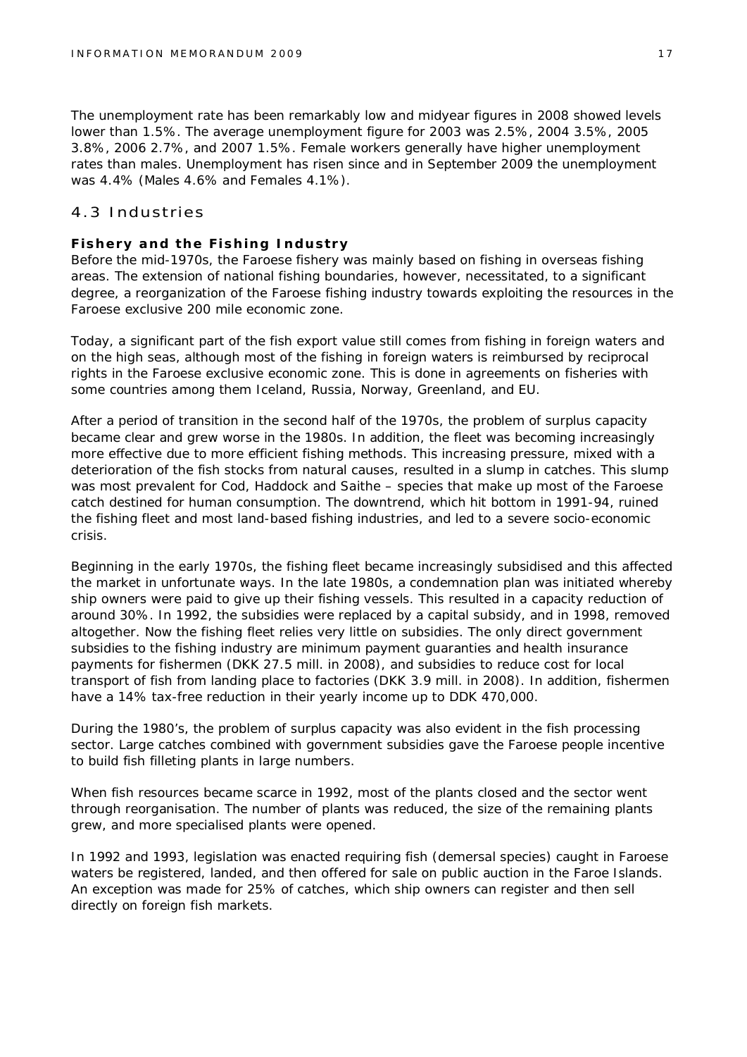The unemployment rate has been remarkably low and midyear figures in 2008 showed levels lower than 1.5%. The average unemployment figure for 2003 was 2.5%, 2004 3.5%, 2005 3.8%, 2006 2.7%, and 2007 1.5%. Female workers generally have higher unemployment rates than males. Unemployment has risen since and in September 2009 the unemployment was 4.4% (Males 4.6% and Females 4.1%).

## 4.3 Industries

**Fishery and the Fishing Industry**

Before the mid-1970s, the Faroese fishery was mainly based on fishing in overseas fishing areas. The extension of national fishing boundaries, however, necessitated, to a significant degree, a reorganization of the Faroese fishing industry towards exploiting the resources in the Faroese exclusive 200 mile economic zone.

Today, a significant part of the fish export value still comes from fishing in foreign waters and on the high seas, although most of the fishing in foreign waters is reimbursed by reciprocal rights in the Faroese exclusive economic zone. This is done in agreements on fisheries with some countries among them Iceland, Russia, Norway, Greenland, and EU.

After a period of transition in the second half of the 1970s, the problem of surplus capacity became clear and grew worse in the 1980s. In addition, the fleet was becoming increasingly more effective due to more efficient fishing methods. This increasing pressure, mixed with a deterioration of the fish stocks from natural causes, resulted in a slump in catches. This slump was most prevalent for Cod, Haddock and Saithe – species that make up most of the Faroese catch destined for human consumption. The downtrend, which hit bottom in 1991-94, ruined the fishing fleet and most land-based fishing industries, and led to a severe socio-economic crisis.

Beginning in the early 1970s, the fishing fleet became increasingly subsidised and this affected the market in unfortunate ways. In the late 1980s, a condemnation plan was initiated whereby ship owners were paid to give up their fishing vessels. This resulted in a capacity reduction of around 30%. In 1992, the subsidies were replaced by a capital subsidy, and in 1998, removed altogether. Now the fishing fleet relies very little on subsidies. The only direct government subsidies to the fishing industry are minimum payment guaranties and health insurance payments for fishermen (DKK 27.5 mill. in 2008), and subsidies to reduce cost for local transport of fish from landing place to factories (DKK 3.9 mill. in 2008). In addition, fishermen have a 14% tax-free reduction in their yearly income up to DDK 470,000.

During the 1980's, the problem of surplus capacity was also evident in the fish processing sector. Large catches combined with government subsidies gave the Faroese people incentive to build fish filleting plants in large numbers.

When fish resources became scarce in 1992, most of the plants closed and the sector went through reorganisation. The number of plants was reduced, the size of the remaining plants grew, and more specialised plants were opened.

In 1992 and 1993, legislation was enacted requiring fish (demersal species) caught in Faroese waters be registered, landed, and then offered for sale on public auction in the Faroe Islands. An exception was made for 25% of catches, which ship owners can register and then sell directly on foreign fish markets.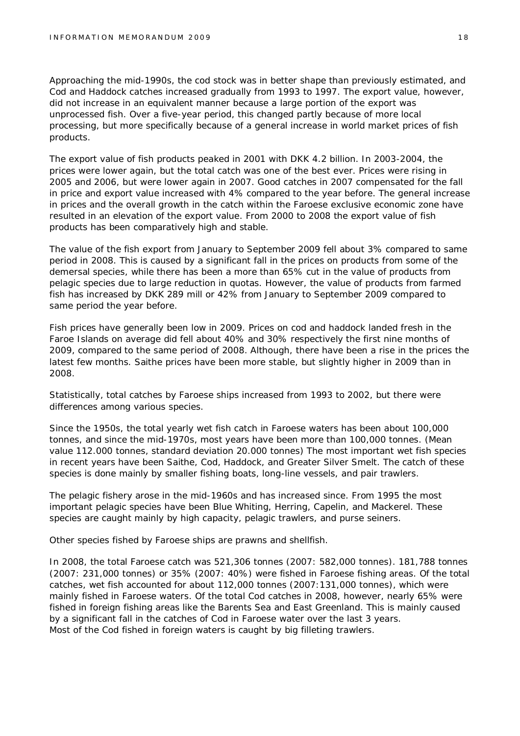Approaching the mid-1990s, the cod stock was in better shape than previously estimated, and Cod and Haddock catches increased gradually from 1993 to 1997. The export value, however, did not increase in an equivalent manner because a large portion of the export was unprocessed fish. Over a five-year period, this changed partly because of more local processing, but more specifically because of a general increase in world market prices of fish products.

The export value of fish products peaked in 2001 with DKK 4.2 billion. In 2003-2004, the prices were lower again, but the total catch was one of the best ever. Prices were rising in 2005 and 2006, but were lower again in 2007. Good catches in 2007 compensated for the fall in price and export value increased with 4% compared to the year before. The general increase in prices and the overall growth in the catch within the Faroese exclusive economic zone have resulted in an elevation of the export value. From 2000 to 2008 the export value of fish products has been comparatively high and stable.

The value of the fish export from January to September 2009 fell about 3% compared to same period in 2008. This is caused by a significant fall in the prices on products from some of the demersal species, while there has been a more than 65% cut in the value of products from pelagic species due to large reduction in quotas. However, the value of products from farmed fish has increased by DKK 289 mill or 42% from January to September 2009 compared to same period the year before.

Fish prices have generally been low in 2009. Prices on cod and haddock landed fresh in the Faroe Islands on average did fell about 40% and 30% respectively the first nine months of 2009, compared to the same period of 2008. Although, there have been a rise in the prices the latest few months. Saithe prices have been more stable, but slightly higher in 2009 than in 2008.

Statistically, total catches by Faroese ships increased from 1993 to 2002, but there were differences among various species.

Since the 1950s, the total yearly wet fish catch in Faroese waters has been about 100,000 tonnes, and since the mid-1970s, most years have been more than 100,000 tonnes. (Mean value 112.000 tonnes, standard deviation 20.000 tonnes) The most important wet fish species in recent years have been Saithe, Cod, Haddock, and Greater Silver Smelt. The catch of these species is done mainly by smaller fishing boats, long-line vessels, and pair trawlers.

The pelagic fishery arose in the mid-1960s and has increased since. From 1995 the most important pelagic species have been Blue Whiting, Herring, Capelin, and Mackerel. These species are caught mainly by high capacity, pelagic trawlers, and purse seiners.

Other species fished by Faroese ships are prawns and shellfish.

In 2008, the total Faroese catch was 521,306 tonnes (2007: 582,000 tonnes). 181,788 tonnes (2007: 231,000 tonnes) or 35% (2007: 40%) were fished in Faroese fishing areas. Of the total catches, wet fish accounted for about 112,000 tonnes (2007:131,000 tonnes), which were mainly fished in Faroese waters. Of the total Cod catches in 2008, however, nearly 65% were fished in foreign fishing areas like the Barents Sea and East Greenland. This is mainly caused by a significant fall in the catches of Cod in Faroese water over the last 3 years.
Most of the Cod fished in foreign waters is caught by big filleting trawlers.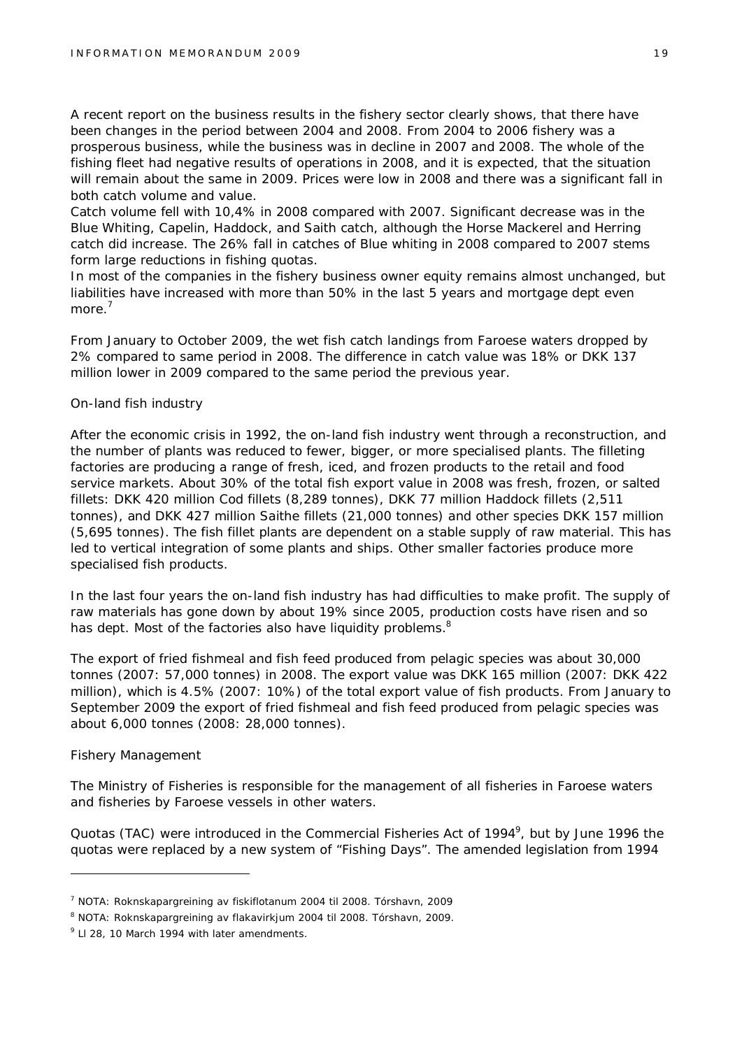A recent report on the business results in the fishery sector clearly shows, that there have been changes in the period between 2004 and 2008. From 2004 to 2006 fishery was a prosperous business, while the business was in decline in 2007 and 2008. The whole of the fishing fleet had negative results of operations in 2008, and it is expected, that the situation will remain about the same in 2009. Prices were low in 2008 and there was a significant fall in both catch volume and value.

Catch volume fell with 10,4% in 2008 compared with 2007. Significant decrease was in the Blue Whiting, Capelin, Haddock, and Saith catch, although the Horse Mackerel and Herring catch did increase. The 26% fall in catches of Blue whiting in 2008 compared to 2007 stems form large reductions in fishing quotas.

In most of the companies in the fishery business owner equity remains almost unchanged, but liabilities have increased with more than 50% in the last 5 years and mortgage dept even more.[7]

From January to October 2009, the wet fish catch landings from Faroese waters dropped by 2% compared to same period in 2008. The difference in catch value was 18% or DKK 137 million lower in 2009 compared to the same period the previous year.

On-land fish industry

After the economic crisis in 1992, the on-land fish industry went through a reconstruction, and the number of plants was reduced to fewer, bigger, or more specialised plants. The filleting factories are producing a range of fresh, iced, and frozen products to the retail and food service markets. About 30% of the total fish export value in 2008 was fresh, frozen, or salted fillets: DKK 420 million Cod fillets (8,289 tonnes), DKK 77 million Haddock fillets (2,511 tonnes), and DKK 427 million Saithe fillets (21,000 tonnes) and other species DKK 157 million (5,695 tonnes). The fish fillet plants are dependent on a stable supply of raw material. This has led to vertical integration of some plants and ships. Other smaller factories produce more specialised fish products.

In the last four years the on-land fish industry has had difficulties to make profit. The supply of raw materials has gone down by about 19% since 2005, production costs have risen and so has dept. Most of the factories also have liquidity problems.[8]

The export of fried fishmeal and fish feed produced from pelagic species was about 30,000 tonnes (2007: 57,000 tonnes) in 2008. The export value was DKK 165 million (2007: DKK 422 million), which is 4.5% (2007: 10%) of the total export value of fish products. From January to September 2009 the export of fried fishmeal and fish feed produced from pelagic species was about 6,000 tonnes (2008: 28,000 tonnes).

Fishery Management

The Ministry of Fisheries is responsible for the management of all fisheries in Faroese waters and fisheries by Faroese vessels in other waters.

Quotas (TAC) were introduced in the Commercial Fisheries Act of 1994[9], but by June 1996 the quotas were replaced by a new system of "Fishing Days". The amended legislation from 1994

---

[7] NOTA: Roknskapargreining av fiskiflotanum 2004 til 2008. Tórshavn, 2009

[8] NOTA: Roknskapargreining av flakavirkjum 2004 til 2008. Tórshavn, 2009.

[9] Ll 28, 10 March 1994 with later amendments.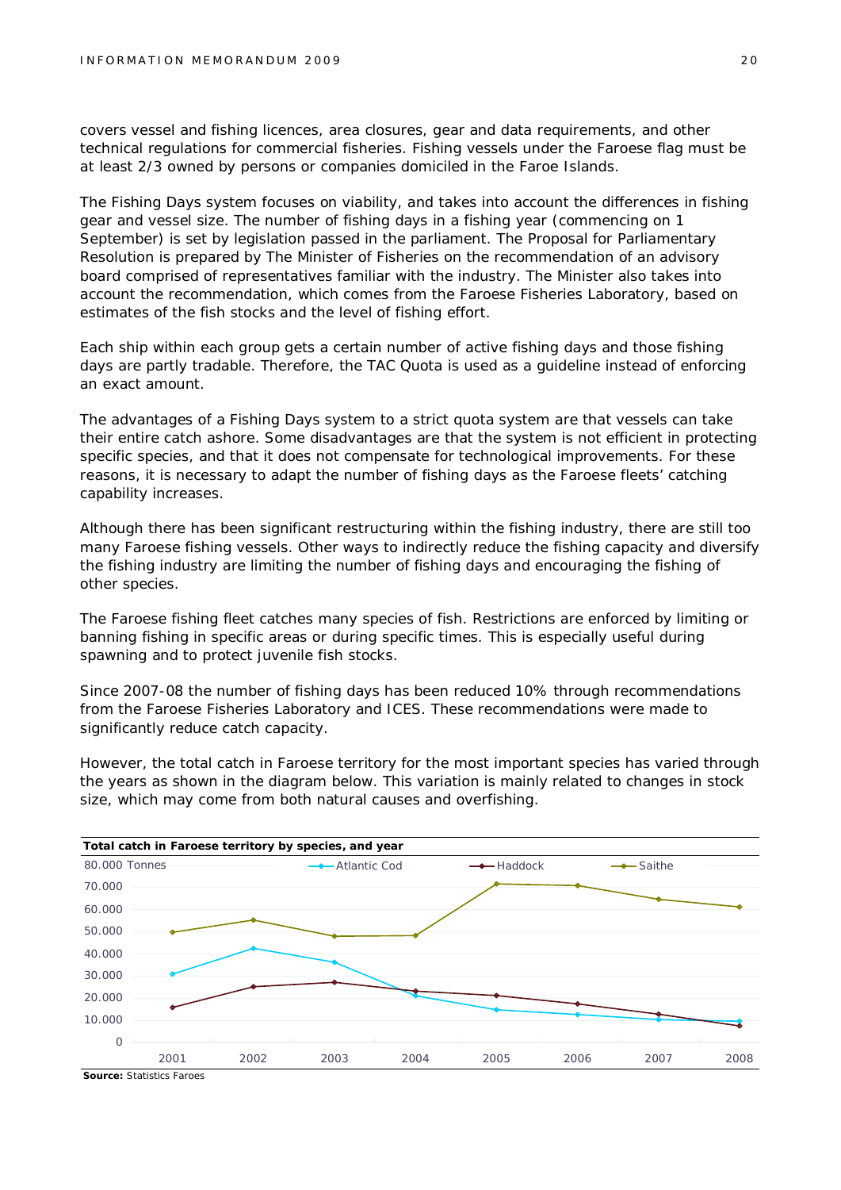covers vessel and fishing licences, area closures, gear and data requirements, and other technical regulations for commercial fisheries. Fishing vessels under the Faroese flag must be at least 2/3 owned by persons or companies domiciled in the Faroe Islands.

The Fishing Days system focuses on viability, and takes into account the differences in fishing gear and vessel size. The number of fishing days in a fishing year (commencing on 1 September) is set by legislation passed in the parliament. The Proposal for Parliamentary Resolution is prepared by The Minister of Fisheries on the recommendation of an advisory board comprised of representatives familiar with the industry. The Minister also takes into account the recommendation, which comes from the Faroese Fisheries Laboratory, based on estimates of the fish stocks and the level of fishing effort.

Each ship within each group gets a certain number of active fishing days and those fishing days are partly tradable. Therefore, the TAC Quota is used as a guideline instead of enforcing an exact amount.

The advantages of a Fishing Days system to a strict quota system are that vessels can take their entire catch ashore. Some disadvantages are that the system is not efficient in protecting specific species, and that it does not compensate for technological improvements. For these reasons, it is necessary to adapt the number of fishing days as the Faroese fleets' catching capability increases.

Although there has been significant restructuring within the fishing industry, there are still too many Faroese fishing vessels. Other ways to indirectly reduce the fishing capacity and diversify the fishing industry are limiting the number of fishing days and encouraging the fishing of other species.

The Faroese fishing fleet catches many species of fish. Restrictions are enforced by limiting or banning fishing in specific areas or during specific times. This is especially useful during spawning and to protect juvenile fish stocks.

Since 2007-08 the number of fishing days has been reduced 10% through recommendations from the Faroese Fisheries Laboratory and ICES. These recommendations were made to significantly reduce catch capacity.

However, the total catch in Faroese territory for the most important species has varied through the years as shown in the diagram below. This variation is mainly related to changes in stock size, which may come from both natural causes and overfishing.

**Total catch in Faroese territory by species, and year**

80.000 Tonnes — Atlantic Cod, Haddock, Saithe

Y-axis: 0, 10.000, 20.000, 30.000, 40.000, 50.000, 60.000, 70.000, 80.000

X-axis: 2001, 2002, 2003, 2004, 2005, 2006, 2007, 2008

**Source:** Statistics Faroes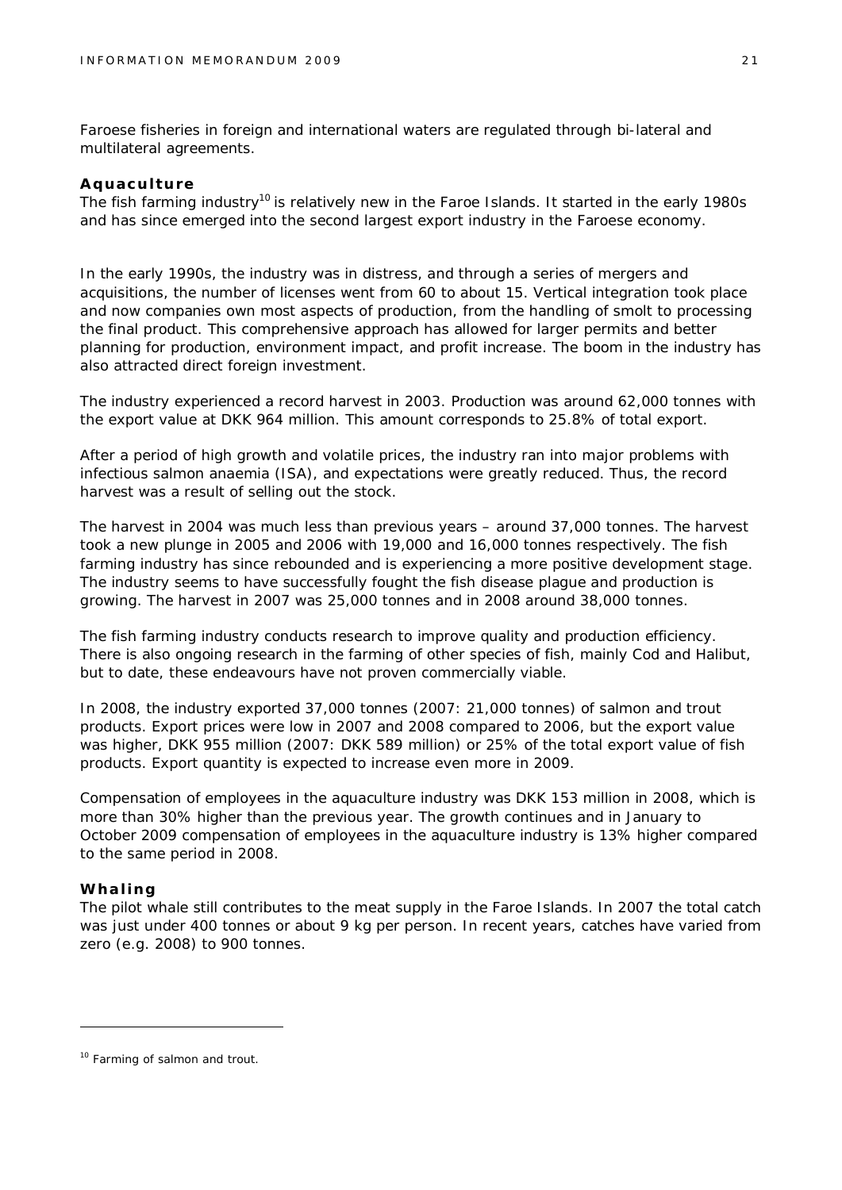Faroese fisheries in foreign and international waters are regulated through bi-lateral and multilateral agreements.

### Aquaculture

The fish farming industry[10] is relatively new in the Faroe Islands. It started in the early 1980s and has since emerged into the second largest export industry in the Faroese economy.

In the early 1990s, the industry was in distress, and through a series of mergers and acquisitions, the number of licenses went from 60 to about 15. Vertical integration took place and now companies own most aspects of production, from the handling of smolt to processing the final product. This comprehensive approach has allowed for larger permits and better planning for production, environment impact, and profit increase. The boom in the industry has also attracted direct foreign investment.

The industry experienced a record harvest in 2003. Production was around 62,000 tonnes with the export value at DKK 964 million. This amount corresponds to 25.8% of total export.

After a period of high growth and volatile prices, the industry ran into major problems with infectious salmon anaemia (ISA), and expectations were greatly reduced. Thus, the record harvest was a result of selling out the stock.

The harvest in 2004 was much less than previous years – around 37,000 tonnes. The harvest took a new plunge in 2005 and 2006 with 19,000 and 16,000 tonnes respectively. The fish farming industry has since rebounded and is experiencing a more positive development stage. The industry seems to have successfully fought the fish disease plague and production is growing. The harvest in 2007 was 25,000 tonnes and in 2008 around 38,000 tonnes.

The fish farming industry conducts research to improve quality and production efficiency. There is also ongoing research in the farming of other species of fish, mainly Cod and Halibut, but to date, these endeavours have not proven commercially viable.

In 2008, the industry exported 37,000 tonnes (2007: 21,000 tonnes) of salmon and trout products. Export prices were low in 2007 and 2008 compared to 2006, but the export value was higher, DKK 955 million (2007: DKK 589 million) or 25% of the total export value of fish products. Export quantity is expected to increase even more in 2009.

Compensation of employees in the aquaculture industry was DKK 153 million in 2008, which is more than 30% higher than the previous year. The growth continues and in January to October 2009 compensation of employees in the aquaculture industry is 13% higher compared to the same period in 2008.

### Whaling

The pilot whale still contributes to the meat supply in the Faroe Islands. In 2007 the total catch was just under 400 tonnes or about 9 kg per person. In recent years, catches have varied from zero (e.g. 2008) to 900 tonnes.

---

[10] Farming of salmon and trout.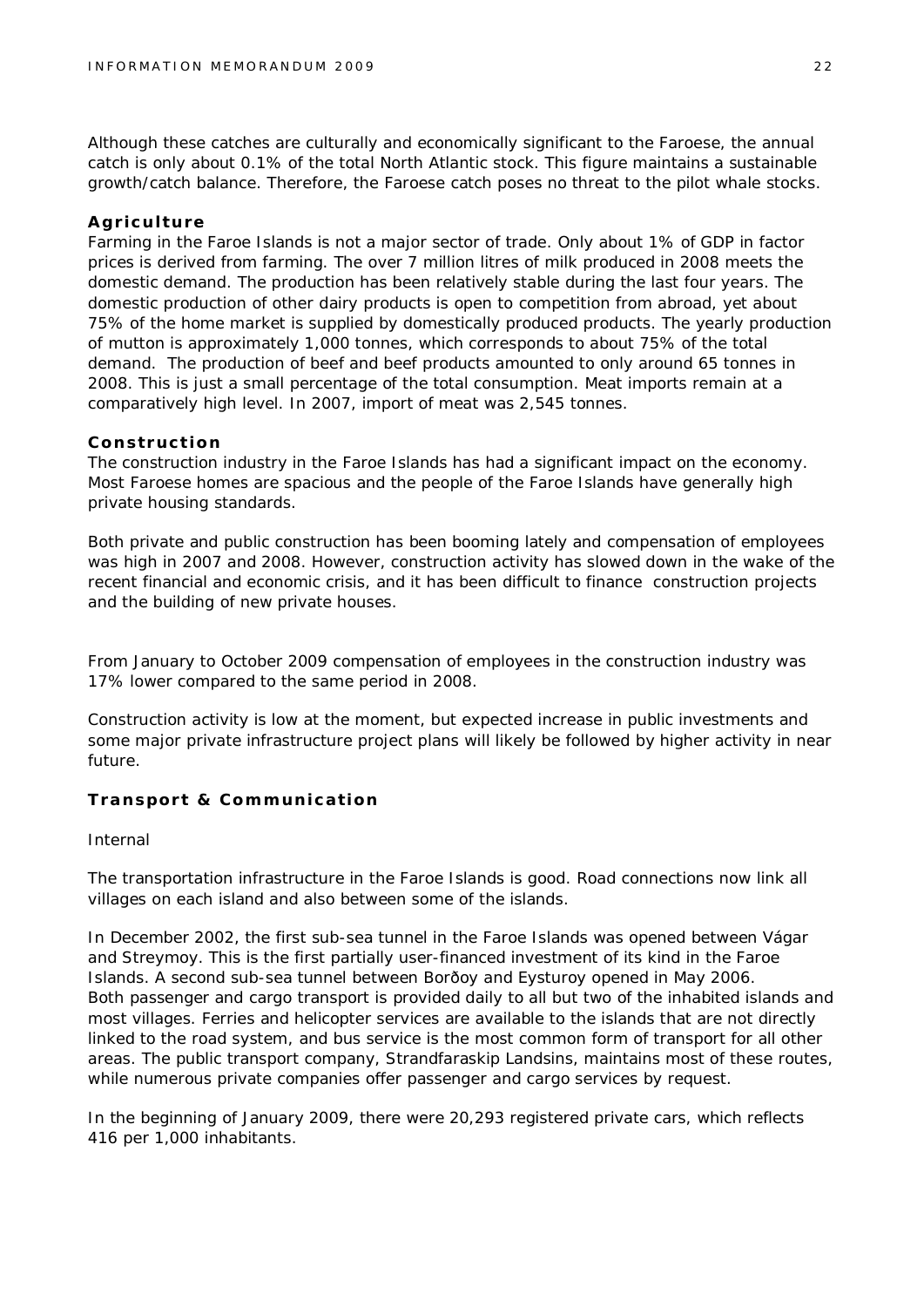Although these catches are culturally and economically significant to the Faroese, the annual catch is only about 0.1% of the total North Atlantic stock. This figure maintains a sustainable growth/catch balance. Therefore, the Faroese catch poses no threat to the pilot whale stocks.

### Agriculture

Farming in the Faroe Islands is not a major sector of trade. Only about 1% of GDP in factor prices is derived from farming. The over 7 million litres of milk produced in 2008 meets the domestic demand. The production has been relatively stable during the last four years. The domestic production of other dairy products is open to competition from abroad, yet about 75% of the home market is supplied by domestically produced products. The yearly production of mutton is approximately 1,000 tonnes, which corresponds to about 75% of the total demand. The production of beef and beef products amounted to only around 65 tonnes in 2008. This is just a small percentage of the total consumption. Meat imports remain at a comparatively high level. In 2007, import of meat was 2,545 tonnes.

### Construction

The construction industry in the Faroe Islands has had a significant impact on the economy. Most Faroese homes are spacious and the people of the Faroe Islands have generally high private housing standards.

Both private and public construction has been booming lately and compensation of employees was high in 2007 and 2008. However, construction activity has slowed down in the wake of the recent financial and economic crisis, and it has been difficult to finance construction projects and the building of new private houses.

From January to October 2009 compensation of employees in the construction industry was 17% lower compared to the same period in 2008.

Construction activity is low at the moment, but expected increase in public investments and some major private infrastructure project plans will likely be followed by higher activity in near future.

### Transport & Communication

Internal

The transportation infrastructure in the Faroe Islands is good. Road connections now link all villages on each island and also between some of the islands.

In December 2002, the first sub-sea tunnel in the Faroe Islands was opened between Vágar and Streymoy. This is the first partially user-financed investment of its kind in the Faroe Islands. A second sub-sea tunnel between Borðoy and Eysturoy opened in May 2006. Both passenger and cargo transport is provided daily to all but two of the inhabited islands and most villages. Ferries and helicopter services are available to the islands that are not directly linked to the road system, and bus service is the most common form of transport for all other areas. The public transport company, Strandfaraskip Landsins, maintains most of these routes, while numerous private companies offer passenger and cargo services by request.

In the beginning of January 2009, there were 20,293 registered private cars, which reflects 416 per 1,000 inhabitants.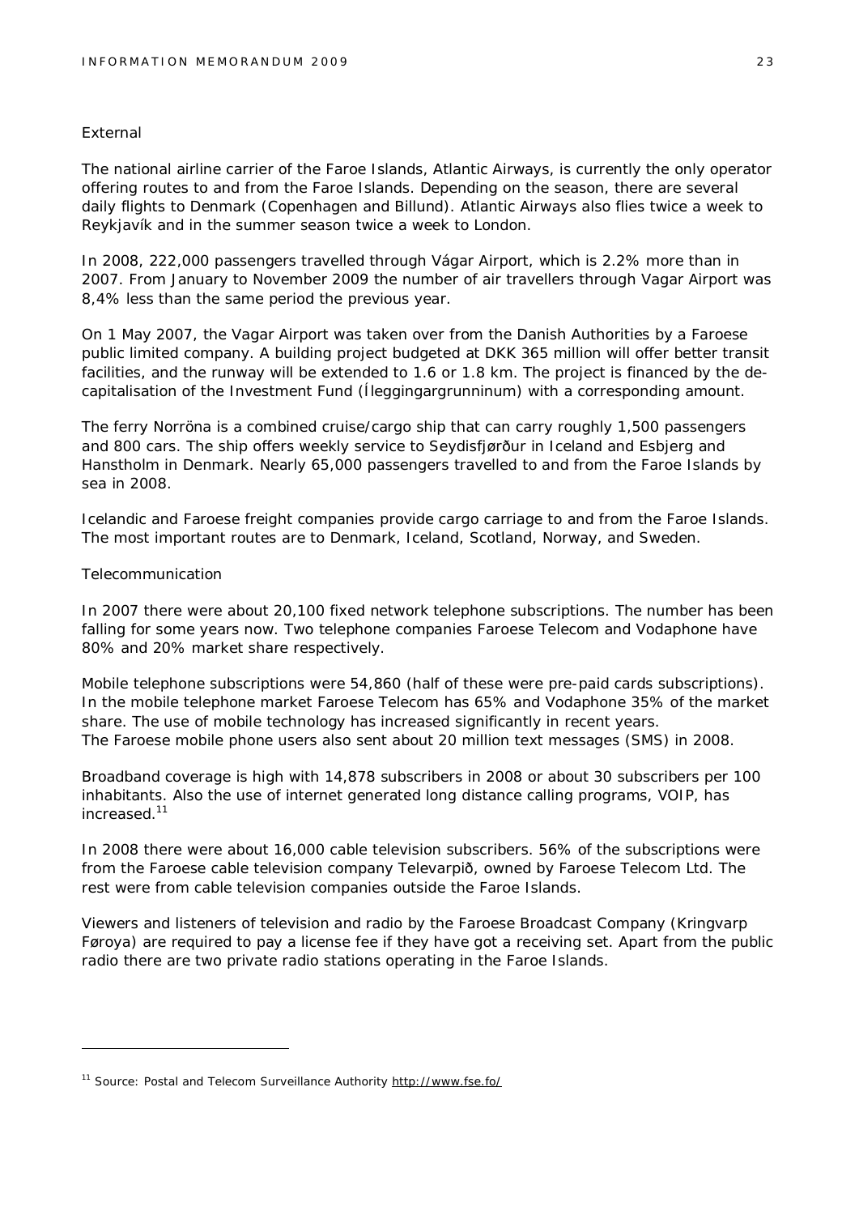External

The national airline carrier of the Faroe Islands, Atlantic Airways, is currently the only operator offering routes to and from the Faroe Islands. Depending on the season, there are several daily flights to Denmark (Copenhagen and Billund). Atlantic Airways also flies twice a week to Reykjavík and in the summer season twice a week to London.

In 2008, 222,000 passengers travelled through Vágar Airport, which is 2.2% more than in 2007. From January to November 2009 the number of air travellers through Vagar Airport was 8,4% less than the same period the previous year.

On 1 May 2007, the Vagar Airport was taken over from the Danish Authorities by a Faroese public limited company. A building project budgeted at DKK 365 million will offer better transit facilities, and the runway will be extended to 1.6 or 1.8 km. The project is financed by the de-capitalisation of the Investment Fund (Íleggingargrunninum) with a corresponding amount.

The ferry Norröna is a combined cruise/cargo ship that can carry roughly 1,500 passengers and 800 cars. The ship offers weekly service to Seydisfjørður in Iceland and Esbjerg and Hanstholm in Denmark. Nearly 65,000 passengers travelled to and from the Faroe Islands by sea in 2008.

Icelandic and Faroese freight companies provide cargo carriage to and from the Faroe Islands. The most important routes are to Denmark, Iceland, Scotland, Norway, and Sweden.

Telecommunication

In 2007 there were about 20,100 fixed network telephone subscriptions. The number has been falling for some years now. Two telephone companies Faroese Telecom and Vodaphone have 80% and 20% market share respectively.

Mobile telephone subscriptions were 54,860 (half of these were pre-paid cards subscriptions). In the mobile telephone market Faroese Telecom has 65% and Vodaphone 35% of the market share. The use of mobile technology has increased significantly in recent years.
The Faroese mobile phone users also sent about 20 million text messages (SMS) in 2008.

Broadband coverage is high with 14,878 subscribers in 2008 or about 30 subscribers per 100 inhabitants. Also the use of internet generated long distance calling programs, VOIP, has increased.[11]

In 2008 there were about 16,000 cable television subscribers. 56% of the subscriptions were from the Faroese cable television company Televarpið, owned by Faroese Telecom Ltd. The rest were from cable television companies outside the Faroe Islands.

Viewers and listeners of television and radio by the Faroese Broadcast Company (Kringvarp Føroya) are required to pay a license fee if they have got a receiving set. Apart from the public radio there are two private radio stations operating in the Faroe Islands.

---

[11] Source: Postal and Telecom Surveillance Authority http://www.fse.fo/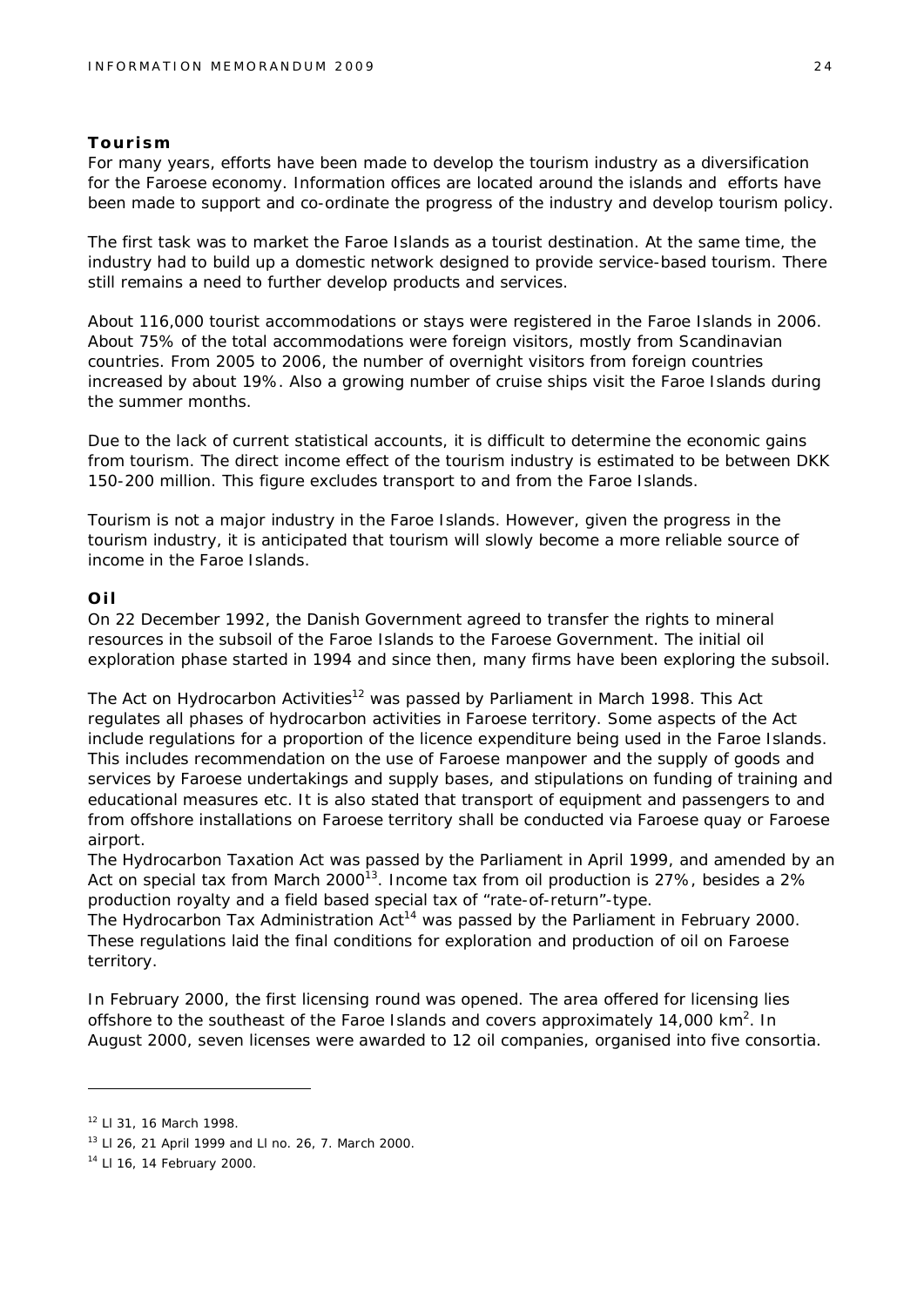## Tourism

For many years, efforts have been made to develop the tourism industry as a diversification for the Faroese economy. Information offices are located around the islands and efforts have been made to support and co-ordinate the progress of the industry and develop tourism policy.

The first task was to market the Faroe Islands as a tourist destination. At the same time, the industry had to build up a domestic network designed to provide service-based tourism. There still remains a need to further develop products and services.

About 116,000 tourist accommodations or stays were registered in the Faroe Islands in 2006. About 75% of the total accommodations were foreign visitors, mostly from Scandinavian countries. From 2005 to 2006, the number of overnight visitors from foreign countries increased by about 19%. Also a growing number of cruise ships visit the Faroe Islands during the summer months.

Due to the lack of current statistical accounts, it is difficult to determine the economic gains from tourism. The direct income effect of the tourism industry is estimated to be between DKK 150-200 million. This figure excludes transport to and from the Faroe Islands.

Tourism is not a major industry in the Faroe Islands. However, given the progress in the tourism industry, it is anticipated that tourism will slowly become a more reliable source of income in the Faroe Islands.

## Oil

On 22 December 1992, the Danish Government agreed to transfer the rights to mineral resources in the subsoil of the Faroe Islands to the Faroese Government. The initial oil exploration phase started in 1994 and since then, many firms have been exploring the subsoil.

The Act on Hydrocarbon Activities[12] was passed by Parliament in March 1998. This Act regulates all phases of hydrocarbon activities in Faroese territory. Some aspects of the Act include regulations for a proportion of the licence expenditure being used in the Faroe Islands. This includes recommendation on the use of Faroese manpower and the supply of goods and services by Faroese undertakings and supply bases, and stipulations on funding of training and educational measures etc. It is also stated that transport of equipment and passengers to and from offshore installations on Faroese territory shall be conducted via Faroese quay or Faroese airport.

The Hydrocarbon Taxation Act was passed by the Parliament in April 1999, and amended by an Act on special tax from March 2000[13]. Income tax from oil production is 27%, besides a 2% production royalty and a field based special tax of "rate-of-return"-type.

The Hydrocarbon Tax Administration Act[14] was passed by the Parliament in February 2000. These regulations laid the final conditions for exploration and production of oil on Faroese territory.

In February 2000, the first licensing round was opened. The area offered for licensing lies offshore to the southeast of the Faroe Islands and covers approximately 14,000 km$^2$. In August 2000, seven licenses were awarded to 12 oil companies, organised into five consortia.

---

[12] Ll 31, 16 March 1998.

[13] Ll 26, 21 April 1999 and Ll no. 26, 7. March 2000.

[14] Ll 16, 14 February 2000.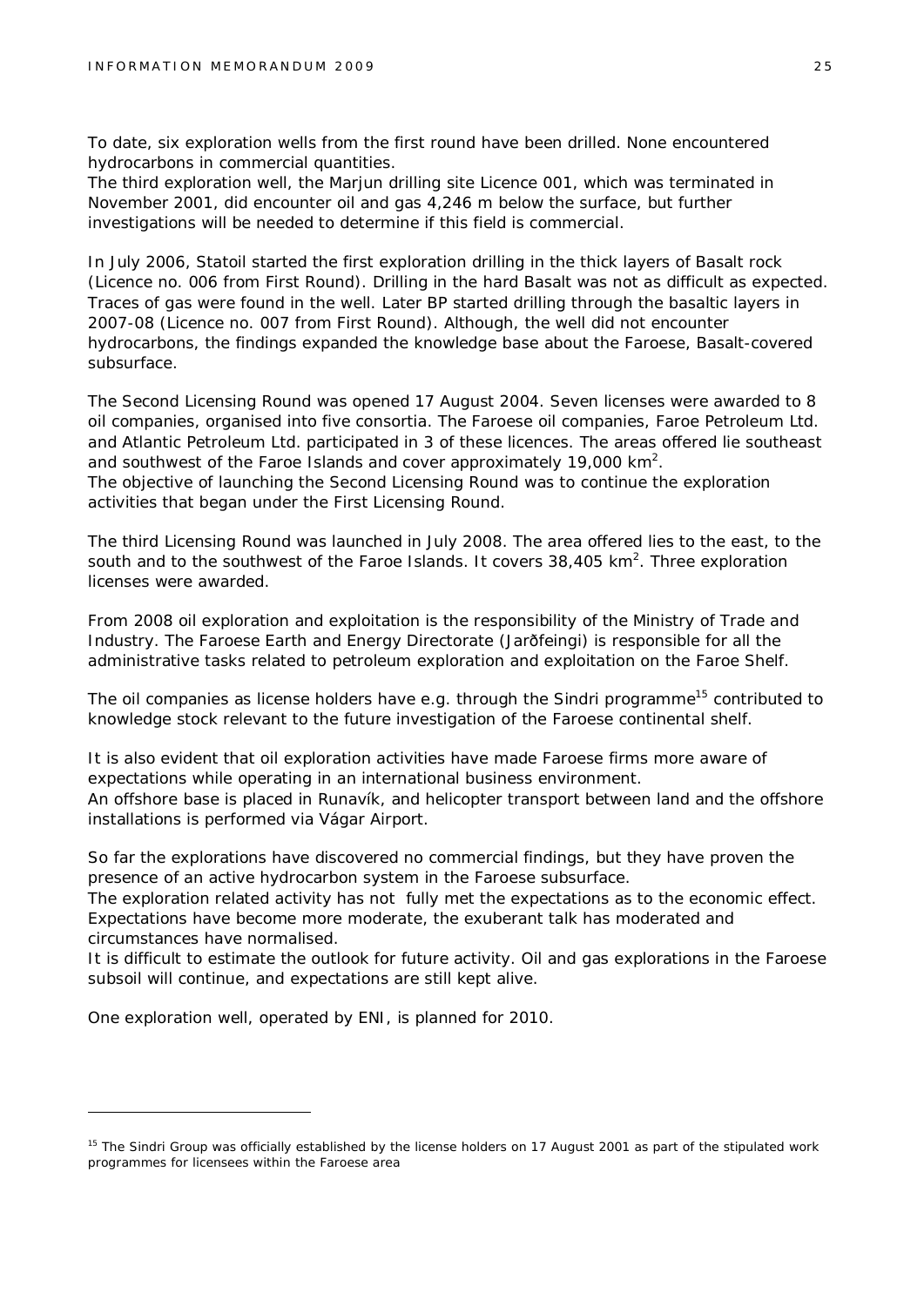To date, six exploration wells from the first round have been drilled. None encountered hydrocarbons in commercial quantities.
The third exploration well, the Marjun drilling site Licence 001, which was terminated in November 2001, did encounter oil and gas 4,246 m below the surface, but further investigations will be needed to determine if this field is commercial.

In July 2006, Statoil started the first exploration drilling in the thick layers of Basalt rock (Licence no. 006 from First Round). Drilling in the hard Basalt was not as difficult as expected. Traces of gas were found in the well. Later BP started drilling through the basaltic layers in 2007-08 (Licence no. 007 from First Round). Although, the well did not encounter hydrocarbons, the findings expanded the knowledge base about the Faroese, Basalt-covered subsurface.

The Second Licensing Round was opened 17 August 2004. Seven licenses were awarded to 8 oil companies, organised into five consortia. The Faroese oil companies, Faroe Petroleum Ltd. and Atlantic Petroleum Ltd. participated in 3 of these licences. The areas offered lie southeast and southwest of the Faroe Islands and cover approximately 19,000 km$^2$.
The objective of launching the Second Licensing Round was to continue the exploration activities that began under the First Licensing Round.

The third Licensing Round was launched in July 2008. The area offered lies to the east, to the south and to the southwest of the Faroe Islands. It covers 38,405 km$^2$. Three exploration licenses were awarded.

From 2008 oil exploration and exploitation is the responsibility of the Ministry of Trade and Industry. The Faroese Earth and Energy Directorate (Jarðfeingi) is responsible for all the administrative tasks related to petroleum exploration and exploitation on the Faroe Shelf.

The oil companies as license holders have e.g. through the Sindri programme[15] contributed to knowledge stock relevant to the future investigation of the Faroese continental shelf.

It is also evident that oil exploration activities have made Faroese firms more aware of expectations while operating in an international business environment.
An offshore base is placed in Runavík, and helicopter transport between land and the offshore installations is performed via Vágar Airport.

So far the explorations have discovered no commercial findings, but they have proven the presence of an active hydrocarbon system in the Faroese subsurface.
The exploration related activity has not fully met the expectations as to the economic effect. Expectations have become more moderate, the exuberant talk has moderated and circumstances have normalised.
It is difficult to estimate the outlook for future activity. Oil and gas explorations in the Faroese subsoil will continue, and expectations are still kept alive.

One exploration well, operated by ENI, is planned for 2010.

---

[15] The Sindri Group was officially established by the license holders on 17 August 2001 as part of the stipulated work programmes for licensees within the Faroese area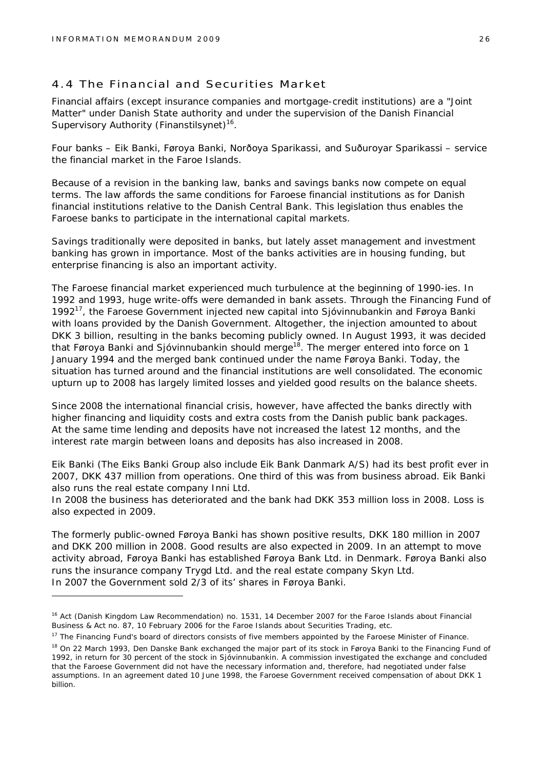## 4.4 The Financial and Securities Market

Financial affairs (except insurance companies and mortgage-credit institutions) are a "Joint Matter" under Danish State authority and under the supervision of the Danish Financial Supervisory Authority (Finanstilsynet)[16].

Four banks – Eik Banki, Føroya Banki, Norðoya Sparikassi, and Suðuroyar Sparikassi – service the financial market in the Faroe Islands.

Because of a revision in the banking law, banks and savings banks now compete on equal terms. The law affords the same conditions for Faroese financial institutions as for Danish financial institutions relative to the Danish Central Bank. This legislation thus enables the Faroese banks to participate in the international capital markets.

Savings traditionally were deposited in banks, but lately asset management and investment banking has grown in importance. Most of the banks activities are in housing funding, but enterprise financing is also an important activity.

The Faroese financial market experienced much turbulence at the beginning of 1990-ies. In 1992 and 1993, huge write-offs were demanded in bank assets. Through the Financing Fund of 1992[17], the Faroese Government injected new capital into Sjóvinnubankin and Føroya Banki with loans provided by the Danish Government. Altogether, the injection amounted to about DKK 3 billion, resulting in the banks becoming publicly owned. In August 1993, it was decided that Føroya Banki and Sjóvinnubankin should merge[18]. The merger entered into force on 1 January 1994 and the merged bank continued under the name Føroya Banki. Today, the situation has turned around and the financial institutions are well consolidated. The economic upturn up to 2008 has largely limited losses and yielded good results on the balance sheets.

Since 2008 the international financial crisis, however, have affected the banks directly with higher financing and liquidity costs and extra costs from the Danish public bank packages. At the same time lending and deposits have not increased the latest 12 months, and the interest rate margin between loans and deposits has also increased in 2008.

Eik Banki (The Eiks Banki Group also include Eik Bank Danmark A/S) had its best profit ever in 2007, DKK 437 million from operations. One third of this was from business abroad. Eik Banki also runs the real estate company Inni Ltd.
In 2008 the business has deteriorated and the bank had DKK 353 million loss in 2008. Loss is also expected in 2009.

The formerly public-owned Føroya Banki has shown positive results, DKK 180 million in 2007 and DKK 200 million in 2008. Good results are also expected in 2009. In an attempt to move activity abroad, Føroya Banki has established Føroya Bank Ltd. in Denmark. Føroya Banki also runs the insurance company Trygd Ltd. and the real estate company Skyn Ltd.
In 2007 the Government sold 2/3 of its' shares in Føroya Banki.

---

[16] Act (Danish Kingdom Law Recommendation) no. 1531, 14 December 2007 for the Faroe Islands about Financial Business & Act no. 87, 10 February 2006 for the Faroe Islands about Securities Trading, etc.

[17] The Financing Fund's board of directors consists of five members appointed by the Faroese Minister of Finance.

[18] On 22 March 1993, Den Danske Bank exchanged the major part of its stock in Føroya Banki to the Financing Fund of 1992, in return for 30 percent of the stock in Sjóvinnubankin. A commission investigated the exchange and concluded that the Faroese Government did not have the necessary information and, therefore, had negotiated under false assumptions. In an agreement dated 10 June 1998, the Faroese Government received compensation of about DKK 1 billion.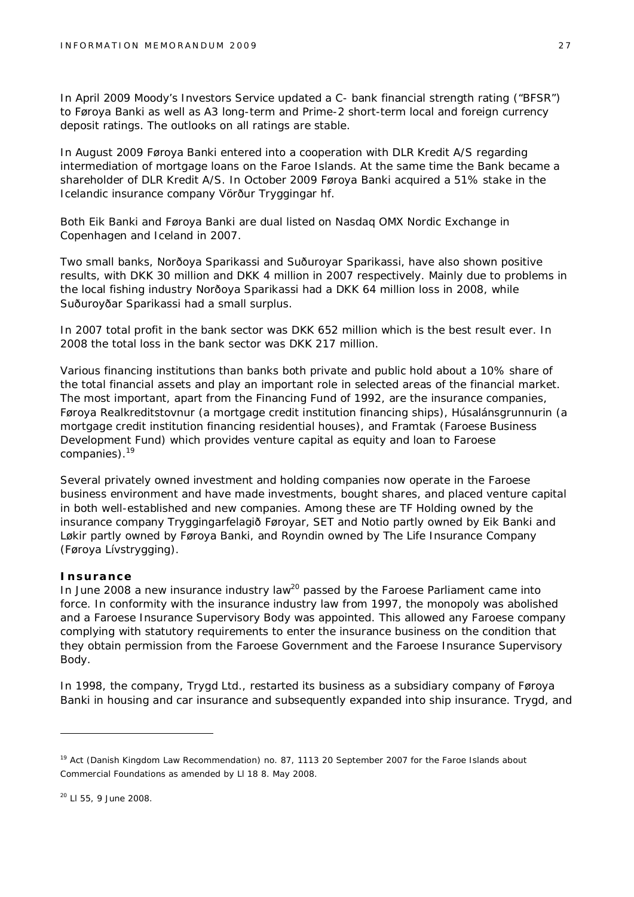In April 2009 Moody's Investors Service updated a C- bank financial strength rating ("BFSR") to Føroya Banki as well as A3 long-term and Prime-2 short-term local and foreign currency deposit ratings. The outlooks on all ratings are stable.

In August 2009 Føroya Banki entered into a cooperation with DLR Kredit A/S regarding intermediation of mortgage loans on the Faroe Islands. At the same time the Bank became a shareholder of DLR Kredit A/S. In October 2009 Føroya Banki acquired a 51% stake in the Icelandic insurance company Vörður Tryggingar hf.

Both Eik Banki and Føroya Banki are dual listed on Nasdaq OMX Nordic Exchange in Copenhagen and Iceland in 2007.

Two small banks, Norðoya Sparikassi and Suðuroyar Sparikassi, have also shown positive results, with DKK 30 million and DKK 4 million in 2007 respectively. Mainly due to problems in the local fishing industry Norðoya Sparikassi had a DKK 64 million loss in 2008, while Suðuroyðar Sparikassi had a small surplus.

In 2007 total profit in the bank sector was DKK 652 million which is the best result ever. In 2008 the total loss in the bank sector was DKK 217 million.

Various financing institutions than banks both private and public hold about a 10% share of the total financial assets and play an important role in selected areas of the financial market. The most important, apart from the Financing Fund of 1992, are the insurance companies, Føroya Realkreditstovnur (a mortgage credit institution financing ships), Húsalánsgrunnurin (a mortgage credit institution financing residential houses), and Framtak (Faroese Business Development Fund) which provides venture capital as equity and loan to Faroese companies).[19]

Several privately owned investment and holding companies now operate in the Faroese business environment and have made investments, bought shares, and placed venture capital in both well-established and new companies. Among these are TF Holding owned by the insurance company Tryggingarfelagið Føroyar, SET and Notio partly owned by Eik Banki and Løkir partly owned by Føroya Banki, and Royndin owned by The Life Insurance Company (Føroya Lívstrygging).

**Insurance**

In June 2008 a new insurance industry law[20] passed by the Faroese Parliament came into force. In conformity with the insurance industry law from 1997, the monopoly was abolished and a Faroese Insurance Supervisory Body was appointed. This allowed any Faroese company complying with statutory requirements to enter the insurance business on the condition that they obtain permission from the Faroese Government and the Faroese Insurance Supervisory Body.

In 1998, the company, Trygd Ltd., restarted its business as a subsidiary company of Føroya Banki in housing and car insurance and subsequently expanded into ship insurance. Trygd, and

---

[19] Act (Danish Kingdom Law Recommendation) no. 87, 1113 20 September 2007 for the Faroe Islands about Commercial Foundations as amended by Ll 18 8. May 2008.

[20] Ll 55, 9 June 2008.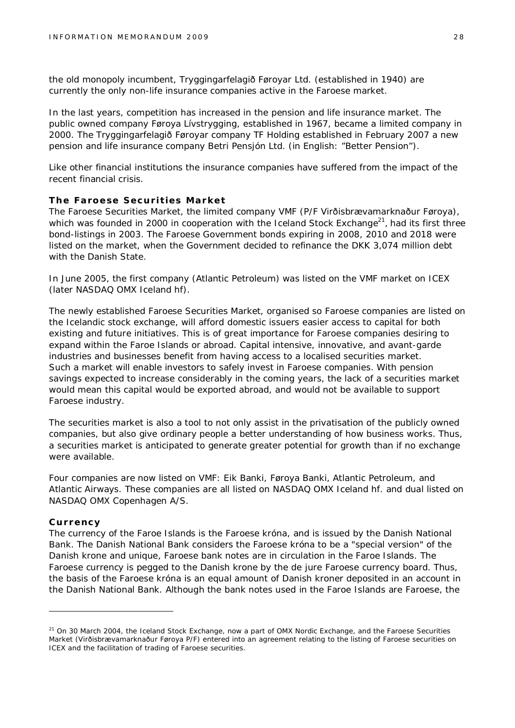the old monopoly incumbent, Tryggingarfelagið Føroyar Ltd. (established in 1940) are currently the only non-life insurance companies active in the Faroese market.

In the last years, competition has increased in the pension and life insurance market. The public owned company Føroya Lívstrygging, established in 1967, became a limited company in 2000. The Tryggingarfelagið Føroyar company TF Holding established in February 2007 a new pension and life insurance company Betri Pensjón Ltd. (in English: "Better Pension").

Like other financial institutions the insurance companies have suffered from the impact of the recent financial crisis.

### The Faroese Securities Market

The Faroese Securities Market, the limited company VMF (P/F Virðisbrævamarknaður Føroya), which was founded in 2000 in cooperation with the Iceland Stock Exchange[21], had its first three bond-listings in 2003. The Faroese Government bonds expiring in 2008, 2010 and 2018 were listed on the market, when the Government decided to refinance the DKK 3,074 million debt with the Danish State.

In June 2005, the first company (Atlantic Petroleum) was listed on the VMF market on ICEX (later NASDAQ OMX Iceland hf).

The newly established Faroese Securities Market, organised so Faroese companies are listed on the Icelandic stock exchange, will afford domestic issuers easier access to capital for both existing and future initiatives. This is of great importance for Faroese companies desiring to expand within the Faroe Islands or abroad. Capital intensive, innovative, and avant-garde industries and businesses benefit from having access to a localised securities market. Such a market will enable investors to safely invest in Faroese companies. With pension savings expected to increase considerably in the coming years, the lack of a securities market would mean this capital would be exported abroad, and would not be available to support Faroese industry.

The securities market is also a tool to not only assist in the privatisation of the publicly owned companies, but also give ordinary people a better understanding of how business works. Thus, a securities market is anticipated to generate greater potential for growth than if no exchange were available.

Four companies are now listed on VMF: Eik Banki, Føroya Banki, Atlantic Petroleum, and Atlantic Airways. These companies are all listed on NASDAQ OMX Iceland hf. and dual listed on NASDAQ OMX Copenhagen A/S.

### Currency

The currency of the Faroe Islands is the Faroese króna, and is issued by the Danish National Bank. The Danish National Bank considers the Faroese króna to be a "special version" of the Danish krone and unique, Faroese bank notes are in circulation in the Faroe Islands. The Faroese currency is pegged to the Danish krone by the de jure Faroese currency board. Thus, the basis of the Faroese króna is an equal amount of Danish kroner deposited in an account in the Danish National Bank. Although the bank notes used in the Faroe Islands are Faroese, the

---

[21] On 30 March 2004, the Iceland Stock Exchange, now a part of OMX Nordic Exchange, and the Faroese Securities Market (Virðisbrævamarknaður Føroya P/F) entered into an agreement relating to the listing of Faroese securities on ICEX and the facilitation of trading of Faroese securities.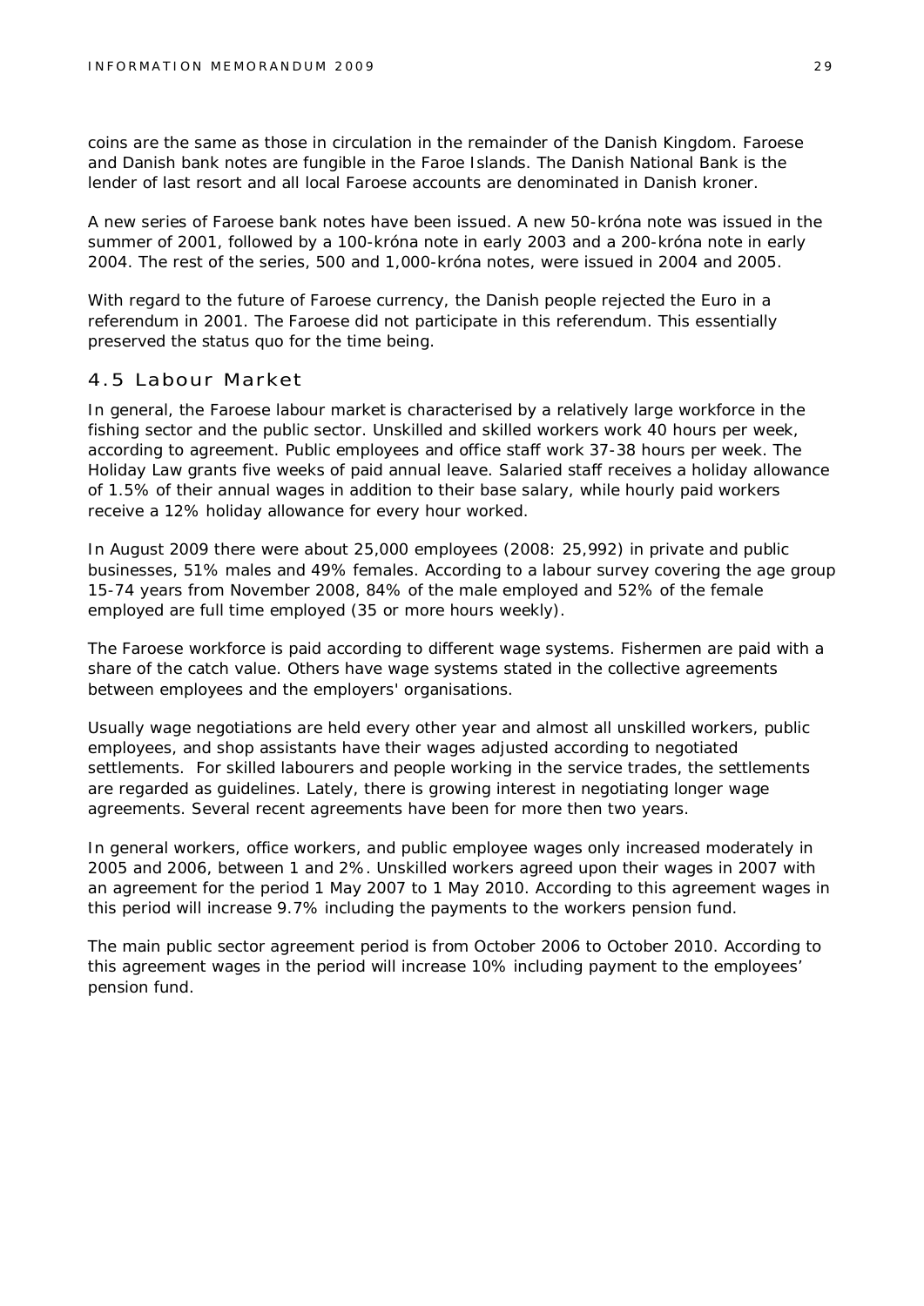coins are the same as those in circulation in the remainder of the Danish Kingdom. Faroese and Danish bank notes are fungible in the Faroe Islands. The Danish National Bank is the lender of last resort and all local Faroese accounts are denominated in Danish kroner.

A new series of Faroese bank notes have been issued. A new 50-króna note was issued in the summer of 2001, followed by a 100-króna note in early 2003 and a 200-króna note in early 2004. The rest of the series, 500 and 1,000-króna notes, were issued in 2004 and 2005.

With regard to the future of Faroese currency, the Danish people rejected the Euro in a referendum in 2001. The Faroese did not participate in this referendum. This essentially preserved the status quo for the time being.

## 4.5 Labour Market

In general, the Faroese labour market is characterised by a relatively large workforce in the fishing sector and the public sector. Unskilled and skilled workers work 40 hours per week, according to agreement. Public employees and office staff work 37-38 hours per week. The Holiday Law grants five weeks of paid annual leave. Salaried staff receives a holiday allowance of 1.5% of their annual wages in addition to their base salary, while hourly paid workers receive a 12% holiday allowance for every hour worked.

In August 2009 there were about 25,000 employees (2008: 25,992) in private and public businesses, 51% males and 49% females. According to a labour survey covering the age group 15-74 years from November 2008, 84% of the male employed and 52% of the female employed are full time employed (35 or more hours weekly).

The Faroese workforce is paid according to different wage systems. Fishermen are paid with a share of the catch value. Others have wage systems stated in the collective agreements between employees and the employers' organisations.

Usually wage negotiations are held every other year and almost all unskilled workers, public employees, and shop assistants have their wages adjusted according to negotiated settlements. For skilled labourers and people working in the service trades, the settlements are regarded as guidelines. Lately, there is growing interest in negotiating longer wage agreements. Several recent agreements have been for more then two years.

In general workers, office workers, and public employee wages only increased moderately in 2005 and 2006, between 1 and 2%. Unskilled workers agreed upon their wages in 2007 with an agreement for the period 1 May 2007 to 1 May 2010. According to this agreement wages in this period will increase 9.7% including the payments to the workers pension fund.

The main public sector agreement period is from October 2006 to October 2010. According to this agreement wages in the period will increase 10% including payment to the employees' pension fund.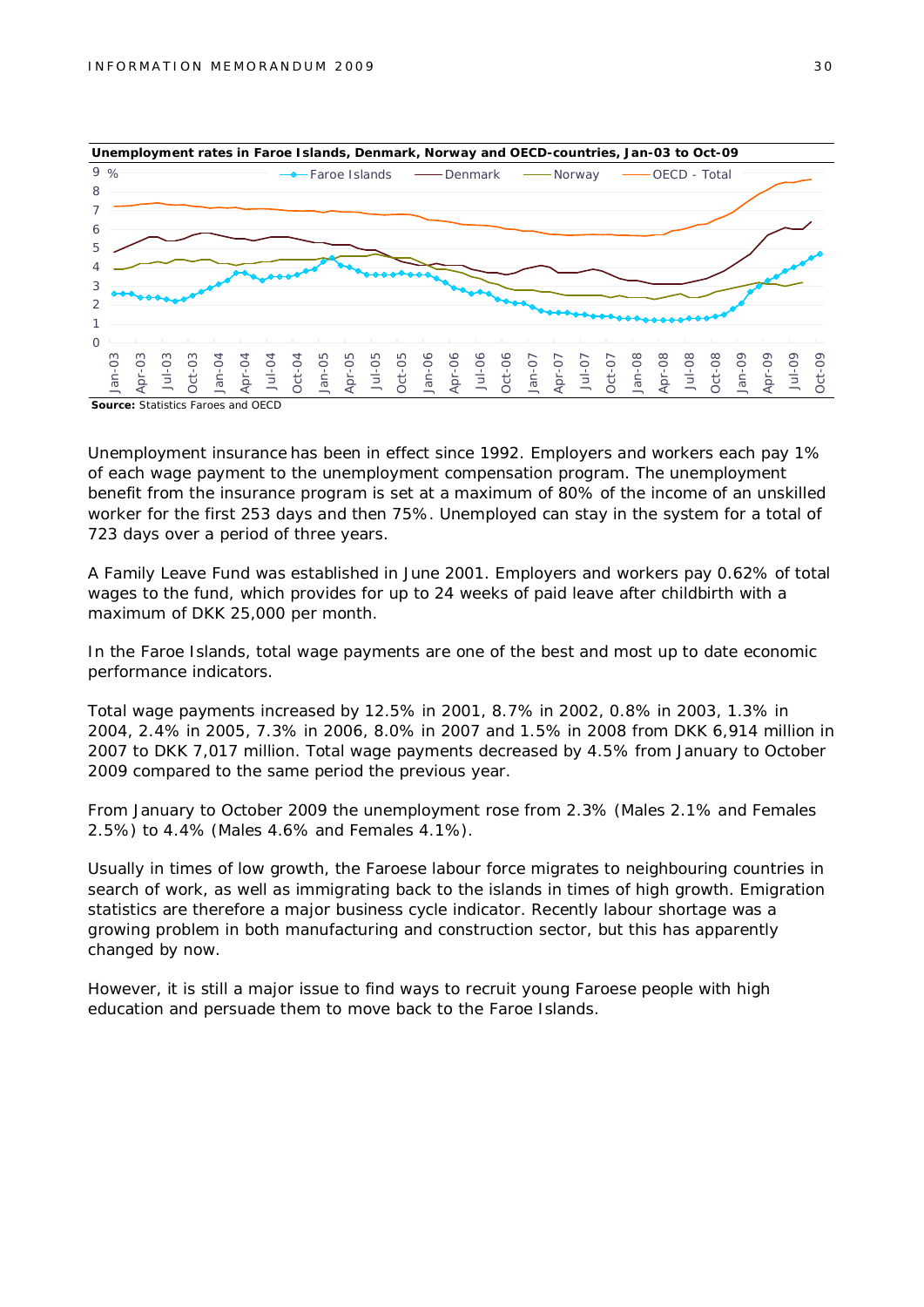**Unemployment rates in Faroe Islands, Denmark, Norway and OECD-countries, Jan-03 to Oct-09**

**Source:** Statistics Faroes and OECD

Unemployment insurance has been in effect since 1992. Employers and workers each pay 1% of each wage payment to the unemployment compensation program. The unemployment benefit from the insurance program is set at a maximum of 80% of the income of an unskilled worker for the first 253 days and then 75%. Unemployed can stay in the system for a total of 723 days over a period of three years.

A Family Leave Fund was established in June 2001. Employers and workers pay 0.62% of total wages to the fund, which provides for up to 24 weeks of paid leave after childbirth with a maximum of DKK 25,000 per month.

In the Faroe Islands, total wage payments are one of the best and most up to date economic performance indicators.

Total wage payments increased by 12.5% in 2001, 8.7% in 2002, 0.8% in 2003, 1.3% in 2004, 2.4% in 2005, 7.3% in 2006, 8.0% in 2007 and 1.5% in 2008 from DKK 6,914 million in 2007 to DKK 7,017 million. Total wage payments decreased by 4.5% from January to October 2009 compared to the same period the previous year.

From January to October 2009 the unemployment rose from 2.3% (Males 2.1% and Females 2.5%) to 4.4% (Males 4.6% and Females 4.1%).

Usually in times of low growth, the Faroese labour force migrates to neighbouring countries in search of work, as well as immigrating back to the islands in times of high growth. Emigration statistics are therefore a major business cycle indicator. Recently labour shortage was a growing problem in both manufacturing and construction sector, but this has apparently changed by now.

However, it is still a major issue to find ways to recruit young Faroese people with high education and persuade them to move back to the Faroe Islands.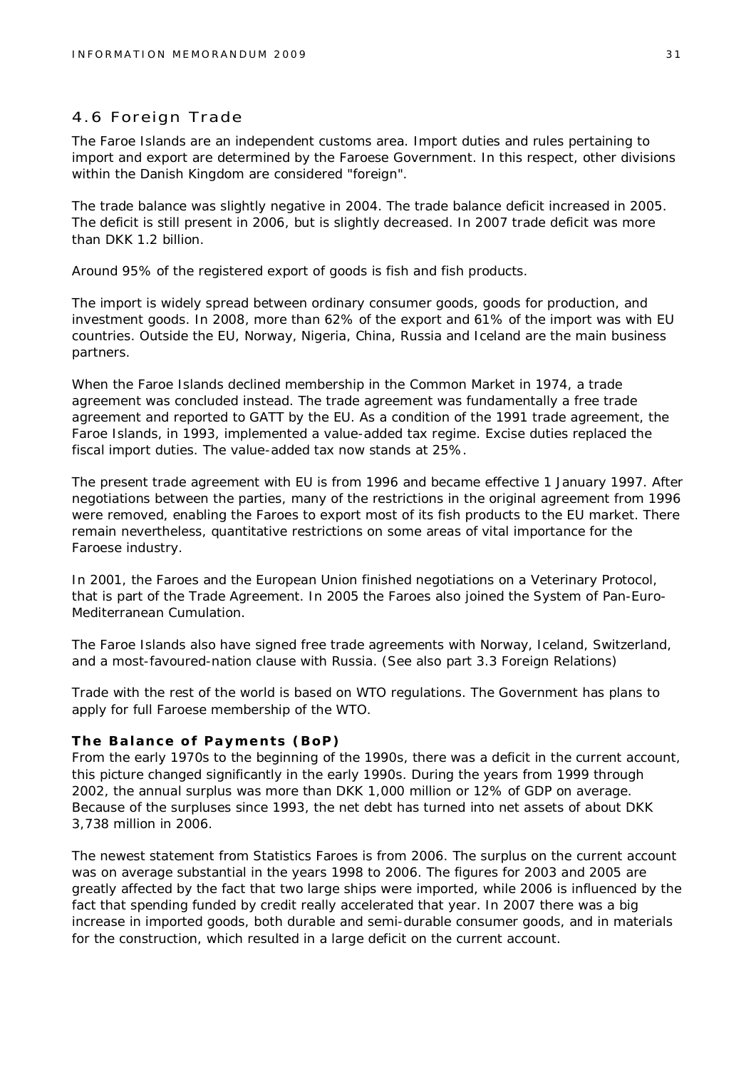## 4.6 Foreign Trade

The Faroe Islands are an independent customs area. Import duties and rules pertaining to import and export are determined by the Faroese Government. In this respect, other divisions within the Danish Kingdom are considered "foreign".

The trade balance was slightly negative in 2004. The trade balance deficit increased in 2005. The deficit is still present in 2006, but is slightly decreased. In 2007 trade deficit was more than DKK 1.2 billion.

Around 95% of the registered export of goods is fish and fish products.

The import is widely spread between ordinary consumer goods, goods for production, and investment goods. In 2008, more than 62% of the export and 61% of the import was with EU countries. Outside the EU, Norway, Nigeria, China, Russia and Iceland are the main business partners.

When the Faroe Islands declined membership in the Common Market in 1974, a trade agreement was concluded instead. The trade agreement was fundamentally a free trade agreement and reported to GATT by the EU. As a condition of the 1991 trade agreement, the Faroe Islands, in 1993, implemented a value-added tax regime. Excise duties replaced the fiscal import duties. The value-added tax now stands at 25%.

The present trade agreement with EU is from 1996 and became effective 1 January 1997. After negotiations between the parties, many of the restrictions in the original agreement from 1996 were removed, enabling the Faroes to export most of its fish products to the EU market. There remain nevertheless, quantitative restrictions on some areas of vital importance for the Faroese industry.

In 2001, the Faroes and the European Union finished negotiations on a Veterinary Protocol, that is part of the Trade Agreement. In 2005 the Faroes also joined the System of Pan-Euro-Mediterranean Cumulation.

The Faroe Islands also have signed free trade agreements with Norway, Iceland, Switzerland, and a most-favoured-nation clause with Russia. (See also part 3.3 Foreign Relations)

Trade with the rest of the world is based on WTO regulations. The Government has plans to apply for full Faroese membership of the WTO.

**The Balance of Payments (BoP)**

From the early 1970s to the beginning of the 1990s, there was a deficit in the current account, this picture changed significantly in the early 1990s. During the years from 1999 through 2002, the annual surplus was more than DKK 1,000 million or 12% of GDP on average. Because of the surpluses since 1993, the net debt has turned into net assets of about DKK 3,738 million in 2006.

The newest statement from Statistics Faroes is from 2006. The surplus on the current account was on average substantial in the years 1998 to 2006. The figures for 2003 and 2005 are greatly affected by the fact that two large ships were imported, while 2006 is influenced by the fact that spending funded by credit really accelerated that year. In 2007 there was a big increase in imported goods, both durable and semi-durable consumer goods, and in materials for the construction, which resulted in a large deficit on the current account.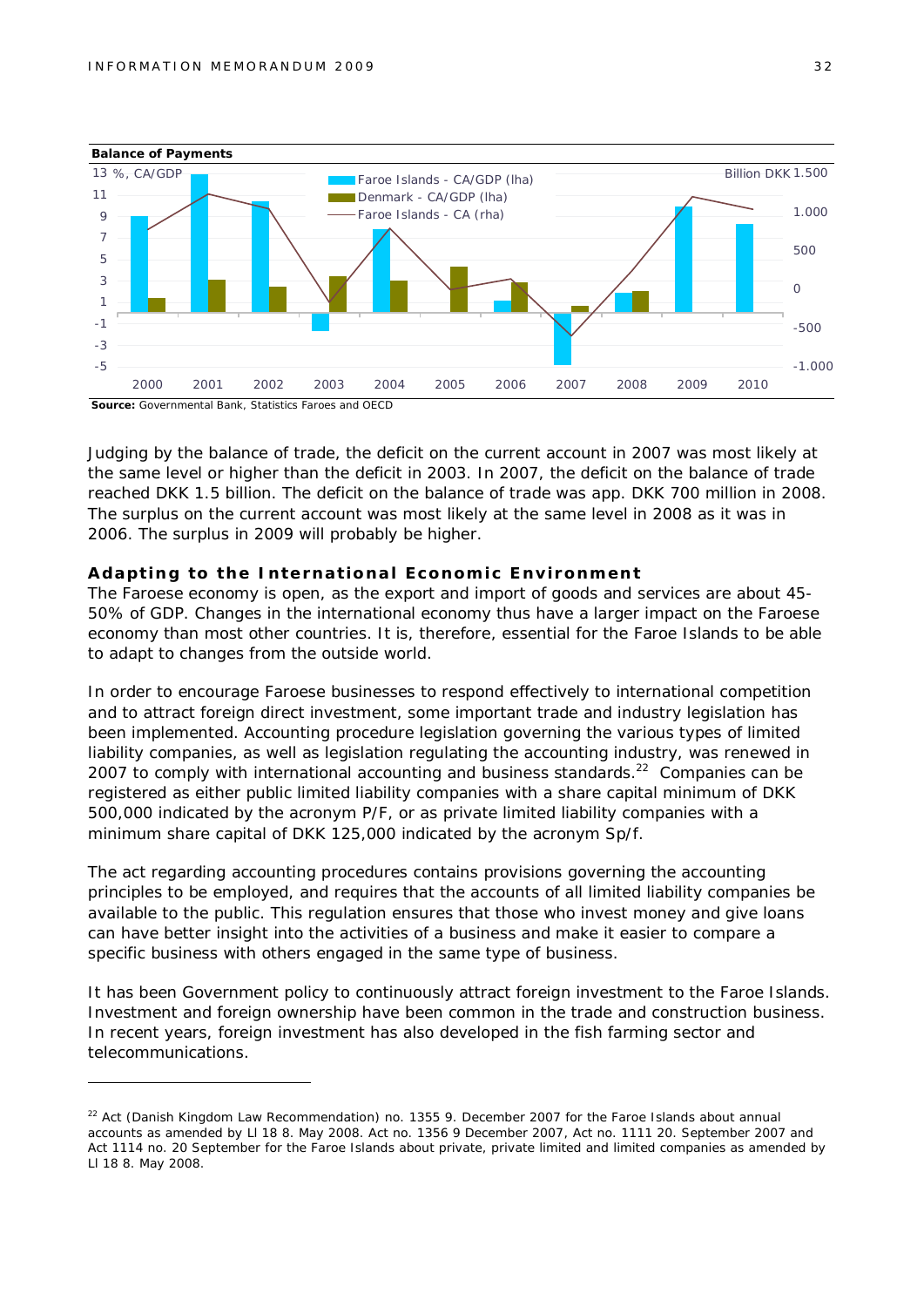**Balance of Payments**

Source: Governmental Bank, Statistics Faroes and OECD

Judging by the balance of trade, the deficit on the current account in 2007 was most likely at the same level or higher than the deficit in 2003. In 2007, the deficit on the balance of trade reached DKK 1.5 billion. The deficit on the balance of trade was app. DKK 700 million in 2008. The surplus on the current account was most likely at the same level in 2008 as it was in 2006. The surplus in 2009 will probably be higher.

## Adapting to the International Economic Environment

The Faroese economy is open, as the export and import of goods and services are about 45-50% of GDP. Changes in the international economy thus have a larger impact on the Faroese economy than most other countries. It is, therefore, essential for the Faroe Islands to be able to adapt to changes from the outside world.

In order to encourage Faroese businesses to respond effectively to international competition and to attract foreign direct investment, some important trade and industry legislation has been implemented. Accounting procedure legislation governing the various types of limited liability companies, as well as legislation regulating the accounting industry, was renewed in 2007 to comply with international accounting and business standards.[22] Companies can be registered as either public limited liability companies with a share capital minimum of DKK 500,000 indicated by the acronym P/F, or as private limited liability companies with a minimum share capital of DKK 125,000 indicated by the acronym Sp/f.

The act regarding accounting procedures contains provisions governing the accounting principles to be employed, and requires that the accounts of all limited liability companies be available to the public. This regulation ensures that those who invest money and give loans can have better insight into the activities of a business and make it easier to compare a specific business with others engaged in the same type of business.

It has been Government policy to continuously attract foreign investment to the Faroe Islands. Investment and foreign ownership have been common in the trade and construction business. In recent years, foreign investment has also developed in the fish farming sector and telecommunications.

---

[22] Act (Danish Kingdom Law Recommendation) no. 1355 9. December 2007 for the Faroe Islands about annual accounts as amended by Ll 18 8. May 2008. Act no. 1356 9 December 2007, Act no. 1111 20. September 2007 and Act 1114 no. 20 September for the Faroe Islands about private, private limited and limited companies as amended by Ll 18 8. May 2008.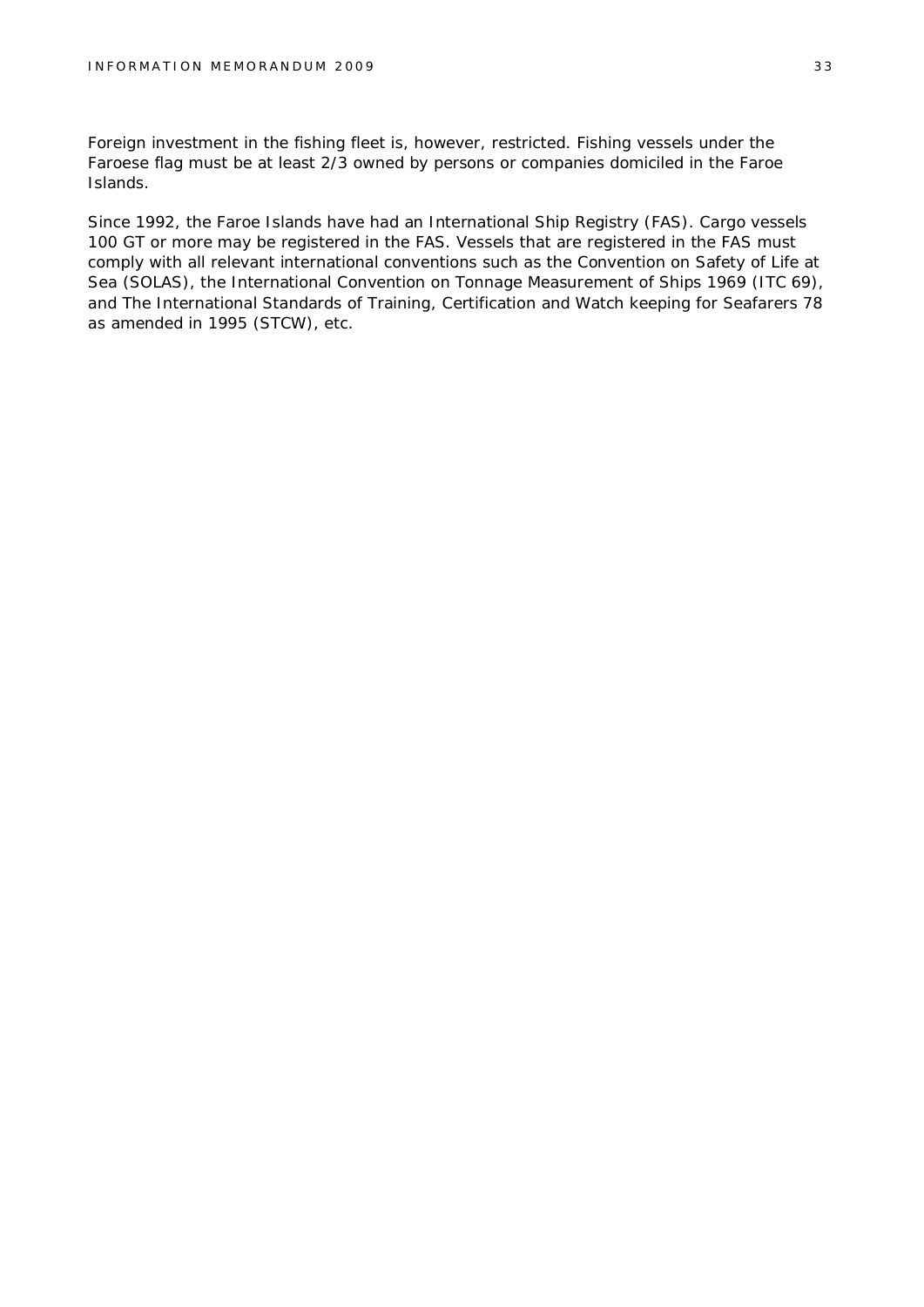Foreign investment in the fishing fleet is, however, restricted. Fishing vessels under the Faroese flag must be at least 2/3 owned by persons or companies domiciled in the Faroe Islands.

Since 1992, the Faroe Islands have had an International Ship Registry (FAS). Cargo vessels 100 GT or more may be registered in the FAS. Vessels that are registered in the FAS must comply with all relevant international conventions such as the Convention on Safety of Life at Sea (SOLAS), the International Convention on Tonnage Measurement of Ships 1969 (ITC 69), and The International Standards of Training, Certification and Watch keeping for Seafarers 78 as amended in 1995 (STCW), etc.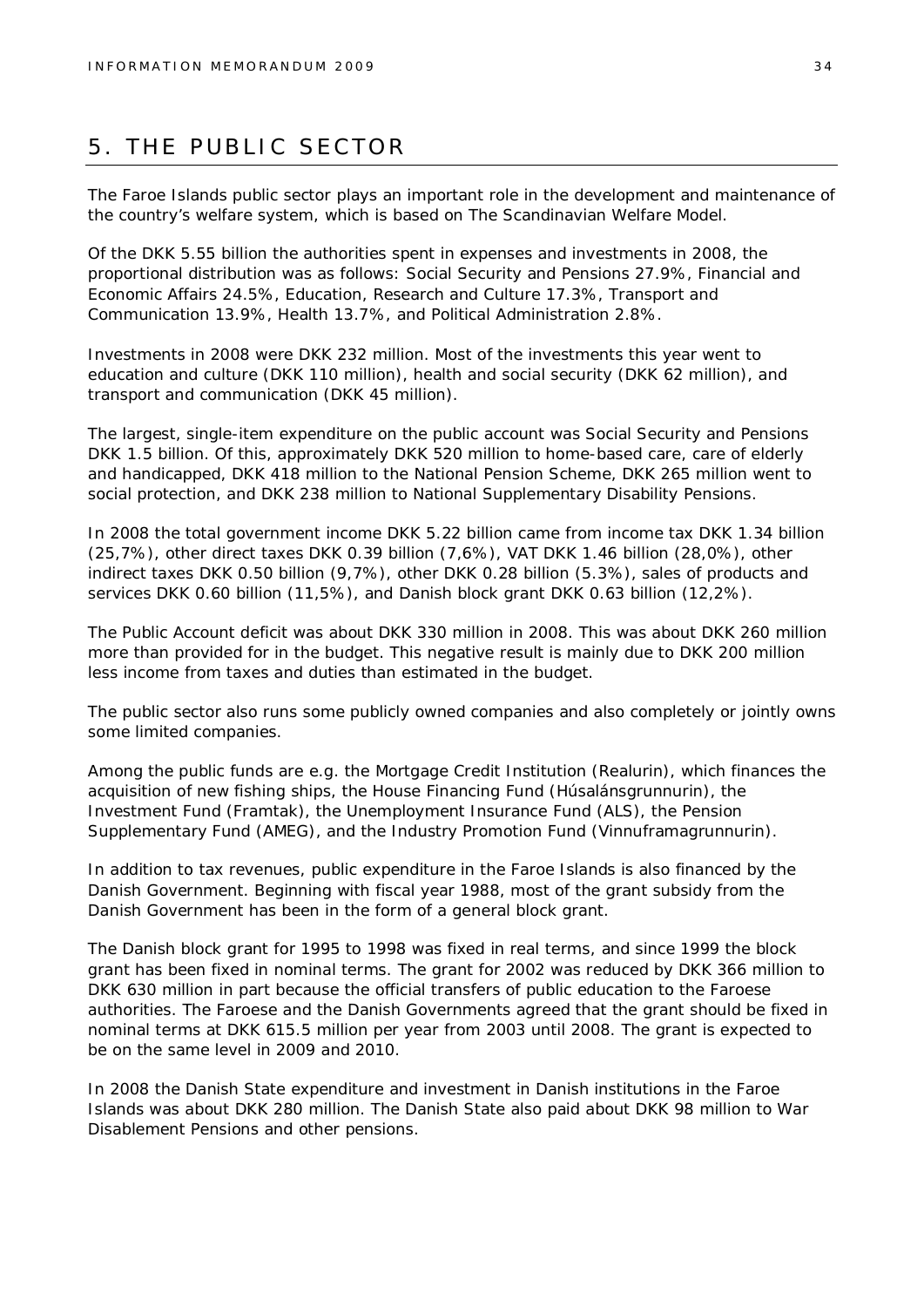# 5. THE PUBLIC SECTOR

The Faroe Islands public sector plays an important role in the development and maintenance of the country's welfare system, which is based on The Scandinavian Welfare Model.

Of the DKK 5.55 billion the authorities spent in expenses and investments in 2008, the proportional distribution was as follows: Social Security and Pensions 27.9%, Financial and Economic Affairs 24.5%, Education, Research and Culture 17.3%, Transport and Communication 13.9%, Health 13.7%, and Political Administration 2.8%.

Investments in 2008 were DKK 232 million. Most of the investments this year went to education and culture (DKK 110 million), health and social security (DKK 62 million), and transport and communication (DKK 45 million).

The largest, single-item expenditure on the public account was Social Security and Pensions DKK 1.5 billion. Of this, approximately DKK 520 million to home-based care, care of elderly and handicapped, DKK 418 million to the National Pension Scheme, DKK 265 million went to social protection, and DKK 238 million to National Supplementary Disability Pensions.

In 2008 the total government income DKK 5.22 billion came from income tax DKK 1.34 billion (25,7%), other direct taxes DKK 0.39 billion (7,6%), VAT DKK 1.46 billion (28,0%), other indirect taxes DKK 0.50 billion (9,7%), other DKK 0.28 billion (5.3%), sales of products and services DKK 0.60 billion (11,5%), and Danish block grant DKK 0.63 billion (12,2%).

The Public Account deficit was about DKK 330 million in 2008. This was about DKK 260 million more than provided for in the budget. This negative result is mainly due to DKK 200 million less income from taxes and duties than estimated in the budget.

The public sector also runs some publicly owned companies and also completely or jointly owns some limited companies.

Among the public funds are e.g. the Mortgage Credit Institution (Realurin), which finances the acquisition of new fishing ships, the House Financing Fund (Húsalánsgrunnurin), the Investment Fund (Framtak), the Unemployment Insurance Fund (ALS), the Pension Supplementary Fund (AMEG), and the Industry Promotion Fund (Vinnuframagrunnurin).

In addition to tax revenues, public expenditure in the Faroe Islands is also financed by the Danish Government. Beginning with fiscal year 1988, most of the grant subsidy from the Danish Government has been in the form of a general block grant.

The Danish block grant for 1995 to 1998 was fixed in real terms, and since 1999 the block grant has been fixed in nominal terms. The grant for 2002 was reduced by DKK 366 million to DKK 630 million in part because the official transfers of public education to the Faroese authorities. The Faroese and the Danish Governments agreed that the grant should be fixed in nominal terms at DKK 615.5 million per year from 2003 until 2008. The grant is expected to be on the same level in 2009 and 2010.

In 2008 the Danish State expenditure and investment in Danish institutions in the Faroe Islands was about DKK 280 million. The Danish State also paid about DKK 98 million to War Disablement Pensions and other pensions.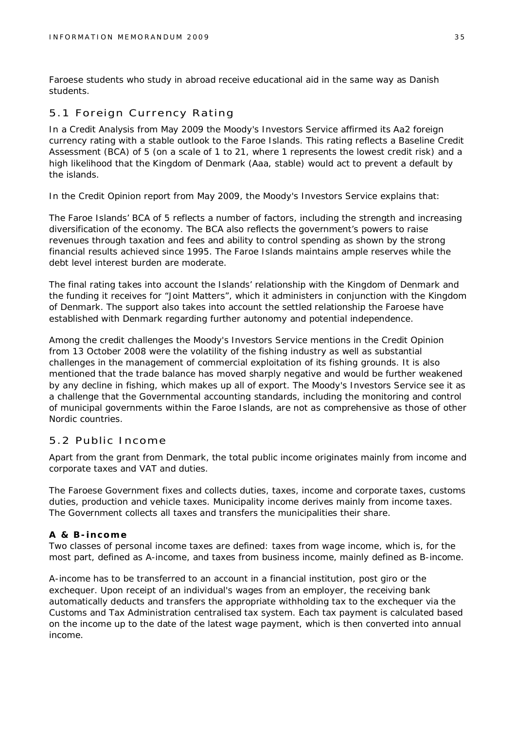Faroese students who study in abroad receive educational aid in the same way as Danish students.

## 5.1 Foreign Currency Rating

In a Credit Analysis from May 2009 the Moody's Investors Service affirmed its Aa2 foreign currency rating with a stable outlook to the Faroe Islands. This rating reflects a Baseline Credit Assessment (BCA) of 5 (on a scale of 1 to 21, where 1 represents the lowest credit risk) and a high likelihood that the Kingdom of Denmark (Aaa, stable) would act to prevent a default by the islands.

In the Credit Opinion report from May 2009, the Moody's Investors Service explains that:

The Faroe Islands' BCA of 5 reflects a number of factors, including the strength and increasing diversification of the economy. The BCA also reflects the government's powers to raise revenues through taxation and fees and ability to control spending as shown by the strong financial results achieved since 1995. The Faroe Islands maintains ample reserves while the debt level interest burden are moderate.

The final rating takes into account the Islands' relationship with the Kingdom of Denmark and the funding it receives for "Joint Matters", which it administers in conjunction with the Kingdom of Denmark. The support also takes into account the settled relationship the Faroese have established with Denmark regarding further autonomy and potential independence.

Among the credit challenges the Moody's Investors Service mentions in the Credit Opinion from 13 October 2008 were the volatility of the fishing industry as well as substantial challenges in the management of commercial exploitation of its fishing grounds. It is also mentioned that the trade balance has moved sharply negative and would be further weakened by any decline in fishing, which makes up all of export. The Moody's Investors Service see it as a challenge that the Governmental accounting standards, including the monitoring and control of municipal governments within the Faroe Islands, are not as comprehensive as those of other Nordic countries.

## 5.2 Public Income

Apart from the grant from Denmark, the total public income originates mainly from income and corporate taxes and VAT and duties.

The Faroese Government fixes and collects duties, taxes, income and corporate taxes, customs duties, production and vehicle taxes. Municipality income derives mainly from income taxes. The Government collects all taxes and transfers the municipalities their share.

**A & B-income**

Two classes of personal income taxes are defined: taxes from wage income, which is, for the most part, defined as A-income, and taxes from business income, mainly defined as B-income.

A-income has to be transferred to an account in a financial institution, post giro or the exchequer. Upon receipt of an individual's wages from an employer, the receiving bank automatically deducts and transfers the appropriate withholding tax to the exchequer via the Customs and Tax Administration centralised tax system. Each tax payment is calculated based on the income up to the date of the latest wage payment, which is then converted into annual income.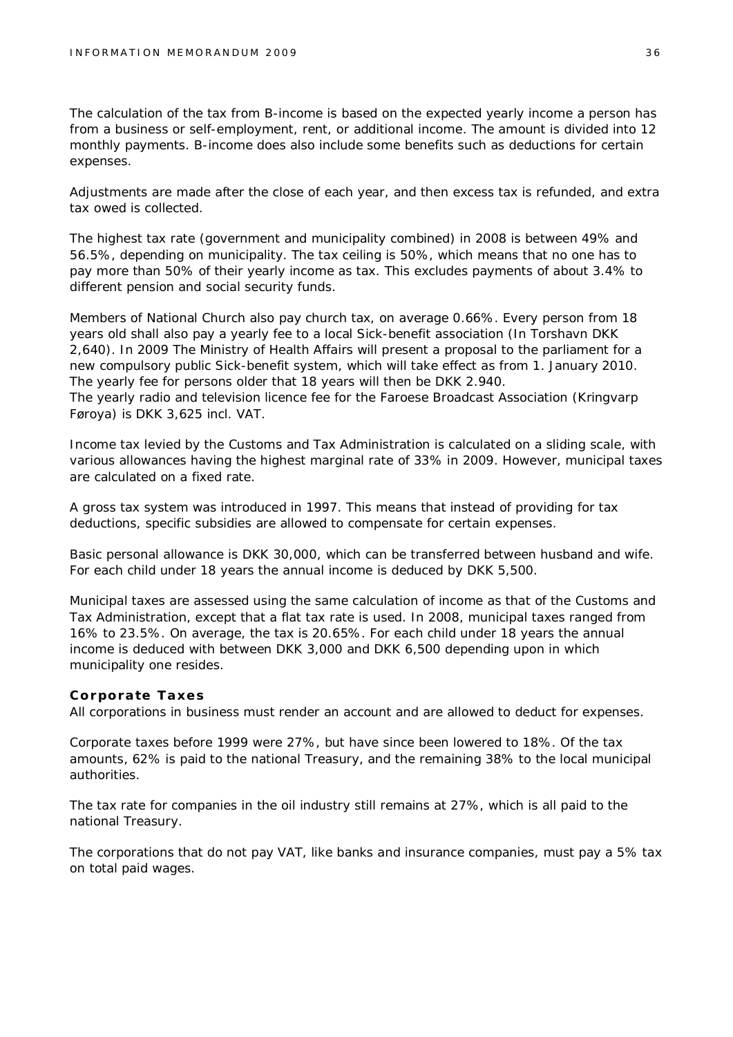The calculation of the tax from B-income is based on the expected yearly income a person has from a business or self-employment, rent, or additional income. The amount is divided into 12 monthly payments. B-income does also include some benefits such as deductions for certain expenses.

Adjustments are made after the close of each year, and then excess tax is refunded, and extra tax owed is collected.

The highest tax rate (government and municipality combined) in 2008 is between 49% and 56.5%, depending on municipality. The tax ceiling is 50%, which means that no one has to pay more than 50% of their yearly income as tax. This excludes payments of about 3.4% to different pension and social security funds.

Members of National Church also pay church tax, on average 0.66%. Every person from 18 years old shall also pay a yearly fee to a local Sick-benefit association (In Torshavn DKK 2,640). In 2009 The Ministry of Health Affairs will present a proposal to the parliament for a new compulsory public Sick-benefit system, which will take effect as from 1. January 2010. The yearly fee for persons older that 18 years will then be DKK 2.940.
The yearly radio and television licence fee for the Faroese Broadcast Association (Kringvarp Føroya) is DKK 3,625 incl. VAT.

Income tax levied by the Customs and Tax Administration is calculated on a sliding scale, with various allowances having the highest marginal rate of 33% in 2009. However, municipal taxes are calculated on a fixed rate.

A gross tax system was introduced in 1997. This means that instead of providing for tax deductions, specific subsidies are allowed to compensate for certain expenses.

Basic personal allowance is DKK 30,000, which can be transferred between husband and wife. For each child under 18 years the annual income is deduced by DKK 5,500.

Municipal taxes are assessed using the same calculation of income as that of the Customs and Tax Administration, except that a flat tax rate is used. In 2008, municipal taxes ranged from 16% to 23.5%. On average, the tax is 20.65%. For each child under 18 years the annual income is deduced with between DKK 3,000 and DKK 6,500 depending upon in which municipality one resides.

### Corporate Taxes

All corporations in business must render an account and are allowed to deduct for expenses.

Corporate taxes before 1999 were 27%, but have since been lowered to 18%. Of the tax amounts, 62% is paid to the national Treasury, and the remaining 38% to the local municipal authorities.

The tax rate for companies in the oil industry still remains at 27%, which is all paid to the national Treasury.

The corporations that do not pay VAT, like banks and insurance companies, must pay a 5% tax on total paid wages.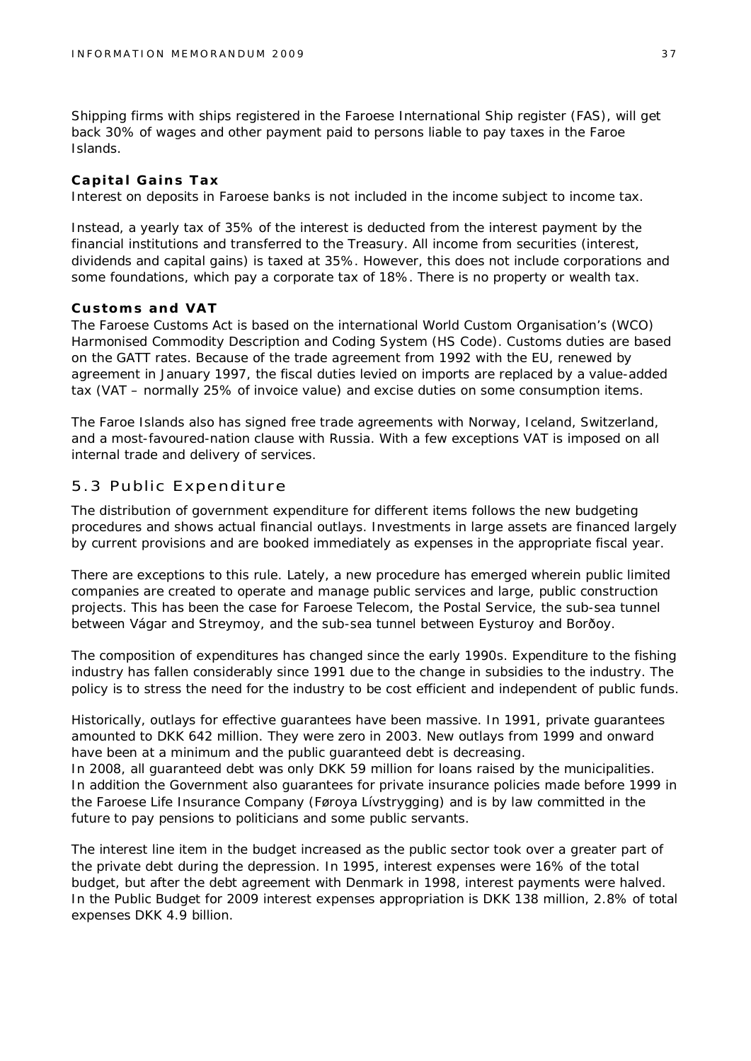Shipping firms with ships registered in the Faroese International Ship register (FAS), will get back 30% of wages and other payment paid to persons liable to pay taxes in the Faroe Islands.

**Capital Gains Tax**

Interest on deposits in Faroese banks is not included in the income subject to income tax.

Instead, a yearly tax of 35% of the interest is deducted from the interest payment by the financial institutions and transferred to the Treasury. All income from securities (interest, dividends and capital gains) is taxed at 35%. However, this does not include corporations and some foundations, which pay a corporate tax of 18%. There is no property or wealth tax.

**Customs and VAT**

The Faroese Customs Act is based on the international World Custom Organisation's (WCO) Harmonised Commodity Description and Coding System (HS Code). Customs duties are based on the GATT rates. Because of the trade agreement from 1992 with the EU, renewed by agreement in January 1997, the fiscal duties levied on imports are replaced by a value-added tax (VAT – normally 25% of invoice value) and excise duties on some consumption items.

The Faroe Islands also has signed free trade agreements with Norway, Iceland, Switzerland, and a most-favoured-nation clause with Russia. With a few exceptions VAT is imposed on all internal trade and delivery of services.

## 5.3 Public Expenditure

The distribution of government expenditure for different items follows the new budgeting procedures and shows actual financial outlays. Investments in large assets are financed largely by current provisions and are booked immediately as expenses in the appropriate fiscal year.

There are exceptions to this rule. Lately, a new procedure has emerged wherein public limited companies are created to operate and manage public services and large, public construction projects. This has been the case for Faroese Telecom, the Postal Service, the sub-sea tunnel between Vágar and Streymoy, and the sub-sea tunnel between Eysturoy and Borðoy.

The composition of expenditures has changed since the early 1990s. Expenditure to the fishing industry has fallen considerably since 1991 due to the change in subsidies to the industry. The policy is to stress the need for the industry to be cost efficient and independent of public funds.

Historically, outlays for effective guarantees have been massive. In 1991, private guarantees amounted to DKK 642 million. They were zero in 2003. New outlays from 1999 and onward have been at a minimum and the public guaranteed debt is decreasing.
In 2008, all guaranteed debt was only DKK 59 million for loans raised by the municipalities. In addition the Government also guarantees for private insurance policies made before 1999 in the Faroese Life Insurance Company (Føroya Lívstrygging) and is by law committed in the future to pay pensions to politicians and some public servants.

The interest line item in the budget increased as the public sector took over a greater part of the private debt during the depression. In 1995, interest expenses were 16% of the total budget, but after the debt agreement with Denmark in 1998, interest payments were halved. In the Public Budget for 2009 interest expenses appropriation is DKK 138 million, 2.8% of total expenses DKK 4.9 billion.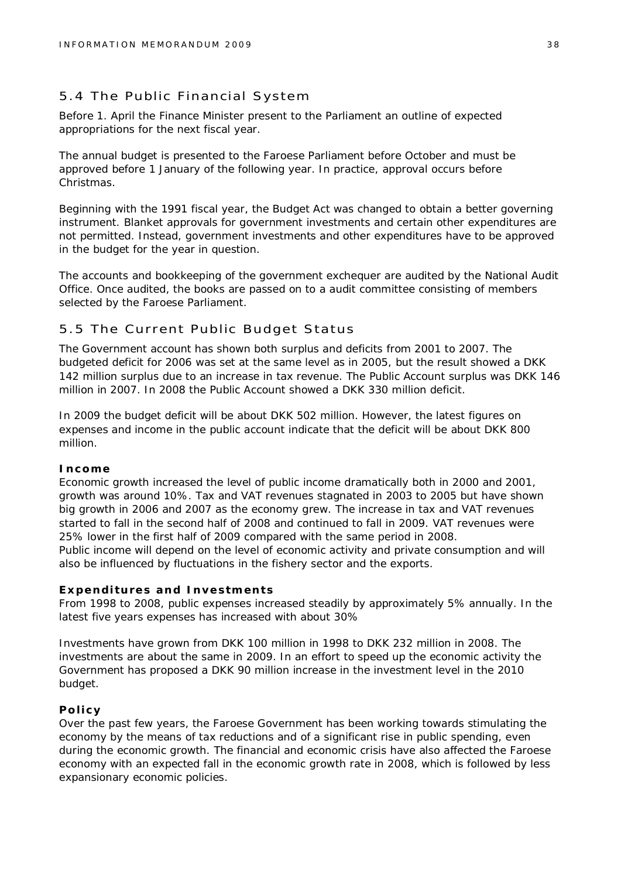## 5.4 The Public Financial System

Before 1. April the Finance Minister present to the Parliament an outline of expected appropriations for the next fiscal year.

The annual budget is presented to the Faroese Parliament before October and must be approved before 1 January of the following year. In practice, approval occurs before Christmas.

Beginning with the 1991 fiscal year, the Budget Act was changed to obtain a better governing instrument. Blanket approvals for government investments and certain other expenditures are not permitted. Instead, government investments and other expenditures have to be approved in the budget for the year in question.

The accounts and bookkeeping of the government exchequer are audited by the National Audit Office. Once audited, the books are passed on to a audit committee consisting of members selected by the Faroese Parliament.

## 5.5 The Current Public Budget Status

The Government account has shown both surplus and deficits from 2001 to 2007. The budgeted deficit for 2006 was set at the same level as in 2005, but the result showed a DKK 142 million surplus due to an increase in tax revenue. The Public Account surplus was DKK 146 million in 2007. In 2008 the Public Account showed a DKK 330 million deficit.

In 2009 the budget deficit will be about DKK 502 million. However, the latest figures on expenses and income in the public account indicate that the deficit will be about DKK 800 million.

**Income**

Economic growth increased the level of public income dramatically both in 2000 and 2001, growth was around 10%. Tax and VAT revenues stagnated in 2003 to 2005 but have shown big growth in 2006 and 2007 as the economy grew. The increase in tax and VAT revenues started to fall in the second half of 2008 and continued to fall in 2009. VAT revenues were 25% lower in the first half of 2009 compared with the same period in 2008.
Public income will depend on the level of economic activity and private consumption and will also be influenced by fluctuations in the fishery sector and the exports.

**Expenditures and Investments**

From 1998 to 2008, public expenses increased steadily by approximately 5% annually. In the latest five years expenses has increased with about 30%

Investments have grown from DKK 100 million in 1998 to DKK 232 million in 2008. The investments are about the same in 2009. In an effort to speed up the economic activity the Government has proposed a DKK 90 million increase in the investment level in the 2010 budget.

**Policy**

Over the past few years, the Faroese Government has been working towards stimulating the economy by the means of tax reductions and of a significant rise in public spending, even during the economic growth. The financial and economic crisis have also affected the Faroese economy with an expected fall in the economic growth rate in 2008, which is followed by less expansionary economic policies.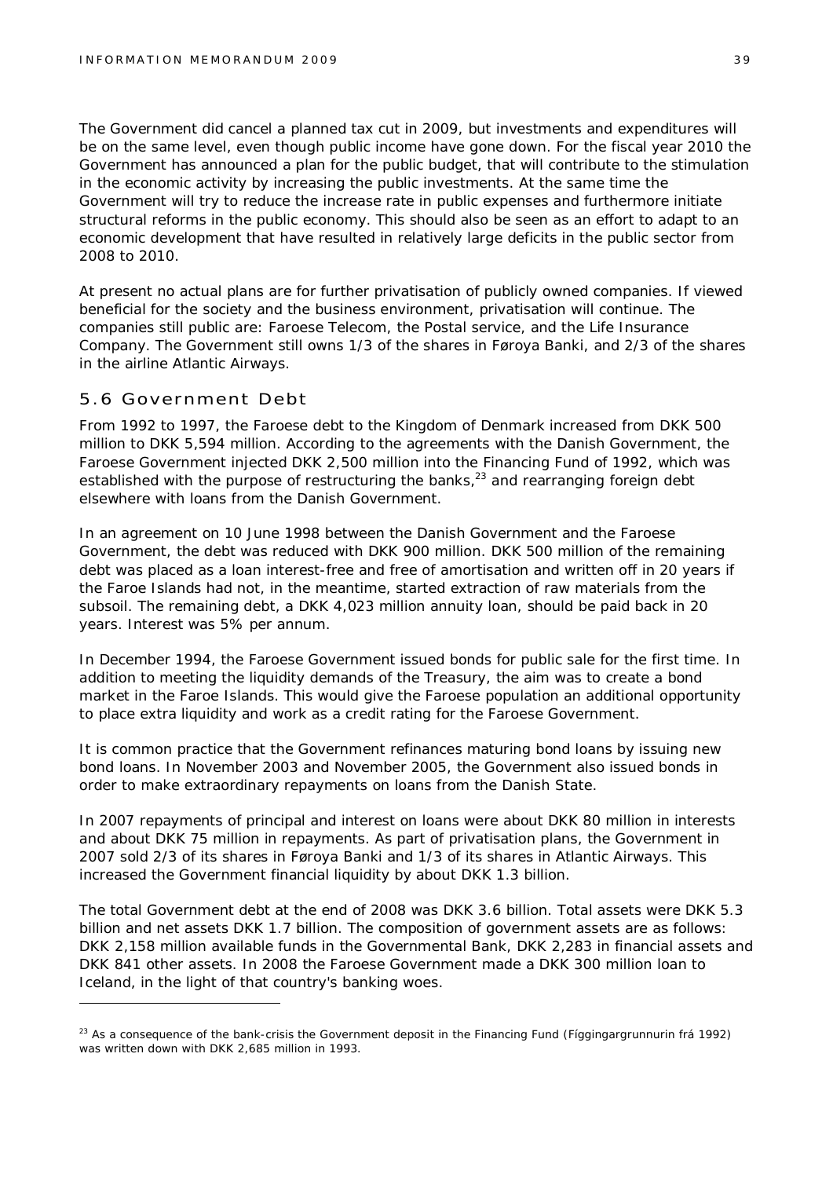The Government did cancel a planned tax cut in 2009, but investments and expenditures will be on the same level, even though public income have gone down. For the fiscal year 2010 the Government has announced a plan for the public budget, that will contribute to the stimulation in the economic activity by increasing the public investments. At the same time the Government will try to reduce the increase rate in public expenses and furthermore initiate structural reforms in the public economy. This should also be seen as an effort to adapt to an economic development that have resulted in relatively large deficits in the public sector from 2008 to 2010.

At present no actual plans are for further privatisation of publicly owned companies. If viewed beneficial for the society and the business environment, privatisation will continue. The companies still public are: Faroese Telecom, the Postal service, and the Life Insurance Company. The Government still owns 1/3 of the shares in Føroya Banki, and 2/3 of the shares in the airline Atlantic Airways.

## 5.6 Government Debt

From 1992 to 1997, the Faroese debt to the Kingdom of Denmark increased from DKK 500 million to DKK 5,594 million. According to the agreements with the Danish Government, the Faroese Government injected DKK 2,500 million into the Financing Fund of 1992, which was established with the purpose of restructuring the banks,[23] and rearranging foreign debt elsewhere with loans from the Danish Government.

In an agreement on 10 June 1998 between the Danish Government and the Faroese Government, the debt was reduced with DKK 900 million. DKK 500 million of the remaining debt was placed as a loan interest-free and free of amortisation and written off in 20 years if the Faroe Islands had not, in the meantime, started extraction of raw materials from the subsoil. The remaining debt, a DKK 4,023 million annuity loan, should be paid back in 20 years. Interest was 5% per annum.

In December 1994, the Faroese Government issued bonds for public sale for the first time. In addition to meeting the liquidity demands of the Treasury, the aim was to create a bond market in the Faroe Islands. This would give the Faroese population an additional opportunity to place extra liquidity and work as a credit rating for the Faroese Government.

It is common practice that the Government refinances maturing bond loans by issuing new bond loans. In November 2003 and November 2005, the Government also issued bonds in order to make extraordinary repayments on loans from the Danish State.

In 2007 repayments of principal and interest on loans were about DKK 80 million in interests and about DKK 75 million in repayments. As part of privatisation plans, the Government in 2007 sold 2/3 of its shares in Føroya Banki and 1/3 of its shares in Atlantic Airways. This increased the Government financial liquidity by about DKK 1.3 billion.

The total Government debt at the end of 2008 was DKK 3.6 billion. Total assets were DKK 5.3 billion and net assets DKK 1.7 billion. The composition of government assets are as follows: DKK 2,158 million available funds in the Governmental Bank, DKK 2,283 in financial assets and DKK 841 other assets. In 2008 the Faroese Government made a DKK 300 million loan to Iceland, in the light of that country's banking woes.

---

[23] As a consequence of the bank-crisis the Government deposit in the Financing Fund (Fíggingargrunnurin frá 1992) was written down with DKK 2,685 million in 1993.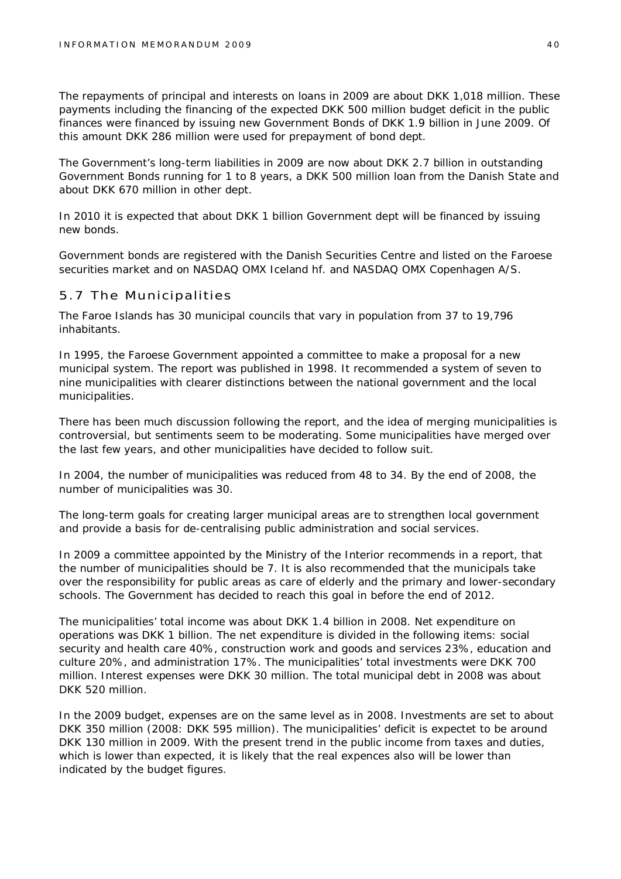The repayments of principal and interests on loans in 2009 are about DKK 1,018 million. These payments including the financing of the expected DKK 500 million budget deficit in the public finances were financed by issuing new Government Bonds of DKK 1.9 billion in June 2009. Of this amount DKK 286 million were used for prepayment of bond dept.

The Government's long-term liabilities in 2009 are now about DKK 2.7 billion in outstanding Government Bonds running for 1 to 8 years, a DKK 500 million loan from the Danish State and about DKK 670 million in other dept.

In 2010 it is expected that about DKK 1 billion Government dept will be financed by issuing new bonds.

Government bonds are registered with the Danish Securities Centre and listed on the Faroese securities market and on NASDAQ OMX Iceland hf. and NASDAQ OMX Copenhagen A/S.

## 5.7 The Municipalities

The Faroe Islands has 30 municipal councils that vary in population from 37 to 19,796 inhabitants.

In 1995, the Faroese Government appointed a committee to make a proposal for a new municipal system. The report was published in 1998. It recommended a system of seven to nine municipalities with clearer distinctions between the national government and the local municipalities.

There has been much discussion following the report, and the idea of merging municipalities is controversial, but sentiments seem to be moderating. Some municipalities have merged over the last few years, and other municipalities have decided to follow suit.

In 2004, the number of municipalities was reduced from 48 to 34. By the end of 2008, the number of municipalities was 30.

The long-term goals for creating larger municipal areas are to strengthen local government and provide a basis for de-centralising public administration and social services.

In 2009 a committee appointed by the Ministry of the Interior recommends in a report, that the number of municipalities should be 7. It is also recommended that the municipals take over the responsibility for public areas as care of elderly and the primary and lower-secondary schools. The Government has decided to reach this goal in before the end of 2012.

The municipalities' total income was about DKK 1.4 billion in 2008. Net expenditure on operations was DKK 1 billion. The net expenditure is divided in the following items: social security and health care 40%, construction work and goods and services 23%, education and culture 20%, and administration 17%. The municipalities' total investments were DKK 700 million. Interest expenses were DKK 30 million. The total municipal debt in 2008 was about DKK 520 million.

In the 2009 budget, expenses are on the same level as in 2008. Investments are set to about DKK 350 million (2008: DKK 595 million). The municipalities' deficit is expectet to be around DKK 130 million in 2009. With the present trend in the public income from taxes and duties, which is lower than expected, it is likely that the real expences also will be lower than indicated by the budget figures.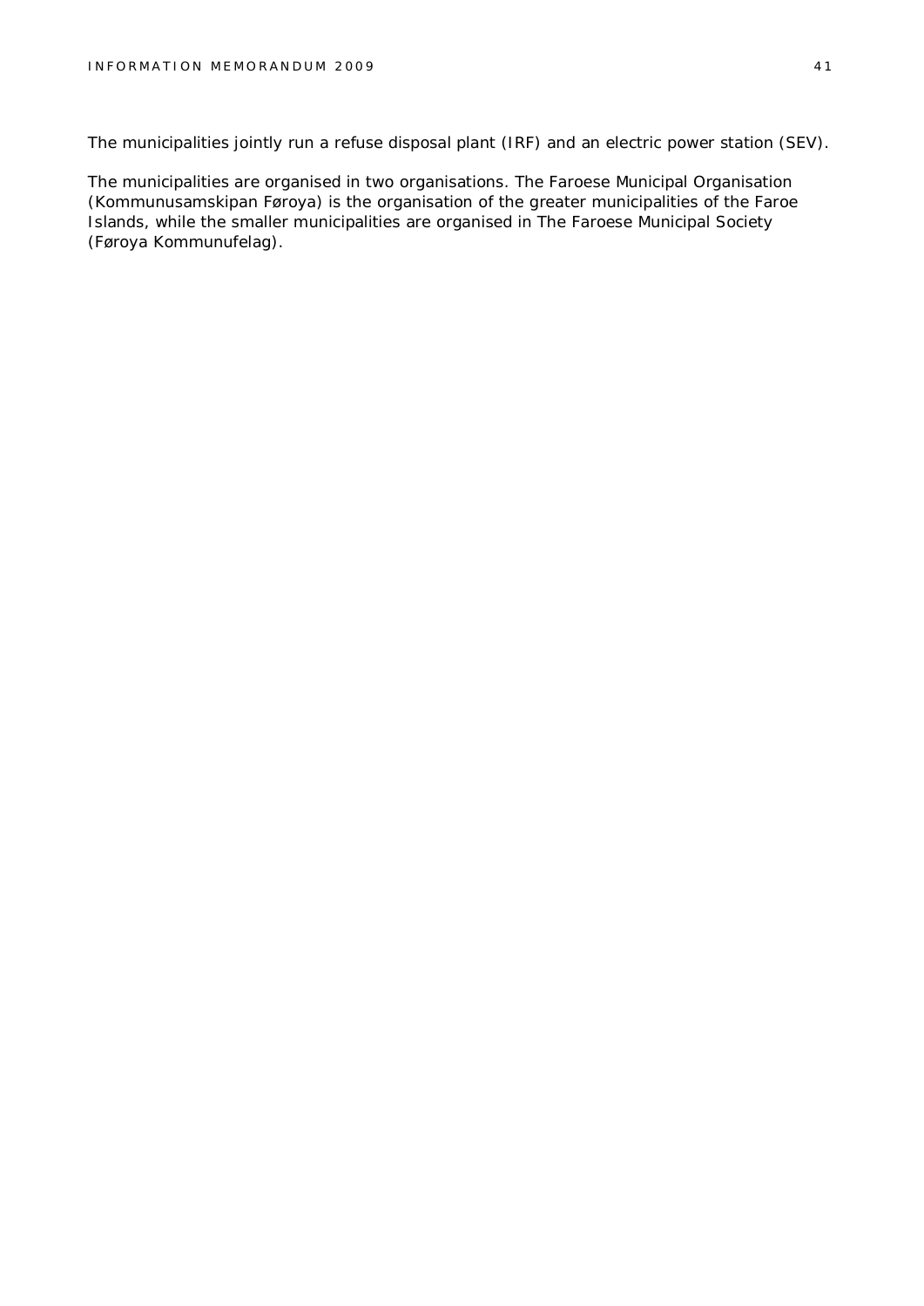The municipalities jointly run a refuse disposal plant (IRF) and an electric power station (SEV).

The municipalities are organised in two organisations. The Faroese Municipal Organisation (Kommunusamskipan Føroya) is the organisation of the greater municipalities of the Faroe Islands, while the smaller municipalities are organised in The Faroese Municipal Society (Føroya Kommunufelag).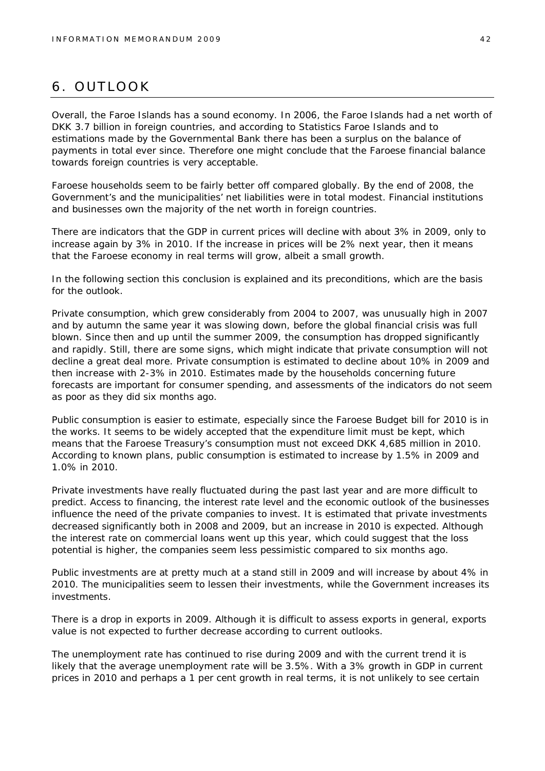# 6. OUTLOOK

Overall, the Faroe Islands has a sound economy. In 2006, the Faroe Islands had a net worth of DKK 3.7 billion in foreign countries, and according to Statistics Faroe Islands and to estimations made by the Governmental Bank there has been a surplus on the balance of payments in total ever since. Therefore one might conclude that the Faroese financial balance towards foreign countries is very acceptable.

Faroese households seem to be fairly better off compared globally. By the end of 2008, the Government's and the municipalities' net liabilities were in total modest. Financial institutions and businesses own the majority of the net worth in foreign countries.

There are indicators that the GDP in current prices will decline with about 3% in 2009, only to increase again by 3% in 2010. If the increase in prices will be 2% next year, then it means that the Faroese economy in real terms will grow, albeit a small growth.

In the following section this conclusion is explained and its preconditions, which are the basis for the outlook.

Private consumption, which grew considerably from 2004 to 2007, was unusually high in 2007 and by autumn the same year it was slowing down, before the global financial crisis was full blown. Since then and up until the summer 2009, the consumption has dropped significantly and rapidly. Still, there are some signs, which might indicate that private consumption will not decline a great deal more. Private consumption is estimated to decline about 10% in 2009 and then increase with 2-3% in 2010. Estimates made by the households concerning future forecasts are important for consumer spending, and assessments of the indicators do not seem as poor as they did six months ago.

Public consumption is easier to estimate, especially since the Faroese Budget bill for 2010 is in the works. It seems to be widely accepted that the expenditure limit must be kept, which means that the Faroese Treasury's consumption must not exceed DKK 4,685 million in 2010. According to known plans, public consumption is estimated to increase by 1.5% in 2009 and 1.0% in 2010.

Private investments have really fluctuated during the past last year and are more difficult to predict. Access to financing, the interest rate level and the economic outlook of the businesses influence the need of the private companies to invest. It is estimated that private investments decreased significantly both in 2008 and 2009, but an increase in 2010 is expected. Although the interest rate on commercial loans went up this year, which could suggest that the loss potential is higher, the companies seem less pessimistic compared to six months ago.

Public investments are at pretty much at a stand still in 2009 and will increase by about 4% in 2010. The municipalities seem to lessen their investments, while the Government increases its investments.

There is a drop in exports in 2009. Although it is difficult to assess exports in general, exports value is not expected to further decrease according to current outlooks.

The unemployment rate has continued to rise during 2009 and with the current trend it is likely that the average unemployment rate will be 3.5%. With a 3% growth in GDP in current prices in 2010 and perhaps a 1 per cent growth in real terms, it is not unlikely to see certain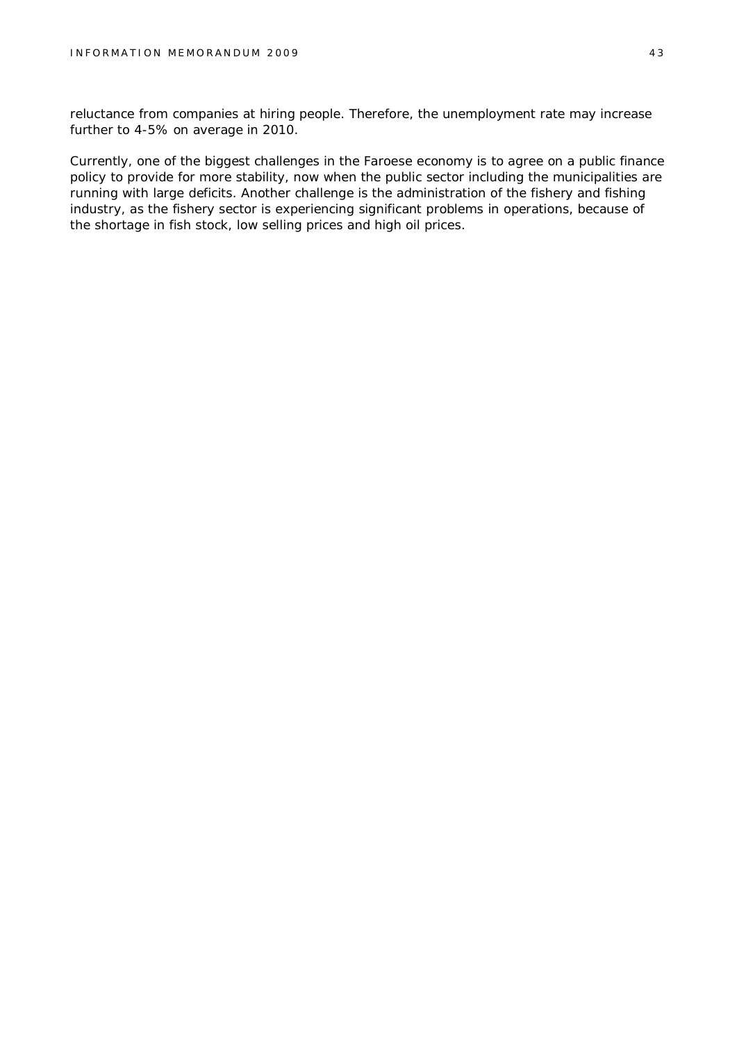reluctance from companies at hiring people. Therefore, the unemployment rate may increase further to 4-5% on average in 2010.

Currently, one of the biggest challenges in the Faroese economy is to agree on a public finance policy to provide for more stability, now when the public sector including the municipalities are running with large deficits. Another challenge is the administration of the fishery and fishing industry, as the fishery sector is experiencing significant problems in operations, because of the shortage in fish stock, low selling prices and high oil prices.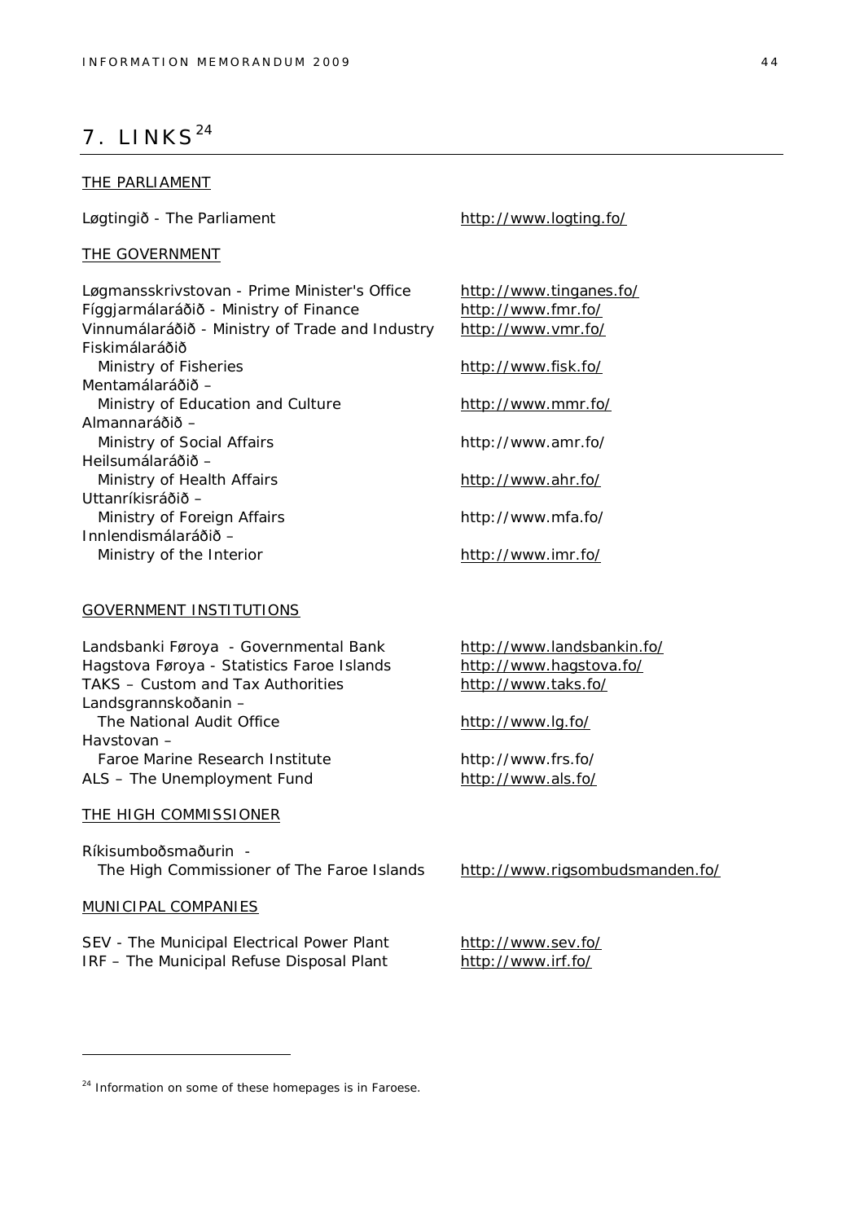# 7. LINKS[24]

THE PARLIAMENT

| | |
|---|---|
| Løgtingið - The Parliament | http://www.logting.fo/ |

THE GOVERNMENT

| | |
|---|---|
| Løgmansskrivstovan - Prime Minister's Office | http://www.tinganes.fo/ |
| Fíggjarmálaráðið - Ministry of Finance | http://www.fmr.fo/ |
| Vinnumálaráðið - Ministry of Trade and Industry | http://www.vmr.fo/ |
| Fiskimálaráðið Ministry of Fisheries | http://www.fisk.fo/ |
| Mentamálaráðið – Ministry of Education and Culture | http://www.mmr.fo/ |
| Almannaráðið – Ministry of Social Affairs | http://www.amr.fo/ |
| Heilsumálaráðið – Ministry of Health Affairs | http://www.ahr.fo/ |
| Uttanríkisráðið – Ministry of Foreign Affairs | http://www.mfa.fo/ |
| Innlendismálaráðið – Ministry of the Interior | http://www.imr.fo/ |

GOVERNMENT INSTITUTIONS

| | |
|---|---|
| Landsbanki Føroya - Governmental Bank | http://www.landsbankin.fo/ |
| Hagstova Føroya - Statistics Faroe Islands | http://www.hagstova.fo/ |
| TAKS – Custom and Tax Authorities | http://www.taks.fo/ |
| Landsgrannskoðanin – The National Audit Office | http://www.lg.fo/ |
| Havstovan – Faroe Marine Research Institute | http://www.frs.fo/ |
| ALS – The Unemployment Fund | http://www.als.fo/ |

THE HIGH COMMISSIONER

| | |
|---|---|
| Ríkisumboðsmaðurin - The High Commissioner of The Faroe Islands | http://www.rigsombudsmanden.fo/ |

MUNICIPAL COMPANIES

| | |
|---|---|
| SEV - The Municipal Electrical Power Plant | http://www.sev.fo/ |
| IRF – The Municipal Refuse Disposal Plant | http://www.irf.fo/ |

[24] Information on some of these homepages is in Faroese.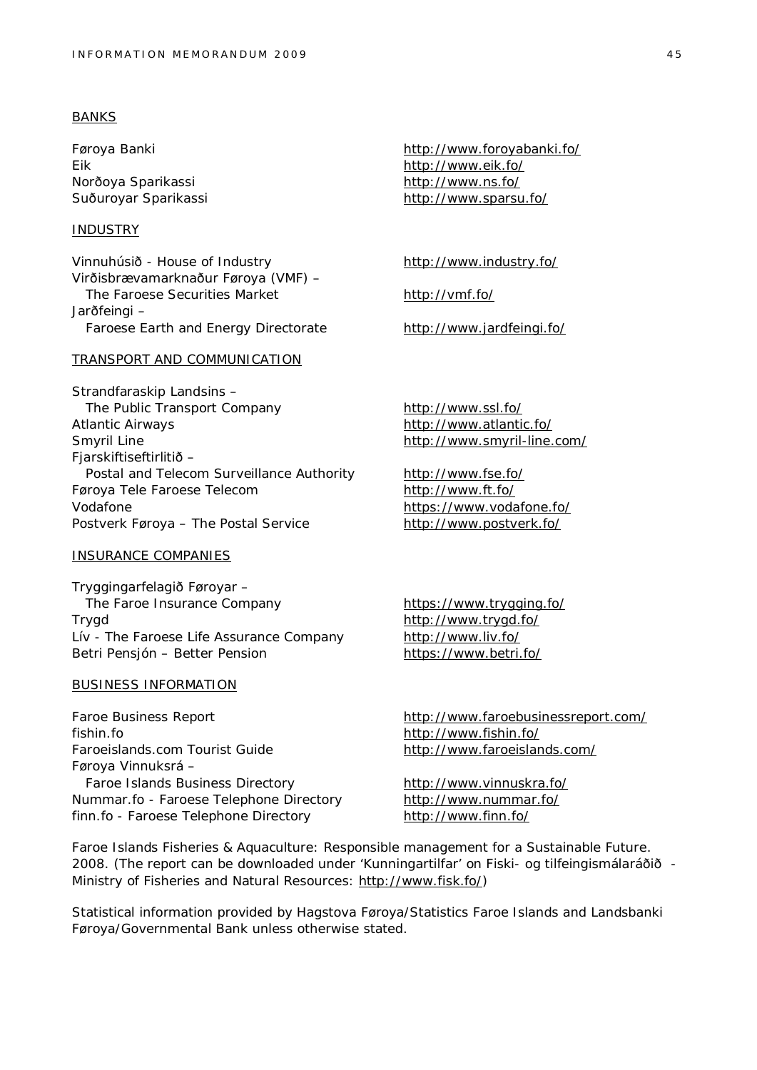BANKS

| | |
|---|---|
| Føroya Banki | http://www.foroyabanki.fo/ |
| Eik | http://www.eik.fo/ |
| Norðoya Sparikassi | http://www.ns.fo/ |
| Suðuroyar Sparikassi | http://www.sparsu.fo/ |

INDUSTRY

| | |
|---|---|
| Vinnuhúsið - House of Industry | http://www.industry.fo/ |
| Virðisbrævamarknaður Føroya (VMF) – The Faroese Securities Market | http://vmf.fo/ |
| Jarðfeingi – Faroese Earth and Energy Directorate | http://www.jardfeingi.fo/ |

TRANSPORT AND COMMUNICATION

| | |
|---|---|
| Strandfaraskip Landsins – The Public Transport Company | http://www.ssl.fo/ |
| Atlantic Airways | http://www.atlantic.fo/ |
| Smyril Line | http://www.smyril-line.com/ |
| Fjarskiftiseftirlitið – Postal and Telecom Surveillance Authority | http://www.fse.fo/ |
| Føroya Tele Faroese Telecom | http://www.ft.fo/ |
| Vodafone | https://www.vodafone.fo/ |
| Postverk Føroya – The Postal Service | http://www.postverk.fo/ |

INSURANCE COMPANIES

| | |
|---|---|
| Tryggingarfelagið Føroyar – The Faroe Insurance Company | https://www.trygging.fo/ |
| Trygd | http://www.trygd.fo/ |
| Lív - The Faroese Life Assurance Company | http://www.liv.fo/ |
| Betri Pensjón – Better Pension | https://www.betri.fo/ |

BUSINESS INFORMATION

| | |
|---|---|
| Faroe Business Report | http://www.faroebusinessreport.com/ |
| fishin.fo | http://www.fishin.fo/ |
| Faroeislands.com Tourist Guide | http://www.faroeislands.com/ |
| Føroya Vinnuksrá – Faroe Islands Business Directory | http://www.vinnuskra.fo/ |
| Nummar.fo - Faroese Telephone Directory | http://www.nummar.fo/ |
| finn.fo - Faroese Telephone Directory | http://www.finn.fo/ |

Faroe Islands Fisheries & Aquaculture: Responsible management for a Sustainable Future. 2008. (The report can be downloaded under 'Kunningartilfar' on Fiski- og tilfeingismálaráðið - Ministry of Fisheries and Natural Resources: http://www.fisk.fo/)

Statistical information provided by Hagstova Føroya/Statistics Faroe Islands and Landsbanki Føroya/Governmental Bank unless otherwise stated.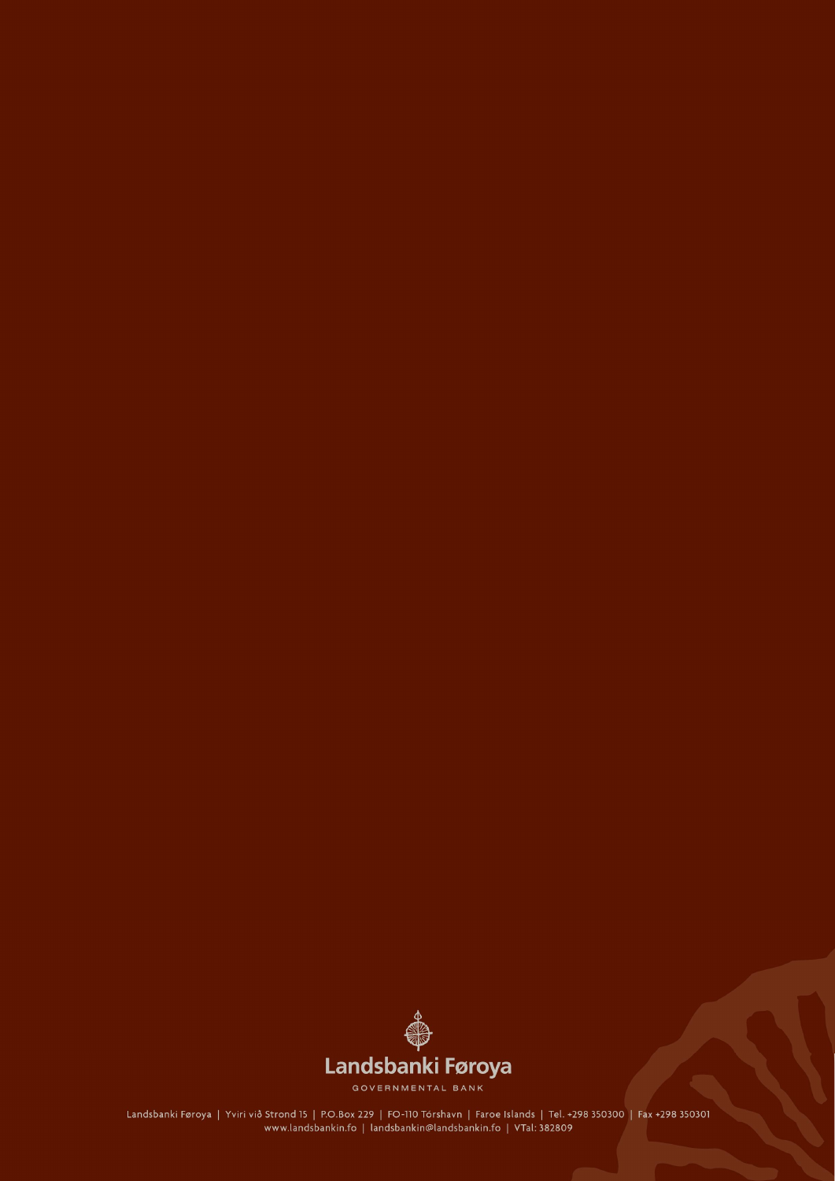Landsbanki Føroya

GOVERNMENTAL BANK

Landsbanki Føroya | Yviri við Strond 15 | P.O.Box 229 | FO-110 Tórshavn | Faroe Islands | Tel. +298 350300 | Fax +298 350301
www.landsbankin.fo | landsbankin@landsbankin.fo | VTal: 382809